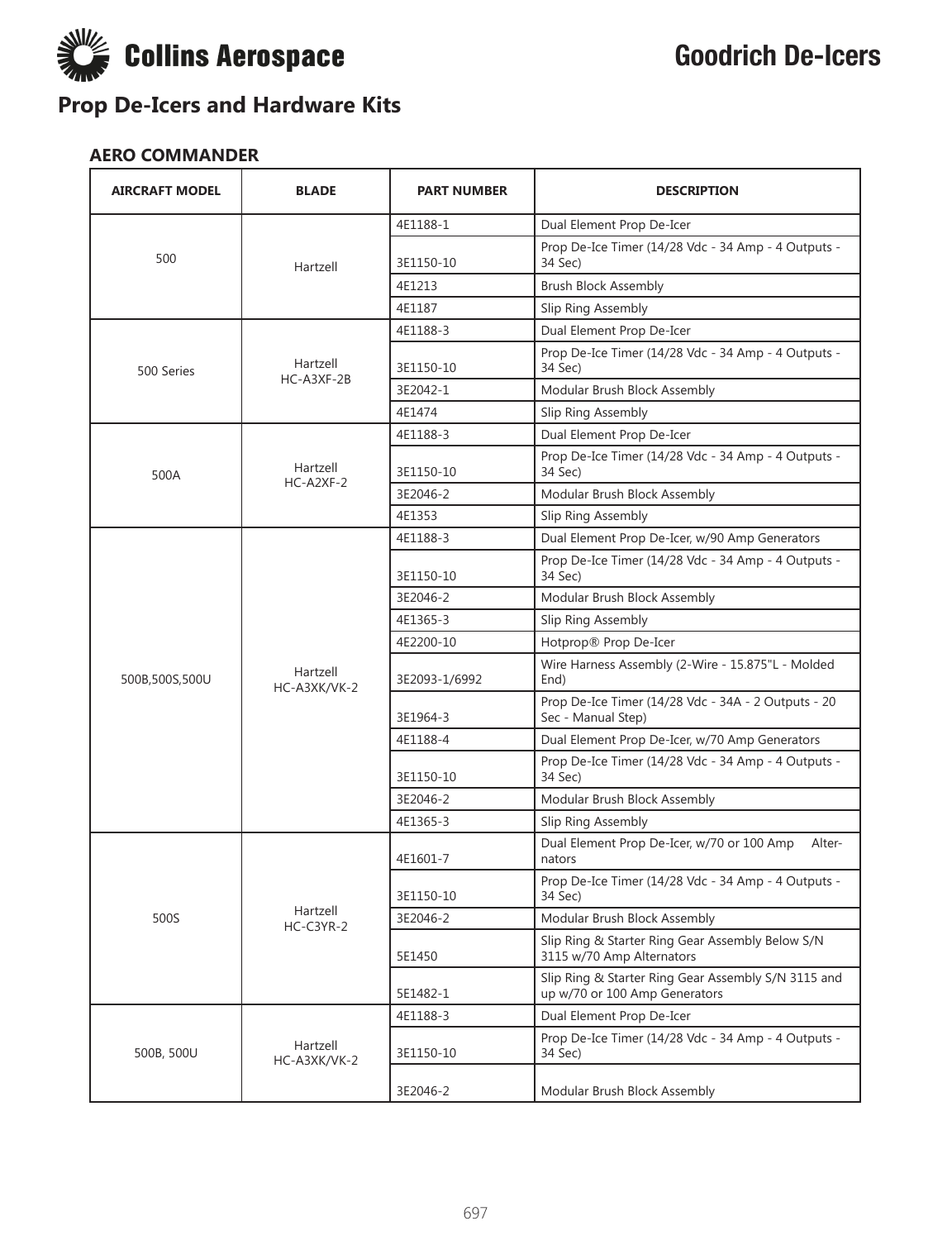Collins Aerospace

# Goodrich De-Icers

## Prop De-Icers and Hardware Kits

### AERO COMMANDER

| AIRCRAFT MODEL | BLADE | PART NUMBER | DESCRIPTION |
|---|---|---|---|
| 500 | Hartzell | 4E1188-1 | Dual Element Prop De-Icer |
| | | 3E1150-10 | Prop De-Ice Timer (14/28 Vdc - 34 Amp - 4 Outputs - 34 Sec) |
| | | 4E1213 | Brush Block Assembly |
| | | 4E1187 | Slip Ring Assembly |
| 500 Series | Hartzell HC-A3XF-2B | 4E1188-3 | Dual Element Prop De-Icer |
| | | 3E1150-10 | Prop De-Ice Timer (14/28 Vdc - 34 Amp - 4 Outputs - 34 Sec) |
| | | 3E2042-1 | Modular Brush Block Assembly |
| | | 4E1474 | Slip Ring Assembly |
| 500A | Hartzell HC-A2XF-2 | 4E1188-3 | Dual Element Prop De-Icer |
| | | 3E1150-10 | Prop De-Ice Timer (14/28 Vdc - 34 Amp - 4 Outputs - 34 Sec) |
| | | 3E2046-2 | Modular Brush Block Assembly |
| | | 4E1353 | Slip Ring Assembly |
| 500B,500S,500U | Hartzell HC-A3XK/VK-2 | 4E1188-3 | Dual Element Prop De-Icer, w/90 Amp Generators |
| | | 3E1150-10 | Prop De-Ice Timer (14/28 Vdc - 34 Amp - 4 Outputs - 34 Sec) |
| | | 3E2046-2 | Modular Brush Block Assembly |
| | | 4E1365-3 | Slip Ring Assembly |
| | | 4E2200-10 | Hotprop® Prop De-Icer |
| | | 3E2093-1/6992 | Wire Harness Assembly (2-Wire - 15.875"L - Molded End) |
| | | 3E1964-3 | Prop De-Ice Timer (14/28 Vdc - 34A - 2 Outputs - 20 Sec - Manual Step) |
| | | 4E1188-4 | Dual Element Prop De-Icer, w/70 Amp Generators |
| | | 3E1150-10 | Prop De-Ice Timer (14/28 Vdc - 34 Amp - 4 Outputs - 34 Sec) |
| | | 3E2046-2 | Modular Brush Block Assembly |
| | | 4E1365-3 | Slip Ring Assembly |
| 500S | Hartzell HC-C3YR-2 | 4E1601-7 | Dual Element Prop De-Icer, w/70 or 100 Amp Alternators |
| | | 3E1150-10 | Prop De-Ice Timer (14/28 Vdc - 34 Amp - 4 Outputs - 34 Sec) |
| | | 3E2046-2 | Modular Brush Block Assembly |
| | | 5E1450 | Slip Ring & Starter Ring Gear Assembly Below S/N 3115 w/70 Amp Alternators |
| | | 5E1482-1 | Slip Ring & Starter Ring Gear Assembly S/N 3115 and up w/70 or 100 Amp Generators |
| 500B, 500U | Hartzell HC-A3XK/VK-2 | 4E1188-3 | Dual Element Prop De-Icer |
| | | 3E1150-10 | Prop De-Ice Timer (14/28 Vdc - 34 Amp - 4 Outputs - 34 Sec) |
| | | 3E2046-2 | Modular Brush Block Assembly |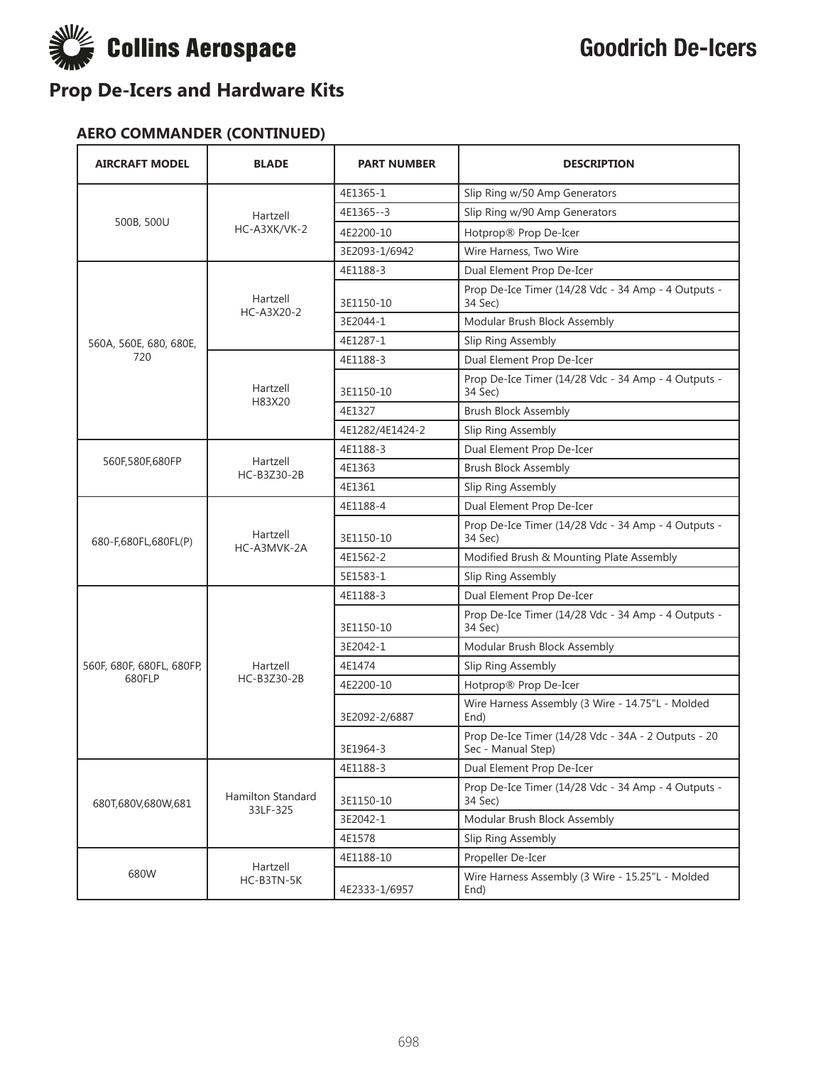# Goodrich De-Icers

## Prop De-Icers and Hardware Kits

### AERO COMMANDER (CONTINUED)

| AIRCRAFT MODEL | BLADE | PART NUMBER | DESCRIPTION |
|---|---|---|---|
| 500B, 500U | Hartzell HC-A3XK/VK-2 | 4E1365-1 | Slip Ring w/50 Amp Generators |
| | | 4E1365--3 | Slip Ring w/90 Amp Generators |
| | | 4E2200-10 | Hotprop® Prop De-Icer |
| | | 3E2093-1/6942 | Wire Harness, Two Wire |
| 560A, 560E, 680, 680E, 720 | Hartzell HC-A3X20-2 | 4E1188-3 | Dual Element Prop De-Icer |
| | | 3E1150-10 | Prop De-Ice Timer (14/28 Vdc - 34 Amp - 4 Outputs - 34 Sec) |
| | | 3E2044-1 | Modular Brush Block Assembly |
| | | 4E1287-1 | Slip Ring Assembly |
| | Hartzell H83X20 | 4E1188-3 | Dual Element Prop De-Icer |
| | | 3E1150-10 | Prop De-Ice Timer (14/28 Vdc - 34 Amp - 4 Outputs - 34 Sec) |
| | | 4E1327 | Brush Block Assembly |
| | | 4E1282/4E1424-2 | Slip Ring Assembly |
| 560F,580F,680FP | Hartzell HC-B3Z30-2B | 4E1188-3 | Dual Element Prop De-Icer |
| | | 4E1363 | Brush Block Assembly |
| | | 4E1361 | Slip Ring Assembly |
| 680-F,680FL,680FL(P) | Hartzell HC-A3MVK-2A | 4E1188-4 | Dual Element Prop De-Icer |
| | | 3E1150-10 | Prop De-Ice Timer (14/28 Vdc - 34 Amp - 4 Outputs - 34 Sec) |
| | | 4E1562-2 | Modified Brush & Mounting Plate Assembly |
| | | 5E1583-1 | Slip Ring Assembly |
| 560F, 680F, 680FL, 680FP, 680FLP | Hartzell HC-B3Z30-2B | 4E1188-3 | Dual Element Prop De-Icer |
| | | 3E1150-10 | Prop De-Ice Timer (14/28 Vdc - 34 Amp - 4 Outputs - 34 Sec) |
| | | 3E2042-1 | Modular Brush Block Assembly |
| | | 4E1474 | Slip Ring Assembly |
| | | 4E2200-10 | Hotprop® Prop De-Icer |
| | | 3E2092-2/6887 | Wire Harness Assembly (3 Wire - 14.75"L - Molded End) |
| | | 3E1964-3 | Prop De-Ice Timer (14/28 Vdc - 34A - 2 Outputs - 20 Sec - Manual Step) |
| 680T,680V,680W,681 | Hamilton Standard 33LF-325 | 4E1188-3 | Dual Element Prop De-Icer |
| | | 3E1150-10 | Prop De-Ice Timer (14/28 Vdc - 34 Amp - 4 Outputs - 34 Sec) |
| | | 3E2042-1 | Modular Brush Block Assembly |
| | | 4E1578 | Slip Ring Assembly |
| 680W | Hartzell HC-B3TN-5K | 4E1188-10 | Propeller De-Icer |
| | | 4E2333-1/6957 | Wire Harness Assembly (3 Wire - 15.25"L - Molded End) |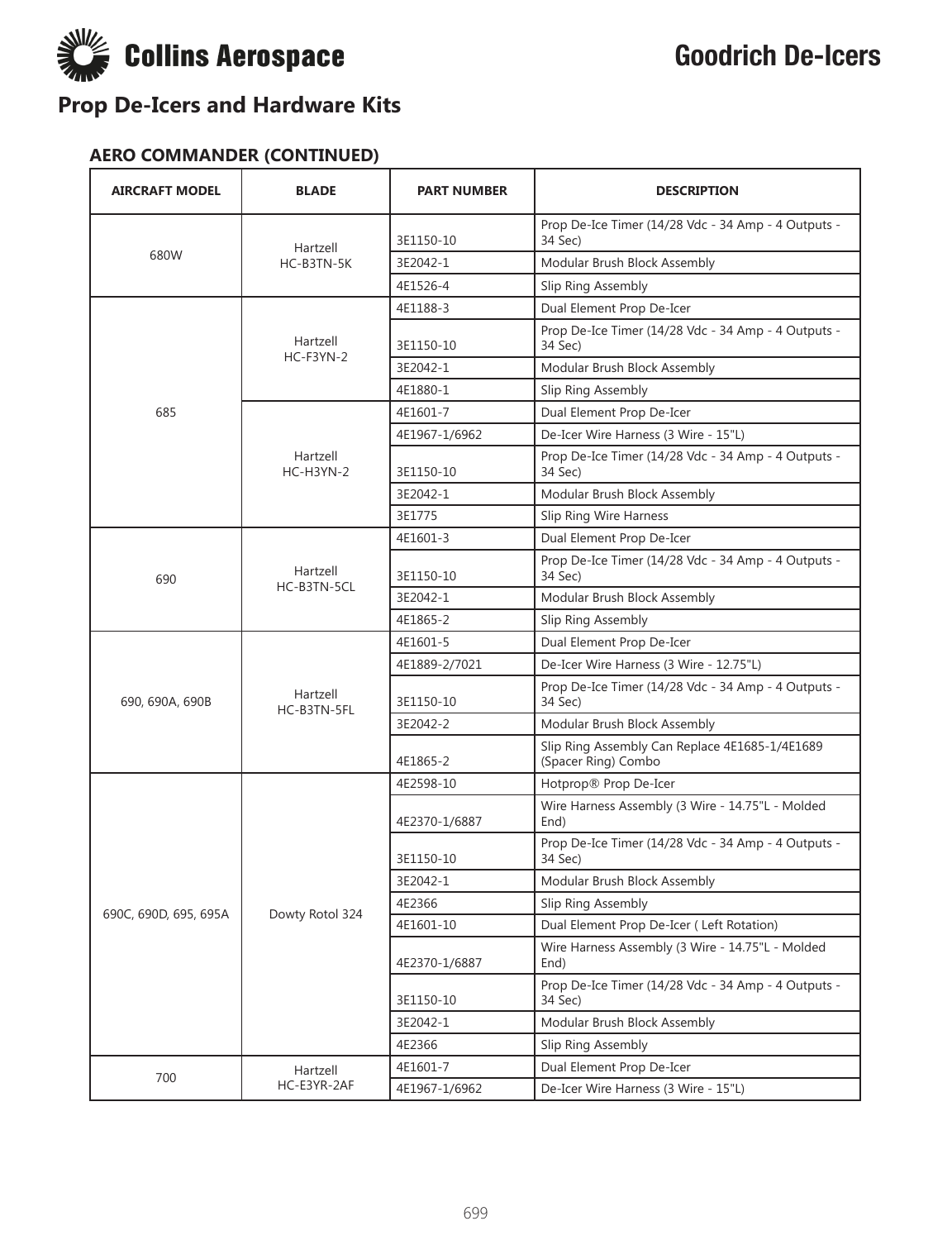# Goodrich De-Icers

## Prop De-Icers and Hardware Kits

### AERO COMMANDER (CONTINUED)

| AIRCRAFT MODEL | BLADE | PART NUMBER | DESCRIPTION |
|---|---|---|---|
| 680W | Hartzell HC-B3TN-5K | 3E1150-10 | Prop De-Ice Timer (14/28 Vdc - 34 Amp - 4 Outputs - 34 Sec) |
| | | 3E2042-1 | Modular Brush Block Assembly |
| | | 4E1526-4 | Slip Ring Assembly |
| 685 | Hartzell HC-F3YN-2 | 4E1188-3 | Dual Element Prop De-Icer |
| | | 3E1150-10 | Prop De-Ice Timer (14/28 Vdc - 34 Amp - 4 Outputs - 34 Sec) |
| | | 3E2042-1 | Modular Brush Block Assembly |
| | | 4E1880-1 | Slip Ring Assembly |
| | Hartzell HC-H3YN-2 | 4E1601-7 | Dual Element Prop De-Icer |
| | | 4E1967-1/6962 | De-Icer Wire Harness (3 Wire - 15"L) |
| | | 3E1150-10 | Prop De-Ice Timer (14/28 Vdc - 34 Amp - 4 Outputs - 34 Sec) |
| | | 3E2042-1 | Modular Brush Block Assembly |
| | | 3E1775 | Slip Ring Wire Harness |
| 690 | Hartzell HC-B3TN-5CL | 4E1601-3 | Dual Element Prop De-Icer |
| | | 3E1150-10 | Prop De-Ice Timer (14/28 Vdc - 34 Amp - 4 Outputs - 34 Sec) |
| | | 3E2042-1 | Modular Brush Block Assembly |
| | | 4E1865-2 | Slip Ring Assembly |
| 690, 690A, 690B | Hartzell HC-B3TN-5FL | 4E1601-5 | Dual Element Prop De-Icer |
| | | 4E1889-2/7021 | De-Icer Wire Harness (3 Wire - 12.75"L) |
| | | 3E1150-10 | Prop De-Ice Timer (14/28 Vdc - 34 Amp - 4 Outputs - 34 Sec) |
| | | 3E2042-2 | Modular Brush Block Assembly |
| | | 4E1865-2 | Slip Ring Assembly Can Replace 4E1685-1/4E1689 (Spacer Ring) Combo |
| 690C, 690D, 695, 695A | Dowty Rotol 324 | 4E2598-10 | Hotprop® Prop De-Icer |
| | | 4E2370-1/6887 | Wire Harness Assembly (3 Wire - 14.75"L - Molded End) |
| | | 3E1150-10 | Prop De-Ice Timer (14/28 Vdc - 34 Amp - 4 Outputs - 34 Sec) |
| | | 3E2042-1 | Modular Brush Block Assembly |
| | | 4E2366 | Slip Ring Assembly |
| | | 4E1601-10 | Dual Element Prop De-Icer ( Left Rotation) |
| | | 4E2370-1/6887 | Wire Harness Assembly (3 Wire - 14.75"L - Molded End) |
| | | 3E1150-10 | Prop De-Ice Timer (14/28 Vdc - 34 Amp - 4 Outputs - 34 Sec) |
| | | 3E2042-1 | Modular Brush Block Assembly |
| | | 4E2366 | Slip Ring Assembly |
| 700 | Hartzell HC-E3YR-2AF | 4E1601-7 | Dual Element Prop De-Icer |
| | | 4E1967-1/6962 | De-Icer Wire Harness (3 Wire - 15"L) |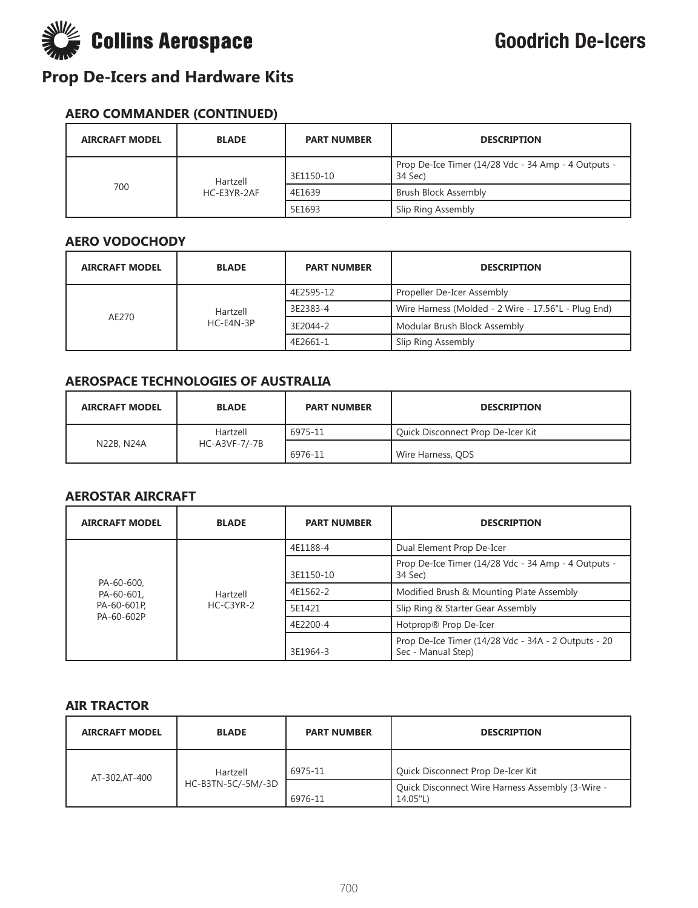# Prop De-Icers and Hardware Kits

### AERO COMMANDER (CONTINUED)

| AIRCRAFT MODEL | BLADE | PART NUMBER | DESCRIPTION |
|---|---|---|---|
| 700 | Hartzell HC-E3YR-2AF | 3E1150-10 | Prop De-Ice Timer (14/28 Vdc - 34 Amp - 4 Outputs - 34 Sec) |
| | | 4E1639 | Brush Block Assembly |
| | | 5E1693 | Slip Ring Assembly |

### AERO VODOCHODY

| AIRCRAFT MODEL | BLADE | PART NUMBER | DESCRIPTION |
|---|---|---|---|
| AE270 | Hartzell HC-E4N-3P | 4E2595-12 | Propeller De-Icer Assembly |
| | | 3E2383-4 | Wire Harness (Molded - 2 Wire - 17.56"L - Plug End) |
| | | 3E2044-2 | Modular Brush Block Assembly |
| | | 4E2661-1 | Slip Ring Assembly |

### AEROSPACE TECHNOLOGIES OF AUSTRALIA

| AIRCRAFT MODEL | BLADE | PART NUMBER | DESCRIPTION |
|---|---|---|---|
| N22B, N24A | Hartzell HC-A3VF-7/-7B | 6975-11 | Quick Disconnect Prop De-Icer Kit |
| | | 6976-11 | Wire Harness, QDS |

### AEROSTAR AIRCRAFT

| AIRCRAFT MODEL | BLADE | PART NUMBER | DESCRIPTION |
|---|---|---|---|
| PA-60-600, PA-60-601, PA-60-601P, PA-60-602P | Hartzell HC-C3YR-2 | 4E1188-4 | Dual Element Prop De-Icer |
| | | 3E1150-10 | Prop De-Ice Timer (14/28 Vdc - 34 Amp - 4 Outputs - 34 Sec) |
| | | 4E1562-2 | Modified Brush & Mounting Plate Assembly |
| | | 5E1421 | Slip Ring & Starter Gear Assembly |
| | | 4E2200-4 | Hotprop® Prop De-Icer |
| | | 3E1964-3 | Prop De-Ice Timer (14/28 Vdc - 34A - 2 Outputs - 20 Sec - Manual Step) |

### AIR TRACTOR

| AIRCRAFT MODEL | BLADE | PART NUMBER | DESCRIPTION |
|---|---|---|---|
| AT-302,AT-400 | Hartzell HC-B3TN-5C/-5M/-3D | 6975-11 | Quick Disconnect Prop De-Icer Kit |
| | | 6976-11 | Quick Disconnect Wire Harness Assembly (3-Wire - 14.05"L) |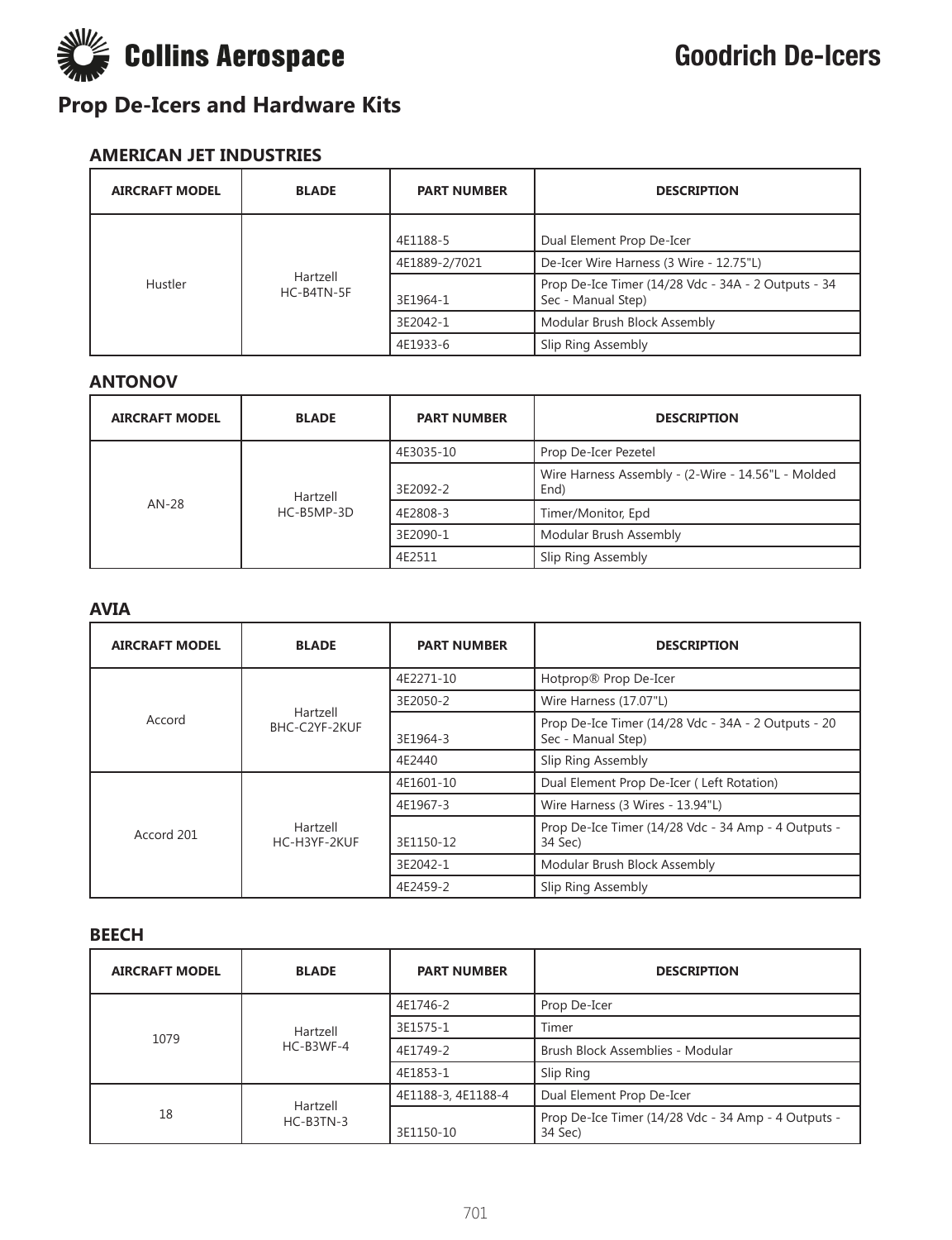# Prop De-Icers and Hardware Kits

### AMERICAN JET INDUSTRIES

| AIRCRAFT MODEL | BLADE | PART NUMBER | DESCRIPTION |
|---|---|---|---|
| Hustler | Hartzell HC-B4TN-5F | 4E1188-5 | Dual Element Prop De-Icer |
| | | 4E1889-2/7021 | De-Icer Wire Harness (3 Wire - 12.75"L) |
| | | 3E1964-1 | Prop De-Ice Timer (14/28 Vdc - 34A - 2 Outputs - 34 Sec - Manual Step) |
| | | 3E2042-1 | Modular Brush Block Assembly |
| | | 4E1933-6 | Slip Ring Assembly |

### ANTONOV

| AIRCRAFT MODEL | BLADE | PART NUMBER | DESCRIPTION |
|---|---|---|---|
| AN-28 | Hartzell HC-B5MP-3D | 4E3035-10 | Prop De-Icer Pezetel |
| | | 3E2092-2 | Wire Harness Assembly - (2-Wire - 14.56"L - Molded End) |
| | | 4E2808-3 | Timer/Monitor, Epd |
| | | 3E2090-1 | Modular Brush Assembly |
| | | 4E2511 | Slip Ring Assembly |

### AVIA

| AIRCRAFT MODEL | BLADE | PART NUMBER | DESCRIPTION |
|---|---|---|---|
| Accord | Hartzell BHC-C2YF-2KUF | 4E2271-10 | Hotprop® Prop De-Icer |
| | | 3E2050-2 | Wire Harness (17.07"L) |
| | | 3E1964-3 | Prop De-Ice Timer (14/28 Vdc - 34A - 2 Outputs - 20 Sec - Manual Step) |
| | | 4E2440 | Slip Ring Assembly |
| Accord 201 | Hartzell HC-H3YF-2KUF | 4E1601-10 | Dual Element Prop De-Icer ( Left Rotation) |
| | | 4E1967-3 | Wire Harness (3 Wires - 13.94"L) |
| | | 3E1150-12 | Prop De-Ice Timer (14/28 Vdc - 34 Amp - 4 Outputs - 34 Sec) |
| | | 3E2042-1 | Modular Brush Block Assembly |
| | | 4E2459-2 | Slip Ring Assembly |

### BEECH

| AIRCRAFT MODEL | BLADE | PART NUMBER | DESCRIPTION |
|---|---|---|---|
| 1079 | Hartzell HC-B3WF-4 | 4E1746-2 | Prop De-Icer |
| | | 3E1575-1 | Timer |
| | | 4E1749-2 | Brush Block Assemblies - Modular |
| | | 4E1853-1 | Slip Ring |
| 18 | Hartzell HC-B3TN-3 | 4E1188-3, 4E1188-4 | Dual Element Prop De-Icer |
| | | 3E1150-10 | Prop De-Ice Timer (14/28 Vdc - 34 Amp - 4 Outputs - 34 Sec) |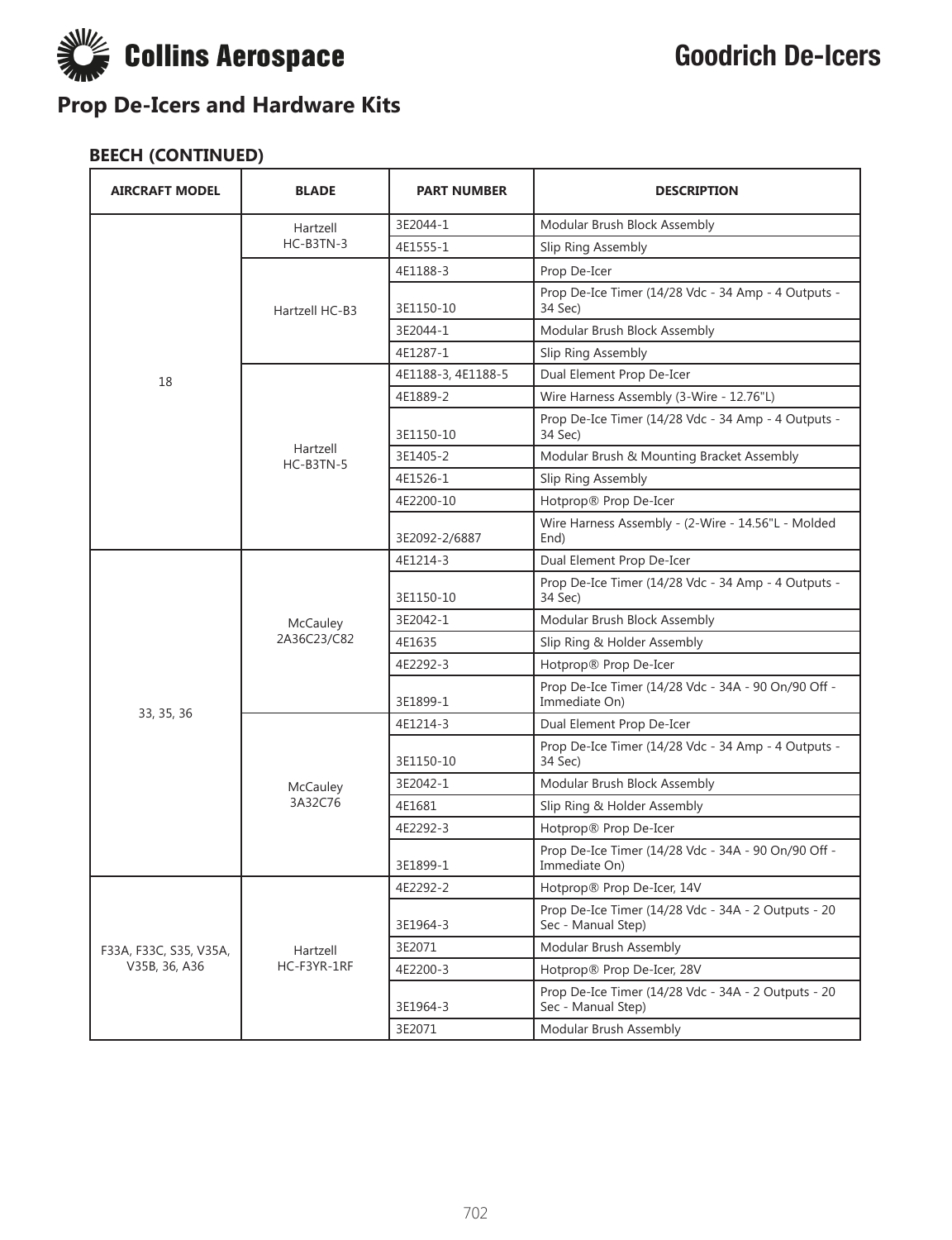# Prop De-Icers and Hardware Kits

### BEECH (CONTINUED)

| AIRCRAFT MODEL | BLADE | PART NUMBER | DESCRIPTION |
|---|---|---|---|
| 18 | Hartzell HC-B3TN-3 | 3E2044-1 | Modular Brush Block Assembly |
| | | 4E1555-1 | Slip Ring Assembly |
| | Hartzell HC-B3 | 4E1188-3 | Prop De-Icer |
| | | 3E1150-10 | Prop De-Ice Timer (14/28 Vdc - 34 Amp - 4 Outputs - 34 Sec) |
| | | 3E2044-1 | Modular Brush Block Assembly |
| | | 4E1287-1 | Slip Ring Assembly |
| | Hartzell HC-B3TN-5 | 4E1188-3, 4E1188-5 | Dual Element Prop De-Icer |
| | | 4E1889-2 | Wire Harness Assembly (3-Wire - 12.76"L) |
| | | 3E1150-10 | Prop De-Ice Timer (14/28 Vdc - 34 Amp - 4 Outputs - 34 Sec) |
| | | 3E1405-2 | Modular Brush & Mounting Bracket Assembly |
| | | 4E1526-1 | Slip Ring Assembly |
| | | 4E2200-10 | Hotprop® Prop De-Icer |
| | | 3E2092-2/6887 | Wire Harness Assembly - (2-Wire - 14.56"L - Molded End) |
| 33, 35, 36 | McCauley 2A36C23/C82 | 4E1214-3 | Dual Element Prop De-Icer |
| | | 3E1150-10 | Prop De-Ice Timer (14/28 Vdc - 34 Amp - 4 Outputs - 34 Sec) |
| | | 3E2042-1 | Modular Brush Block Assembly |
| | | 4E1635 | Slip Ring & Holder Assembly |
| | | 4E2292-3 | Hotprop® Prop De-Icer |
| | | 3E1899-1 | Prop De-Ice Timer (14/28 Vdc - 34A - 90 On/90 Off - Immediate On) |
| | McCauley 3A32C76 | 4E1214-3 | Dual Element Prop De-Icer |
| | | 3E1150-10 | Prop De-Ice Timer (14/28 Vdc - 34 Amp - 4 Outputs - 34 Sec) |
| | | 3E2042-1 | Modular Brush Block Assembly |
| | | 4E1681 | Slip Ring & Holder Assembly |
| | | 4E2292-3 | Hotprop® Prop De-Icer |
| | | 3E1899-1 | Prop De-Ice Timer (14/28 Vdc - 34A - 90 On/90 Off - Immediate On) |
| F33A, F33C, S35, V35A, V35B, 36, A36 | Hartzell HC-F3YR-1RF | 4E2292-2 | Hotprop® Prop De-Icer, 14V |
| | | 3E1964-3 | Prop De-Ice Timer (14/28 Vdc - 34A - 2 Outputs - 20 Sec - Manual Step) |
| | | 3E2071 | Modular Brush Assembly |
| | | 4E2200-3 | Hotprop® Prop De-Icer, 28V |
| | | 3E1964-3 | Prop De-Ice Timer (14/28 Vdc - 34A - 2 Outputs - 20 Sec - Manual Step) |
| | | 3E2071 | Modular Brush Assembly |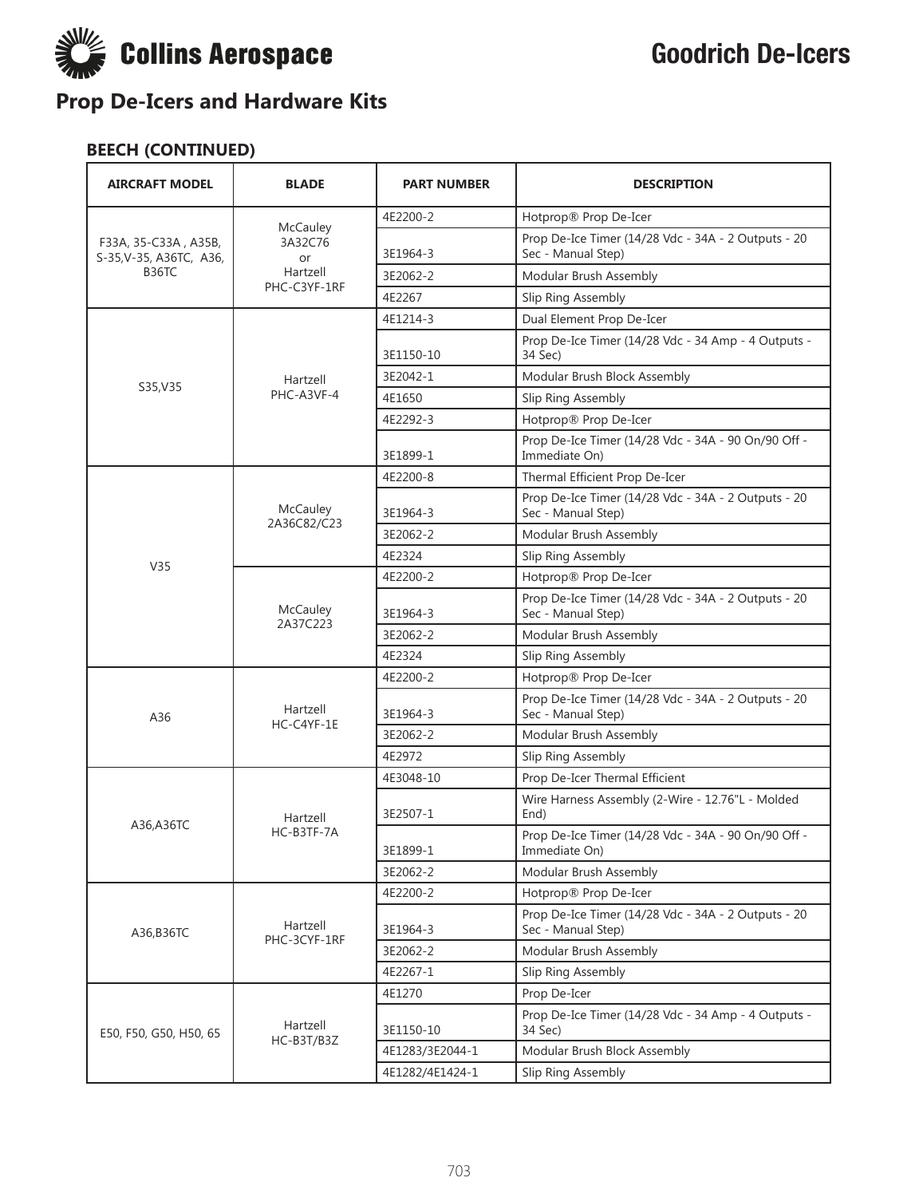# Goodrich De-Icers

## Prop De-Icers and Hardware Kits

### BEECH (CONTINUED)

| AIRCRAFT MODEL | BLADE | PART NUMBER | DESCRIPTION |
|---|---|---|---|
| F33A, 35-C33A , A35B, S-35,V-35, A36TC, A36, B36TC | McCauley 3A32C76 or Hartzell PHC-C3YF-1RF | 4E2200-2 | Hotprop® Prop De-Icer |
| | | 3E1964-3 | Prop De-Ice Timer (14/28 Vdc - 34A - 2 Outputs - 20 Sec - Manual Step) |
| | | 3E2062-2 | Modular Brush Assembly |
| | | 4E2267 | Slip Ring Assembly |
| S35,V35 | Hartzell PHC-A3VF-4 | 4E1214-3 | Dual Element Prop De-Icer |
| | | 3E1150-10 | Prop De-Ice Timer (14/28 Vdc - 34 Amp - 4 Outputs - 34 Sec) |
| | | 3E2042-1 | Modular Brush Block Assembly |
| | | 4E1650 | Slip Ring Assembly |
| | | 4E2292-3 | Hotprop® Prop De-Icer |
| | | 3E1899-1 | Prop De-Ice Timer (14/28 Vdc - 34A - 90 On/90 Off - Immediate On) |
| V35 | McCauley 2A36C82/C23 | 4E2200-8 | Thermal Efficient Prop De-Icer |
| | | 3E1964-3 | Prop De-Ice Timer (14/28 Vdc - 34A - 2 Outputs - 20 Sec - Manual Step) |
| | | 3E2062-2 | Modular Brush Assembly |
| | | 4E2324 | Slip Ring Assembly |
| | McCauley 2A37C223 | 4E2200-2 | Hotprop® Prop De-Icer |
| | | 3E1964-3 | Prop De-Ice Timer (14/28 Vdc - 34A - 2 Outputs - 20 Sec - Manual Step) |
| | | 3E2062-2 | Modular Brush Assembly |
| | | 4E2324 | Slip Ring Assembly |
| A36 | Hartzell HC-C4YF-1E | 4E2200-2 | Hotprop® Prop De-Icer |
| | | 3E1964-3 | Prop De-Ice Timer (14/28 Vdc - 34A - 2 Outputs - 20 Sec - Manual Step) |
| | | 3E2062-2 | Modular Brush Assembly |
| | | 4E2972 | Slip Ring Assembly |
| A36,A36TC | Hartzell HC-B3TF-7A | 4E3048-10 | Prop De-Icer Thermal Efficient |
| | | 3E2507-1 | Wire Harness Assembly (2-Wire - 12.76"L - Molded End) |
| | | 3E1899-1 | Prop De-Ice Timer (14/28 Vdc - 34A - 90 On/90 Off - Immediate On) |
| | | 3E2062-2 | Modular Brush Assembly |
| A36,B36TC | Hartzell PHC-3CYF-1RF | 4E2200-2 | Hotprop® Prop De-Icer |
| | | 3E1964-3 | Prop De-Ice Timer (14/28 Vdc - 34A - 2 Outputs - 20 Sec - Manual Step) |
| | | 3E2062-2 | Modular Brush Assembly |
| | | 4E2267-1 | Slip Ring Assembly |
| E50, F50, G50, H50, 65 | Hartzell HC-B3T/B3Z | 4E1270 | Prop De-Icer |
| | | 3E1150-10 | Prop De-Ice Timer (14/28 Vdc - 34 Amp - 4 Outputs - 34 Sec) |
| | | 4E1283/3E2044-1 | Modular Brush Block Assembly |
| | | 4E1282/4E1424-1 | Slip Ring Assembly |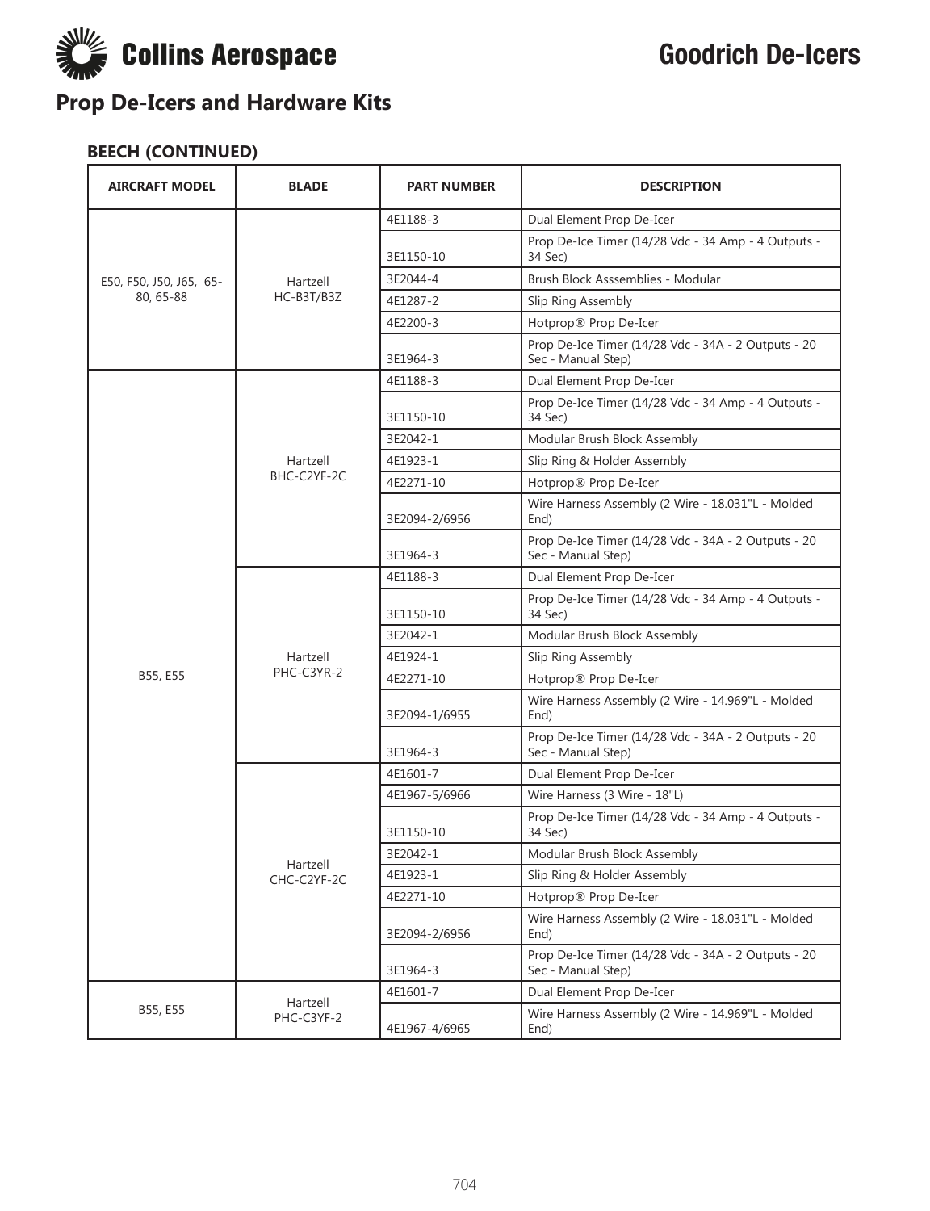## Prop De-Icers and Hardware Kits

### BEECH (CONTINUED)

| AIRCRAFT MODEL | BLADE | PART NUMBER | DESCRIPTION |
|---|---|---|---|
| E50, F50, J50, J65, 65-80, 65-88 | Hartzell HC-B3T/B3Z | 4E1188-3 | Dual Element Prop De-Icer |
| | | 3E1150-10 | Prop De-Ice Timer (14/28 Vdc - 34 Amp - 4 Outputs - 34 Sec) |
| | | 3E2044-4 | Brush Block Asssemblies - Modular |
| | | 4E1287-2 | Slip Ring Assembly |
| | | 4E2200-3 | Hotprop® Prop De-Icer |
| | | 3E1964-3 | Prop De-Ice Timer (14/28 Vdc - 34A - 2 Outputs - 20 Sec - Manual Step) |
| B55, E55 | Hartzell BHC-C2YF-2C | 4E1188-3 | Dual Element Prop De-Icer |
| | | 3E1150-10 | Prop De-Ice Timer (14/28 Vdc - 34 Amp - 4 Outputs - 34 Sec) |
| | | 3E2042-1 | Modular Brush Block Assembly |
| | | 4E1923-1 | Slip Ring & Holder Assembly |
| | | 4E2271-10 | Hotprop® Prop De-Icer |
| | | 3E2094-2/6956 | Wire Harness Assembly (2 Wire - 18.031"L - Molded End) |
| | | 3E1964-3 | Prop De-Ice Timer (14/28 Vdc - 34A - 2 Outputs - 20 Sec - Manual Step) |
| | Hartzell PHC-C3YR-2 | 4E1188-3 | Dual Element Prop De-Icer |
| | | 3E1150-10 | Prop De-Ice Timer (14/28 Vdc - 34 Amp - 4 Outputs - 34 Sec) |
| | | 3E2042-1 | Modular Brush Block Assembly |
| | | 4E1924-1 | Slip Ring Assembly |
| | | 4E2271-10 | Hotprop® Prop De-Icer |
| | | 3E2094-1/6955 | Wire Harness Assembly (2 Wire - 14.969"L - Molded End) |
| | | 3E1964-3 | Prop De-Ice Timer (14/28 Vdc - 34A - 2 Outputs - 20 Sec - Manual Step) |
| | Hartzell CHC-C2YF-2C | 4E1601-7 | Dual Element Prop De-Icer |
| | | 4E1967-5/6966 | Wire Harness (3 Wire - 18"L) |
| | | 3E1150-10 | Prop De-Ice Timer (14/28 Vdc - 34 Amp - 4 Outputs - 34 Sec) |
| | | 3E2042-1 | Modular Brush Block Assembly |
| | | 4E1923-1 | Slip Ring & Holder Assembly |
| | | 4E2271-10 | Hotprop® Prop De-Icer |
| | | 3E2094-2/6956 | Wire Harness Assembly (2 Wire - 18.031"L - Molded End) |
| | | 3E1964-3 | Prop De-Ice Timer (14/28 Vdc - 34A - 2 Outputs - 20 Sec - Manual Step) |
| B55, E55 | Hartzell PHC-C3YF-2 | 4E1601-7 | Dual Element Prop De-Icer |
| | | 4E1967-4/6965 | Wire Harness Assembly (2 Wire - 14.969"L - Molded End) |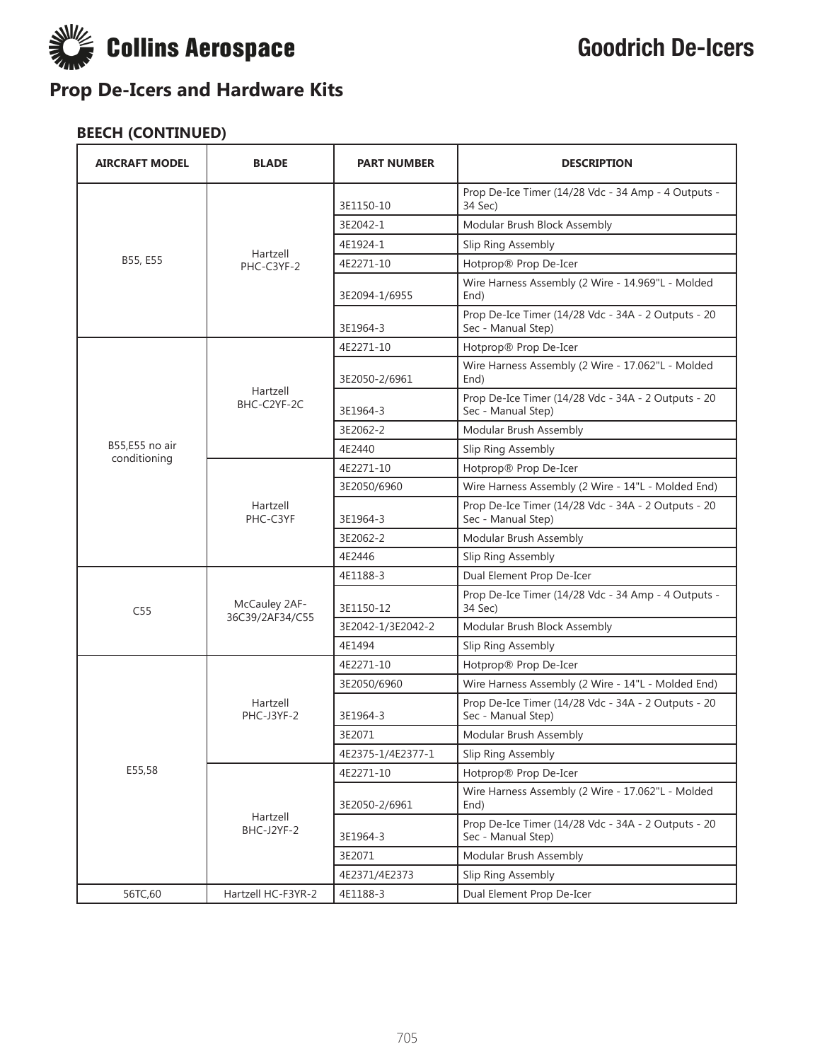# Prop De-Icers and Hardware Kits

## BEECH (CONTINUED)

| AIRCRAFT MODEL | BLADE | PART NUMBER | DESCRIPTION |
| --- | --- | --- | --- |
| B55, E55 | Hartzell PHC-C3YF-2 | 3E1150-10 | Prop De-Ice Timer (14/28 Vdc - 34 Amp - 4 Outputs - 34 Sec) |
| | | 3E2042-1 | Modular Brush Block Assembly |
| | | 4E1924-1 | Slip Ring Assembly |
| | | 4E2271-10 | Hotprop® Prop De-Icer |
| | | 3E2094-1/6955 | Wire Harness Assembly (2 Wire - 14.969"L - Molded End) |
| | | 3E1964-3 | Prop De-Ice Timer (14/28 Vdc - 34A - 2 Outputs - 20 Sec - Manual Step) |
| B55,E55 no air conditioning | Hartzell BHC-C2YF-2C | 4E2271-10 | Hotprop® Prop De-Icer |
| | | 3E2050-2/6961 | Wire Harness Assembly (2 Wire - 17.062"L - Molded End) |
| | | 3E1964-3 | Prop De-Ice Timer (14/28 Vdc - 34A - 2 Outputs - 20 Sec - Manual Step) |
| | | 3E2062-2 | Modular Brush Assembly |
| | | 4E2440 | Slip Ring Assembly |
| | Hartzell PHC-C3YF | 4E2271-10 | Hotprop® Prop De-Icer |
| | | 3E2050/6960 | Wire Harness Assembly (2 Wire - 14"L - Molded End) |
| | | 3E1964-3 | Prop De-Ice Timer (14/28 Vdc - 34A - 2 Outputs - 20 Sec - Manual Step) |
| | | 3E2062-2 | Modular Brush Assembly |
| | | 4E2446 | Slip Ring Assembly |
| C55 | McCauley 2AF-36C39/2AF34/C55 | 4E1188-3 | Dual Element Prop De-Icer |
| | | 3E1150-12 | Prop De-Ice Timer (14/28 Vdc - 34 Amp - 4 Outputs - 34 Sec) |
| | | 3E2042-1/3E2042-2 | Modular Brush Block Assembly |
| | | 4E1494 | Slip Ring Assembly |
| E55,58 | Hartzell PHC-J3YF-2 | 4E2271-10 | Hotprop® Prop De-Icer |
| | | 3E2050/6960 | Wire Harness Assembly (2 Wire - 14"L - Molded End) |
| | | 3E1964-3 | Prop De-Ice Timer (14/28 Vdc - 34A - 2 Outputs - 20 Sec - Manual Step) |
| | | 3E2071 | Modular Brush Assembly |
| | | 4E2375-1/4E2377-1 | Slip Ring Assembly |
| | Hartzell BHC-J2YF-2 | 4E2271-10 | Hotprop® Prop De-Icer |
| | | 3E2050-2/6961 | Wire Harness Assembly (2 Wire - 17.062"L - Molded End) |
| | | 3E1964-3 | Prop De-Ice Timer (14/28 Vdc - 34A - 2 Outputs - 20 Sec - Manual Step) |
| | | 3E2071 | Modular Brush Assembly |
| | | 4E2371/4E2373 | Slip Ring Assembly |
| 56TC,60 | Hartzell HC-F3YR-2 | 4E1188-3 | Dual Element Prop De-Icer |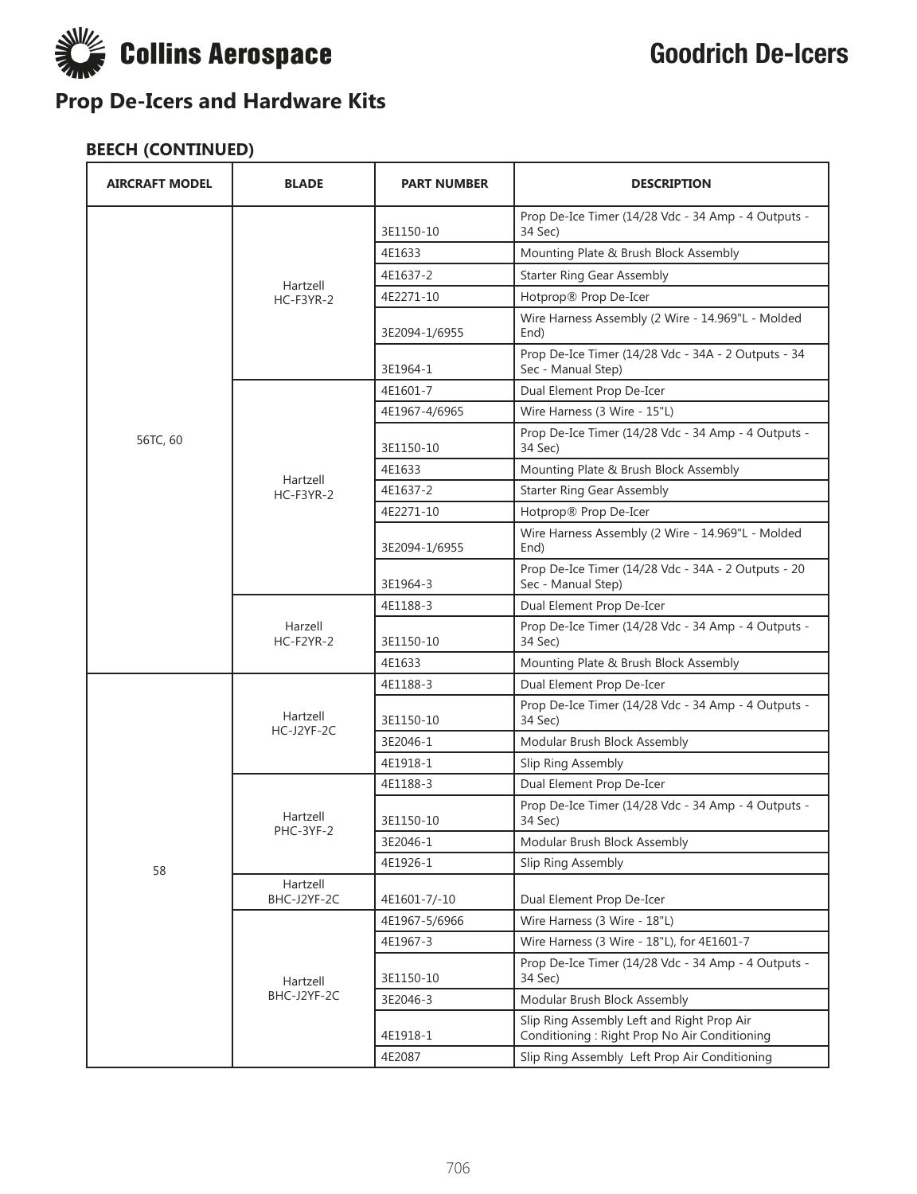## Prop De-Icers and Hardware Kits

### BEECH (CONTINUED)

| AIRCRAFT MODEL | BLADE | PART NUMBER | DESCRIPTION |
|---|---|---|---|
| 56TC, 60 | Hartzell HC-F3YR-2 | 3E1150-10 | Prop De-Ice Timer (14/28 Vdc - 34 Amp - 4 Outputs - 34 Sec) |
| | | 4E1633 | Mounting Plate & Brush Block Assembly |
| | | 4E1637-2 | Starter Ring Gear Assembly |
| | | 4E2271-10 | Hotprop® Prop De-Icer |
| | | 3E2094-1/6955 | Wire Harness Assembly (2 Wire - 14.969"L - Molded End) |
| | | 3E1964-1 | Prop De-Ice Timer (14/28 Vdc - 34A - 2 Outputs - 34 Sec - Manual Step) |
| | Hartzell HC-F3YR-2 | 4E1601-7 | Dual Element Prop De-Icer |
| | | 4E1967-4/6965 | Wire Harness (3 Wire - 15"L) |
| | | 3E1150-10 | Prop De-Ice Timer (14/28 Vdc - 34 Amp - 4 Outputs - 34 Sec) |
| | | 4E1633 | Mounting Plate & Brush Block Assembly |
| | | 4E1637-2 | Starter Ring Gear Assembly |
| | | 4E2271-10 | Hotprop® Prop De-Icer |
| | | 3E2094-1/6955 | Wire Harness Assembly (2 Wire - 14.969"L - Molded End) |
| | | 3E1964-3 | Prop De-Ice Timer (14/28 Vdc - 34A - 2 Outputs - 20 Sec - Manual Step) |
| | Harzell HC-F2YR-2 | 4E1188-3 | Dual Element Prop De-Icer |
| | | 3E1150-10 | Prop De-Ice Timer (14/28 Vdc - 34 Amp - 4 Outputs - 34 Sec) |
| | | 4E1633 | Mounting Plate & Brush Block Assembly |
| 58 | Hartzell HC-J2YF-2C | 4E1188-3 | Dual Element Prop De-Icer |
| | | 3E1150-10 | Prop De-Ice Timer (14/28 Vdc - 34 Amp - 4 Outputs - 34 Sec) |
| | | 3E2046-1 | Modular Brush Block Assembly |
| | | 4E1918-1 | Slip Ring Assembly |
| | Hartzell PHC-3YF-2 | 4E1188-3 | Dual Element Prop De-Icer |
| | | 3E1150-10 | Prop De-Ice Timer (14/28 Vdc - 34 Amp - 4 Outputs - 34 Sec) |
| | | 3E2046-1 | Modular Brush Block Assembly |
| | | 4E1926-1 | Slip Ring Assembly |
| | Hartzell BHC-J2YF-2C | 4E1601-7/-10 | Dual Element Prop De-Icer |
| | Hartzell BHC-J2YF-2C | 4E1967-5/6966 | Wire Harness (3 Wire - 18"L) |
| | | 4E1967-3 | Wire Harness (3 Wire - 18"L), for 4E1601-7 |
| | | 3E1150-10 | Prop De-Ice Timer (14/28 Vdc - 34 Amp - 4 Outputs - 34 Sec) |
| | | 3E2046-3 | Modular Brush Block Assembly |
| | | 4E1918-1 | Slip Ring Assembly Left and Right Prop Air Conditioning : Right Prop No Air Conditioning |
| | | 4E2087 | Slip Ring Assembly Left Prop Air Conditioning |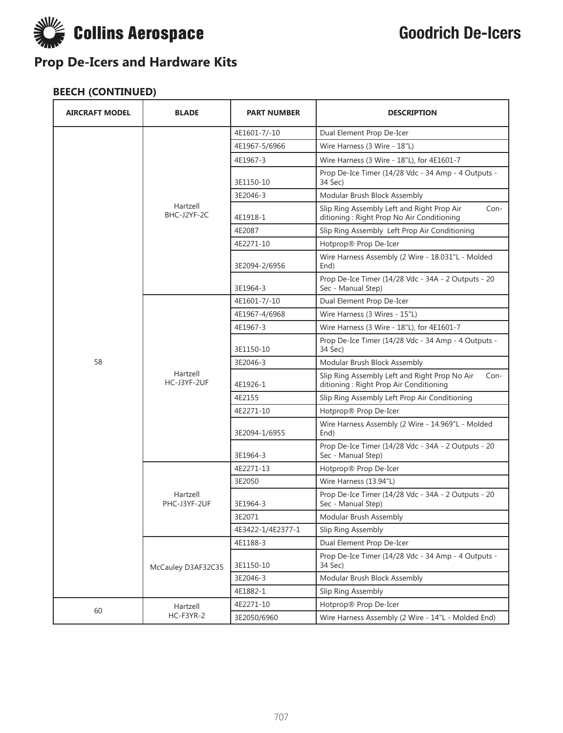## Prop De-Icers and Hardware Kits

### BEECH (CONTINUED)

| AIRCRAFT MODEL | BLADE | PART NUMBER | DESCRIPTION |
|---|---|---|---|
| 58 | Hartzell BHC-J2YF-2C | 4E1601-7/-10 | Dual Element Prop De-Icer |
| | | 4E1967-5/6966 | Wire Harness (3 Wire - 18"L) |
| | | 4E1967-3 | Wire Harness (3 Wire - 18"L), for 4E1601-7 |
| | | 3E1150-10 | Prop De-Ice Timer (14/28 Vdc - 34 Amp - 4 Outputs - 34 Sec) |
| | | 3E2046-3 | Modular Brush Block Assembly |
| | | 4E1918-1 | Slip Ring Assembly Left and Right Prop Air Conditioning : Right Prop No Air Conditioning |
| | | 4E2087 | Slip Ring Assembly Left Prop Air Conditioning |
| | | 4E2271-10 | Hotprop® Prop De-Icer |
| | | 3E2094-2/6956 | Wire Harness Assembly (2 Wire - 18.031"L - Molded End) |
| | | 3E1964-3 | Prop De-Ice Timer (14/28 Vdc - 34A - 2 Outputs - 20 Sec - Manual Step) |
| | Hartzell HC-J3YF-2UF | 4E1601-7/-10 | Dual Element Prop De-Icer |
| | | 4E1967-4/6968 | Wire Harness (3 Wires - 15"L) |
| | | 4E1967-3 | Wire Harness (3 Wire - 18"L), for 4E1601-7 |
| | | 3E1150-10 | Prop De-Ice Timer (14/28 Vdc - 34 Amp - 4 Outputs - 34 Sec) |
| | | 3E2046-3 | Modular Brush Block Assembly |
| | | 4E1926-1 | Slip Ring Assembly Left and Right Prop No Air Conditioning : Right Prop Air Conditioning |
| | | 4E2155 | Slip Ring Assembly Left Prop Air Conditioning |
| | | 4E2271-10 | Hotprop® Prop De-Icer |
| | | 3E2094-1/6955 | Wire Harness Assembly (2 Wire - 14.969"L - Molded End) |
| | | 3E1964-3 | Prop De-Ice Timer (14/28 Vdc - 34A - 2 Outputs - 20 Sec - Manual Step) |
| | Hartzell PHC-J3YF-2UF | 4E2271-13 | Hotprop® Prop De-Icer |
| | | 3E2050 | Wire Harness (13.94"L) |
| | | 3E1964-3 | Prop De-Ice Timer (14/28 Vdc - 34A - 2 Outputs - 20 Sec - Manual Step) |
| | | 3E2071 | Modular Brush Assembly |
| | | 4E3422-1/4E2377-1 | Slip Ring Assembly |
| | McCauley D3AF32C35 | 4E1188-3 | Dual Element Prop De-Icer |
| | | 3E1150-10 | Prop De-Ice Timer (14/28 Vdc - 34 Amp - 4 Outputs - 34 Sec) |
| | | 3E2046-3 | Modular Brush Block Assembly |
| | | 4E1882-1 | Slip Ring Assembly |
| 60 | Hartzell HC-F3YR-2 | 4E2271-10 | Hotprop® Prop De-Icer |
| | | 3E2050/6960 | Wire Harness Assembly (2 Wire - 14"L - Molded End) |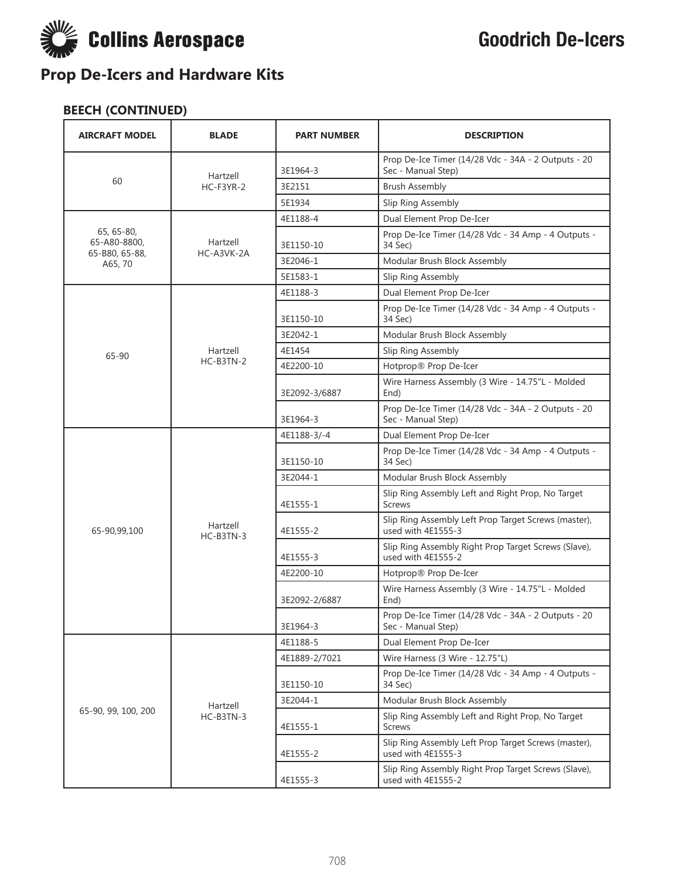# Collins Aerospace — Goodrich De-Icers

## Prop De-Icers and Hardware Kits

### BEECH (CONTINUED)

| AIRCRAFT MODEL | BLADE | PART NUMBER | DESCRIPTION |
|---|---|---|---|
| 60 | Hartzell HC-F3YR-2 | 3E1964-3 | Prop De-Ice Timer (14/28 Vdc - 34A - 2 Outputs - 20 Sec - Manual Step) |
| | | 3E2151 | Brush Assembly |
| | | 5E1934 | Slip Ring Assembly |
| 65, 65-80, 65-A80-8800, 65-B80, 65-88, A65, 70 | Hartzell HC-A3VK-2A | 4E1188-4 | Dual Element Prop De-Icer |
| | | 3E1150-10 | Prop De-Ice Timer (14/28 Vdc - 34 Amp - 4 Outputs - 34 Sec) |
| | | 3E2046-1 | Modular Brush Block Assembly |
| | | 5E1583-1 | Slip Ring Assembly |
| 65-90 | Hartzell HC-B3TN-2 | 4E1188-3 | Dual Element Prop De-Icer |
| | | 3E1150-10 | Prop De-Ice Timer (14/28 Vdc - 34 Amp - 4 Outputs - 34 Sec) |
| | | 3E2042-1 | Modular Brush Block Assembly |
| | | 4E1454 | Slip Ring Assembly |
| | | 4E2200-10 | Hotprop® Prop De-Icer |
| | | 3E2092-3/6887 | Wire Harness Assembly (3 Wire - 14.75"L - Molded End) |
| | | 3E1964-3 | Prop De-Ice Timer (14/28 Vdc - 34A - 2 Outputs - 20 Sec - Manual Step) |
| 65-90,99,100 | Hartzell HC-B3TN-3 | 4E1188-3/-4 | Dual Element Prop De-Icer |
| | | 3E1150-10 | Prop De-Ice Timer (14/28 Vdc - 34 Amp - 4 Outputs - 34 Sec) |
| | | 3E2044-1 | Modular Brush Block Assembly |
| | | 4E1555-1 | Slip Ring Assembly Left and Right Prop, No Target Screws |
| | | 4E1555-2 | Slip Ring Assembly Left Prop Target Screws (master), used with 4E1555-3 |
| | | 4E1555-3 | Slip Ring Assembly Right Prop Target Screws (Slave), used with 4E1555-2 |
| | | 4E2200-10 | Hotprop® Prop De-Icer |
| | | 3E2092-2/6887 | Wire Harness Assembly (3 Wire - 14.75"L - Molded End) |
| | | 3E1964-3 | Prop De-Ice Timer (14/28 Vdc - 34A - 2 Outputs - 20 Sec - Manual Step) |
| 65-90, 99, 100, 200 | Hartzell HC-B3TN-3 | 4E1188-5 | Dual Element Prop De-Icer |
| | | 4E1889-2/7021 | Wire Harness (3 Wire - 12.75"L) |
| | | 3E1150-10 | Prop De-Ice Timer (14/28 Vdc - 34 Amp - 4 Outputs - 34 Sec) |
| | | 3E2044-1 | Modular Brush Block Assembly |
| | | 4E1555-1 | Slip Ring Assembly Left and Right Prop, No Target Screws |
| | | 4E1555-2 | Slip Ring Assembly Left Prop Target Screws (master), used with 4E1555-3 |
| | | 4E1555-3 | Slip Ring Assembly Right Prop Target Screws (Slave), used with 4E1555-2 |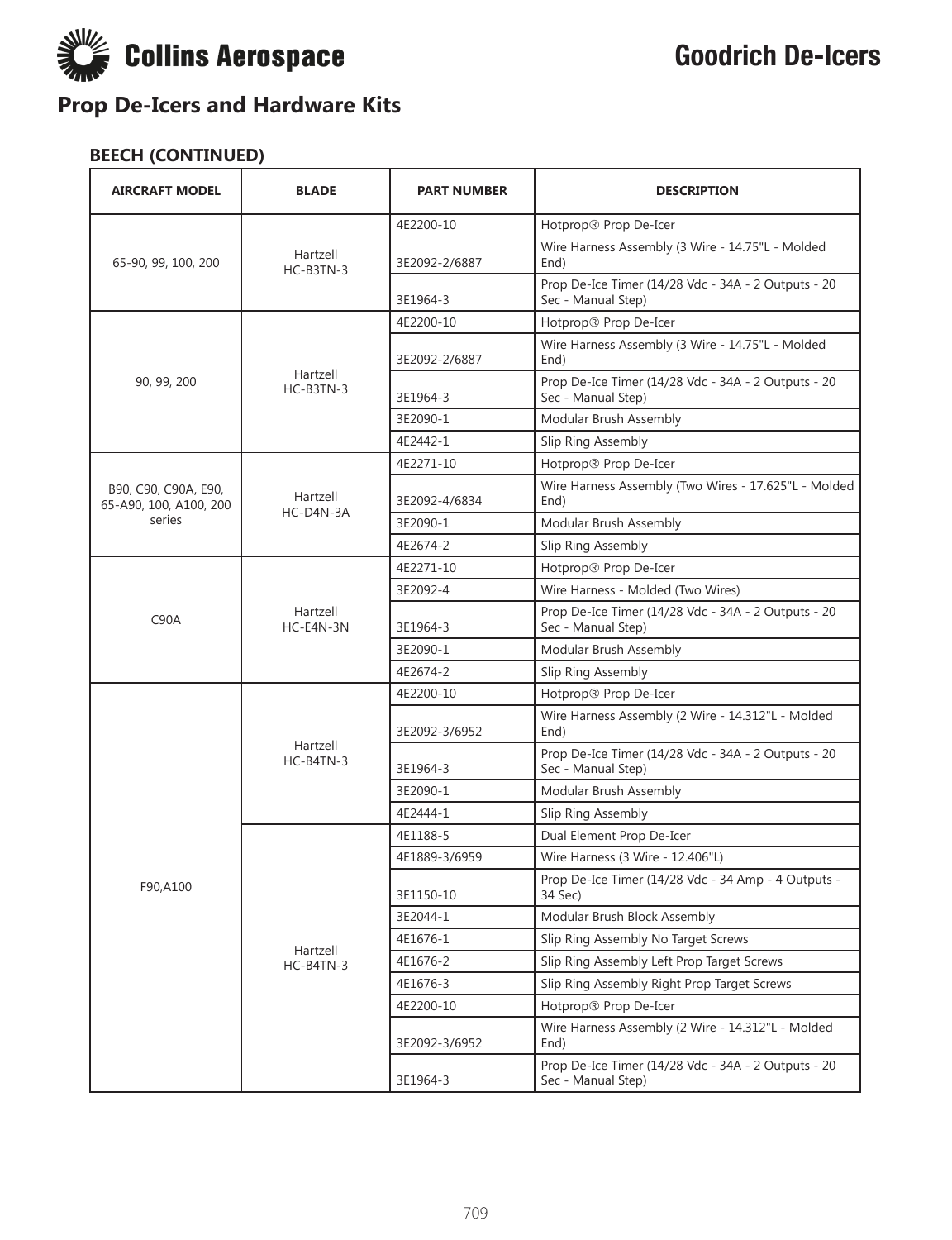# Prop De-Icers and Hardware Kits

### BEECH (CONTINUED)

| AIRCRAFT MODEL | BLADE | PART NUMBER | DESCRIPTION |
|---|---|---|---|
| 65-90, 99, 100, 200 | Hartzell HC-B3TN-3 | 4E2200-10 | Hotprop® Prop De-Icer |
| | | 3E2092-2/6887 | Wire Harness Assembly (3 Wire - 14.75"L - Molded End) |
| | | 3E1964-3 | Prop De-Ice Timer (14/28 Vdc - 34A - 2 Outputs - 20 Sec - Manual Step) |
| 90, 99, 200 | Hartzell HC-B3TN-3 | 4E2200-10 | Hotprop® Prop De-Icer |
| | | 3E2092-2/6887 | Wire Harness Assembly (3 Wire - 14.75"L - Molded End) |
| | | 3E1964-3 | Prop De-Ice Timer (14/28 Vdc - 34A - 2 Outputs - 20 Sec - Manual Step) |
| | | 3E2090-1 | Modular Brush Assembly |
| | | 4E2442-1 | Slip Ring Assembly |
| B90, C90, C90A, E90, 65-A90, 100, A100, 200 series | Hartzell HC-D4N-3A | 4E2271-10 | Hotprop® Prop De-Icer |
| | | 3E2092-4/6834 | Wire Harness Assembly (Two Wires - 17.625"L - Molded End) |
| | | 3E2090-1 | Modular Brush Assembly |
| | | 4E2674-2 | Slip Ring Assembly |
| C90A | Hartzell HC-E4N-3N | 4E2271-10 | Hotprop® Prop De-Icer |
| | | 3E2092-4 | Wire Harness - Molded (Two Wires) |
| | | 3E1964-3 | Prop De-Ice Timer (14/28 Vdc - 34A - 2 Outputs - 20 Sec - Manual Step) |
| | | 3E2090-1 | Modular Brush Assembly |
| | | 4E2674-2 | Slip Ring Assembly |
| F90,A100 | Hartzell HC-B4TN-3 | 4E2200-10 | Hotprop® Prop De-Icer |
| | | 3E2092-3/6952 | Wire Harness Assembly (2 Wire - 14.312"L - Molded End) |
| | | 3E1964-3 | Prop De-Ice Timer (14/28 Vdc - 34A - 2 Outputs - 20 Sec - Manual Step) |
| | | 3E2090-1 | Modular Brush Assembly |
| | | 4E2444-1 | Slip Ring Assembly |
| | Hartzell HC-B4TN-3 | 4E1188-5 | Dual Element Prop De-Icer |
| | | 4E1889-3/6959 | Wire Harness (3 Wire - 12.406"L) |
| | | 3E1150-10 | Prop De-Ice Timer (14/28 Vdc - 34 Amp - 4 Outputs - 34 Sec) |
| | | 3E2044-1 | Modular Brush Block Assembly |
| | | 4E1676-1 | Slip Ring Assembly No Target Screws |
| | | 4E1676-2 | Slip Ring Assembly Left Prop Target Screws |
| | | 4E1676-3 | Slip Ring Assembly Right Prop Target Screws |
| | | 4E2200-10 | Hotprop® Prop De-Icer |
| | | 3E2092-3/6952 | Wire Harness Assembly (2 Wire - 14.312"L - Molded End) |
| | | 3E1964-3 | Prop De-Ice Timer (14/28 Vdc - 34A - 2 Outputs - 20 Sec - Manual Step) |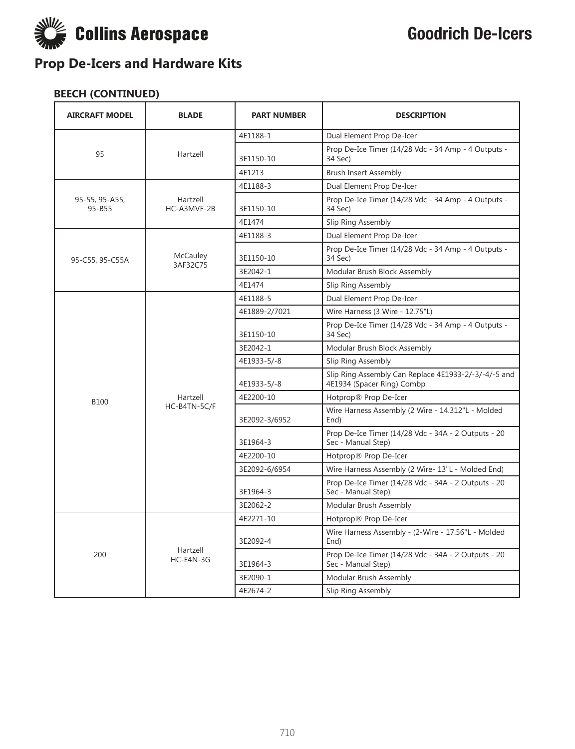# Goodrich De-Icers

## Prop De-Icers and Hardware Kits

### BEECH (CONTINUED)

| AIRCRAFT MODEL | BLADE | PART NUMBER | DESCRIPTION |
|---|---|---|---|
| 95 | Hartzell | 4E1188-1 | Dual Element Prop De-Icer |
| | | 3E1150-10 | Prop De-Ice Timer (14/28 Vdc - 34 Amp - 4 Outputs - 34 Sec) |
| | | 4E1213 | Brush Insert Assembly |
| 95-55, 95-A55, 95-B55 | Hartzell HC-A3MVF-2B | 4E1188-3 | Dual Element Prop De-Icer |
| | | 3E1150-10 | Prop De-Ice Timer (14/28 Vdc - 34 Amp - 4 Outputs - 34 Sec) |
| | | 4E1474 | Slip Ring Assembly |
| 95-C55, 95-C55A | McCauley 3AF32C75 | 4E1188-3 | Dual Element Prop De-Icer |
| | | 3E1150-10 | Prop De-Ice Timer (14/28 Vdc - 34 Amp - 4 Outputs - 34 Sec) |
| | | 3E2042-1 | Modular Brush Block Assembly |
| | | 4E1474 | Slip Ring Assembly |
| B100 | Hartzell HC-B4TN-5C/F | 4E1188-5 | Dual Element Prop De-Icer |
| | | 4E1889-2/7021 | Wire Harness (3 Wire - 12.75"L) |
| | | 3E1150-10 | Prop De-Ice Timer (14/28 Vdc - 34 Amp - 4 Outputs - 34 Sec) |
| | | 3E2042-1 | Modular Brush Block Assembly |
| | | 4E1933-5/-8 | Slip Ring Assembly |
| | | 4E1933-5/-8 | Slip Ring Assembly Can Replace 4E1933-2/-3/-4/-5 and 4E1934 (Spacer Ring) Combp |
| | | 4E2200-10 | Hotprop® Prop De-Icer |
| | | 3E2092-3/6952 | Wire Harness Assembly (2 Wire - 14.312"L - Molded End) |
| | | 3E1964-3 | Prop De-Ice Timer (14/28 Vdc - 34A - 2 Outputs - 20 Sec - Manual Step) |
| | | 4E2200-10 | Hotprop® Prop De-Icer |
| | | 3E2092-6/6954 | Wire Harness Assembly (2 Wire- 13"L - Molded End) |
| | | 3E1964-3 | Prop De-Ice Timer (14/28 Vdc - 34A - 2 Outputs - 20 Sec - Manual Step) |
| | | 3E2062-2 | Modular Brush Assembly |
| 200 | Hartzell HC-E4N-3G | 4E2271-10 | Hotprop® Prop De-Icer |
| | | 3E2092-4 | Wire Harness Assembly - (2-Wire - 17.56"L - Molded End) |
| | | 3E1964-3 | Prop De-Ice Timer (14/28 Vdc - 34A - 2 Outputs - 20 Sec - Manual Step) |
| | | 3E2090-1 | Modular Brush Assembly |
| | | 4E2674-2 | Slip Ring Assembly |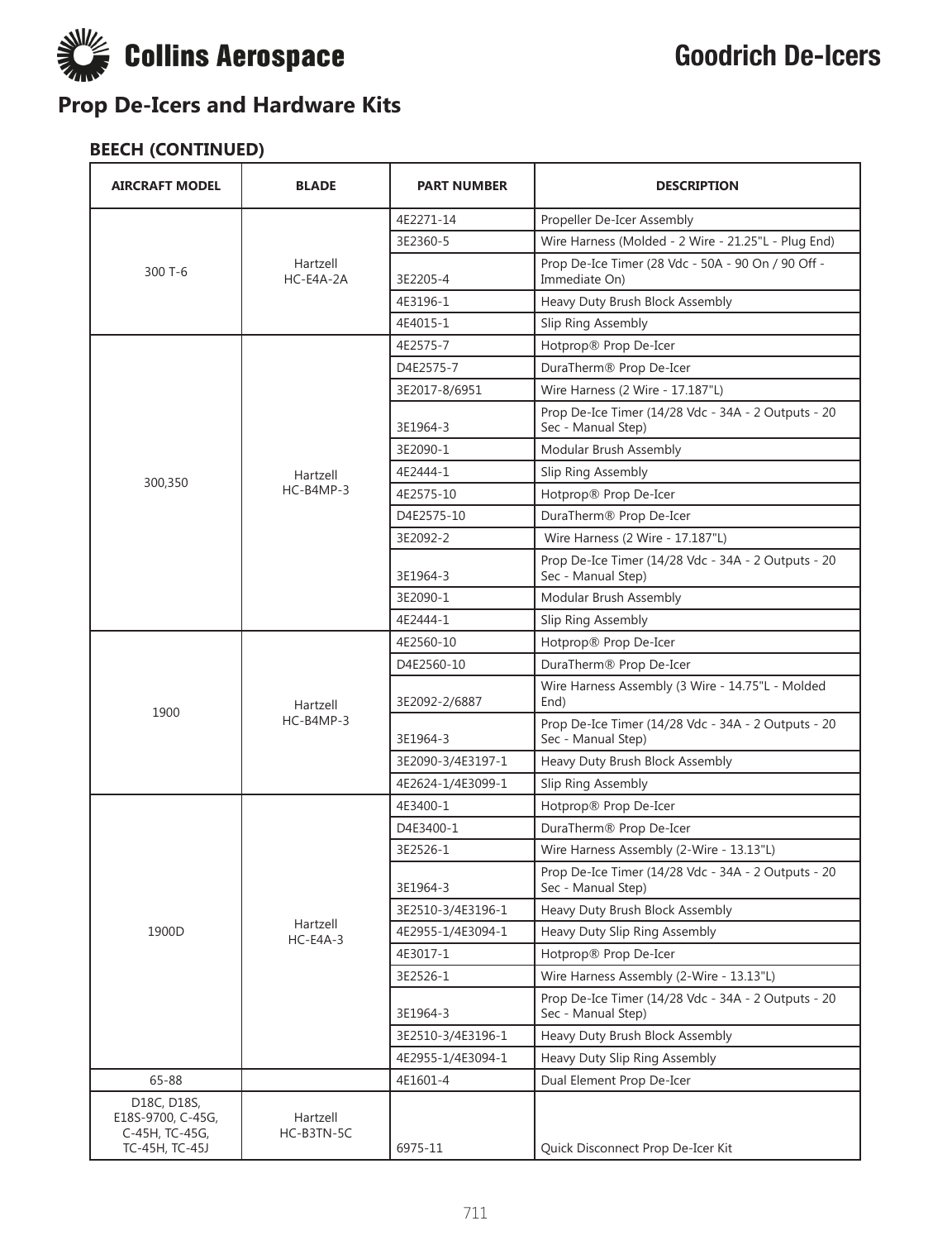# Prop De-Icers and Hardware Kits

### BEECH (CONTINUED)

| AIRCRAFT MODEL | BLADE | PART NUMBER | DESCRIPTION |
|---|---|---|---|
| 300 T-6 | Hartzell HC-E4A-2A | 4E2271-14 | Propeller De-Icer Assembly |
| | | 3E2360-5 | Wire Harness (Molded - 2 Wire - 21.25"L - Plug End) |
| | | 3E2205-4 | Prop De-Ice Timer (28 Vdc - 50A - 90 On / 90 Off - Immediate On) |
| | | 4E3196-1 | Heavy Duty Brush Block Assembly |
| | | 4E4015-1 | Slip Ring Assembly |
| 300,350 | Hartzell HC-B4MP-3 | 4E2575-7 | Hotprop® Prop De-Icer |
| | | D4E2575-7 | DuraTherm® Prop De-Icer |
| | | 3E2017-8/6951 | Wire Harness (2 Wire - 17.187"L) |
| | | 3E1964-3 | Prop De-Ice Timer (14/28 Vdc - 34A - 2 Outputs - 20 Sec - Manual Step) |
| | | 3E2090-1 | Modular Brush Assembly |
| | | 4E2444-1 | Slip Ring Assembly |
| | | 4E2575-10 | Hotprop® Prop De-Icer |
| | | D4E2575-10 | DuraTherm® Prop De-Icer |
| | | 3E2092-2 | Wire Harness (2 Wire - 17.187"L) |
| | | 3E1964-3 | Prop De-Ice Timer (14/28 Vdc - 34A - 2 Outputs - 20 Sec - Manual Step) |
| | | 3E2090-1 | Modular Brush Assembly |
| | | 4E2444-1 | Slip Ring Assembly |
| 1900 | Hartzell HC-B4MP-3 | 4E2560-10 | Hotprop® Prop De-Icer |
| | | D4E2560-10 | DuraTherm® Prop De-Icer |
| | | 3E2092-2/6887 | Wire Harness Assembly (3 Wire - 14.75"L - Molded End) |
| | | 3E1964-3 | Prop De-Ice Timer (14/28 Vdc - 34A - 2 Outputs - 20 Sec - Manual Step) |
| | | 3E2090-3/4E3197-1 | Heavy Duty Brush Block Assembly |
| | | 4E2624-1/4E3099-1 | Slip Ring Assembly |
| 1900D | Hartzell HC-E4A-3 | 4E3400-1 | Hotprop® Prop De-Icer |
| | | D4E3400-1 | DuraTherm® Prop De-Icer |
| | | 3E2526-1 | Wire Harness Assembly (2-Wire - 13.13"L) |
| | | 3E1964-3 | Prop De-Ice Timer (14/28 Vdc - 34A - 2 Outputs - 20 Sec - Manual Step) |
| | | 3E2510-3/4E3196-1 | Heavy Duty Brush Block Assembly |
| | | 4E2955-1/4E3094-1 | Heavy Duty Slip Ring Assembly |
| | | 4E3017-1 | Hotprop® Prop De-Icer |
| | | 3E2526-1 | Wire Harness Assembly (2-Wire - 13.13"L) |
| | | 3E1964-3 | Prop De-Ice Timer (14/28 Vdc - 34A - 2 Outputs - 20 Sec - Manual Step) |
| | | 3E2510-3/4E3196-1 | Heavy Duty Brush Block Assembly |
| | | 4E2955-1/4E3094-1 | Heavy Duty Slip Ring Assembly |
| 65-88 | | 4E1601-4 | Dual Element Prop De-Icer |
| D18C, D18S, E18S-9700, C-45G, C-45H, TC-45G, TC-45H, TC-45J | Hartzell HC-B3TN-5C | 6975-11 | Quick Disconnect Prop De-Icer Kit |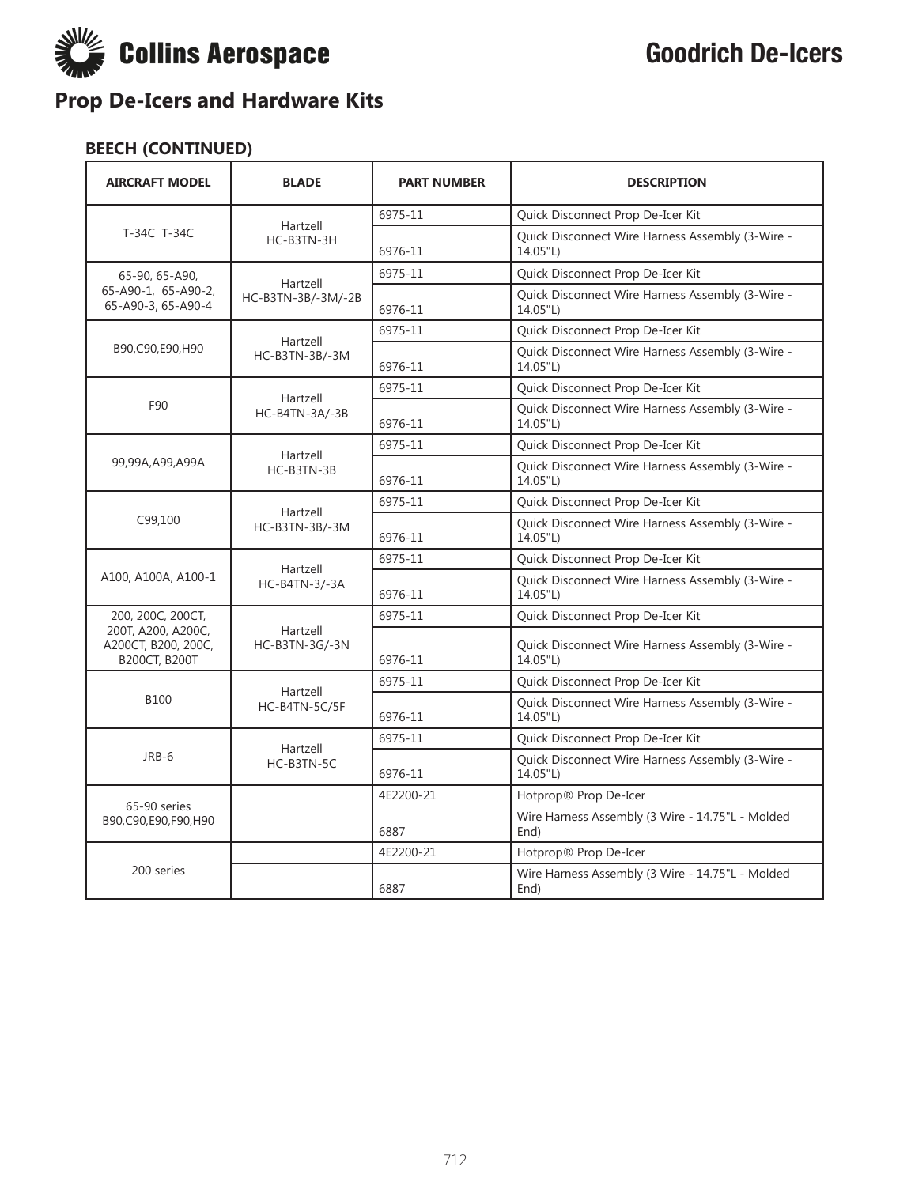# Prop De-Icers and Hardware Kits

### BEECH (CONTINUED)

| AIRCRAFT MODEL | BLADE | PART NUMBER | DESCRIPTION |
|---|---|---|---|
| T-34C T-34C | Hartzell HC-B3TN-3H | 6975-11 | Quick Disconnect Prop De-Icer Kit |
| | | 6976-11 | Quick Disconnect Wire Harness Assembly (3-Wire - 14.05"L) |
| 65-90, 65-A90, 65-A90-1, 65-A90-2, 65-A90-3, 65-A90-4 | Hartzell HC-B3TN-3B/-3M/-2B | 6975-11 | Quick Disconnect Prop De-Icer Kit |
| | | 6976-11 | Quick Disconnect Wire Harness Assembly (3-Wire - 14.05"L) |
| B90,C90,E90,H90 | Hartzell HC-B3TN-3B/-3M | 6975-11 | Quick Disconnect Prop De-Icer Kit |
| | | 6976-11 | Quick Disconnect Wire Harness Assembly (3-Wire - 14.05"L) |
| F90 | Hartzell HC-B4TN-3A/-3B | 6975-11 | Quick Disconnect Prop De-Icer Kit |
| | | 6976-11 | Quick Disconnect Wire Harness Assembly (3-Wire - 14.05"L) |
| 99,99A,A99,A99A | Hartzell HC-B3TN-3B | 6975-11 | Quick Disconnect Prop De-Icer Kit |
| | | 6976-11 | Quick Disconnect Wire Harness Assembly (3-Wire - 14.05"L) |
| C99,100 | Hartzell HC-B3TN-3B/-3M | 6975-11 | Quick Disconnect Prop De-Icer Kit |
| | | 6976-11 | Quick Disconnect Wire Harness Assembly (3-Wire - 14.05"L) |
| A100, A100A, A100-1 | Hartzell HC-B4TN-3/-3A | 6975-11 | Quick Disconnect Prop De-Icer Kit |
| | | 6976-11 | Quick Disconnect Wire Harness Assembly (3-Wire - 14.05"L) |
| 200, 200C, 200CT, 200T, A200, A200C, A200CT, B200, 200C, B200CT, B200T | Hartzell HC-B3TN-3G/-3N | 6975-11 | Quick Disconnect Prop De-Icer Kit |
| | | 6976-11 | Quick Disconnect Wire Harness Assembly (3-Wire - 14.05"L) |
| B100 | Hartzell HC-B4TN-5C/5F | 6975-11 | Quick Disconnect Prop De-Icer Kit |
| | | 6976-11 | Quick Disconnect Wire Harness Assembly (3-Wire - 14.05"L) |
| JRB-6 | Hartzell HC-B3TN-5C | 6975-11 | Quick Disconnect Prop De-Icer Kit |
| | | 6976-11 | Quick Disconnect Wire Harness Assembly (3-Wire - 14.05"L) |
| 65-90 series B90,C90,E90,F90,H90 | | 4E2200-21 | Hotprop® Prop De-Icer |
| | | 6887 | Wire Harness Assembly (3 Wire - 14.75"L - Molded End) |
| 200 series | | 4E2200-21 | Hotprop® Prop De-Icer |
| | | 6887 | Wire Harness Assembly (3 Wire - 14.75"L - Molded End) |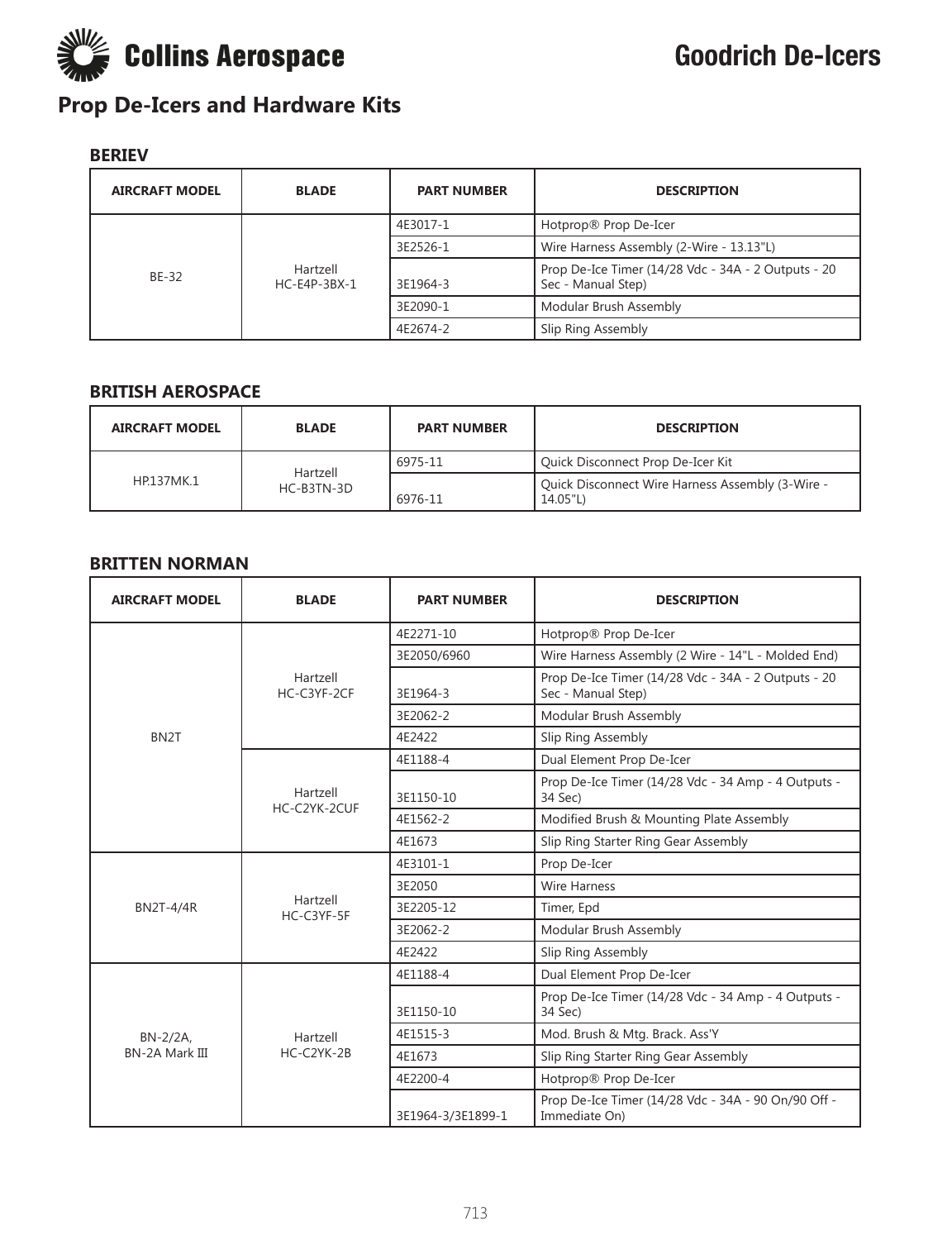# Goodrich De-Icers

## Prop De-Icers and Hardware Kits

### BERIEV

| AIRCRAFT MODEL | BLADE | PART NUMBER | DESCRIPTION |
|---|---|---|---|
| BE-32 | Hartzell HC-E4P-3BX-1 | 4E3017-1 | Hotprop® Prop De-Icer |
| | | 3E2526-1 | Wire Harness Assembly (2-Wire - 13.13"L) |
| | | 3E1964-3 | Prop De-Ice Timer (14/28 Vdc - 34A - 2 Outputs - 20 Sec - Manual Step) |
| | | 3E2090-1 | Modular Brush Assembly |
| | | 4E2674-2 | Slip Ring Assembly |

### BRITISH AEROSPACE

| AIRCRAFT MODEL | BLADE | PART NUMBER | DESCRIPTION |
|---|---|---|---|
| HP.137MK.1 | Hartzell HC-B3TN-3D | 6975-11 | Quick Disconnect Prop De-Icer Kit |
| | | 6976-11 | Quick Disconnect Wire Harness Assembly (3-Wire - 14.05"L) |

### BRITTEN NORMAN

| AIRCRAFT MODEL | BLADE | PART NUMBER | DESCRIPTION |
|---|---|---|---|
| BN2T | Hartzell HC-C3YF-2CF | 4E2271-10 | Hotprop® Prop De-Icer |
| | | 3E2050/6960 | Wire Harness Assembly (2 Wire - 14"L - Molded End) |
| | | 3E1964-3 | Prop De-Ice Timer (14/28 Vdc - 34A - 2 Outputs - 20 Sec - Manual Step) |
| | | 3E2062-2 | Modular Brush Assembly |
| | | 4E2422 | Slip Ring Assembly |
| | Hartzell HC-C2YK-2CUF | 4E1188-4 | Dual Element Prop De-Icer |
| | | 3E1150-10 | Prop De-Ice Timer (14/28 Vdc - 34 Amp - 4 Outputs - 34 Sec) |
| | | 4E1562-2 | Modified Brush & Mounting Plate Assembly |
| | | 4E1673 | Slip Ring Starter Ring Gear Assembly |
| BN2T-4/4R | Hartzell HC-C3YF-5F | 4E3101-1 | Prop De-Icer |
| | | 3E2050 | Wire Harness |
| | | 3E2205-12 | Timer, Epd |
| | | 3E2062-2 | Modular Brush Assembly |
| | | 4E2422 | Slip Ring Assembly |
| BN-2/2A, BN-2A Mark III | Hartzell HC-C2YK-2B | 4E1188-4 | Dual Element Prop De-Icer |
| | | 3E1150-10 | Prop De-Ice Timer (14/28 Vdc - 34 Amp - 4 Outputs - 34 Sec) |
| | | 4E1515-3 | Mod. Brush & Mtg. Brack. Ass'Y |
| | | 4E1673 | Slip Ring Starter Ring Gear Assembly |
| | | 4E2200-4 | Hotprop® Prop De-Icer |
| | | 3E1964-3/3E1899-1 | Prop De-Ice Timer (14/28 Vdc - 34A - 90 On/90 Off - Immediate On) |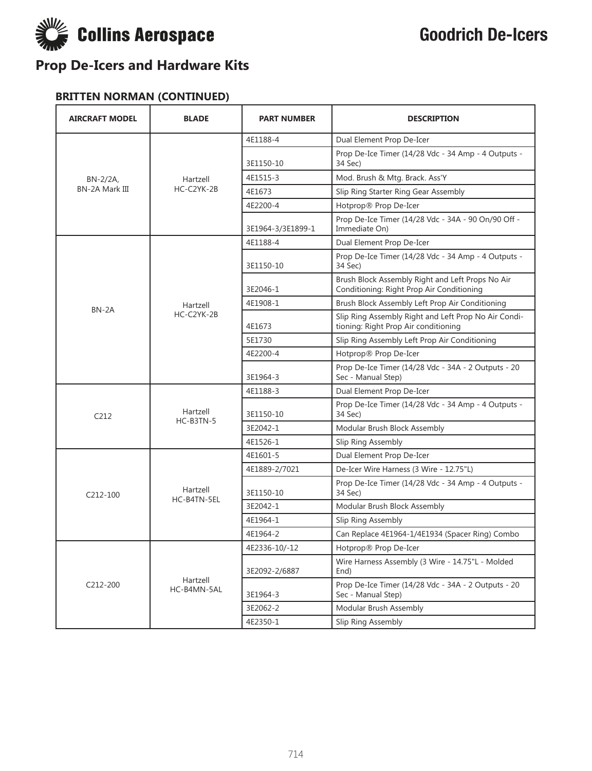# Prop De-Icers and Hardware Kits

### BRITTEN NORMAN (CONTINUED)

| AIRCRAFT MODEL | BLADE | PART NUMBER | DESCRIPTION |
|---|---|---|---|
| BN-2/2A, BN-2A Mark III | Hartzell HC-C2YK-2B | 4E1188-4 | Dual Element Prop De-Icer |
| | | 3E1150-10 | Prop De-Ice Timer (14/28 Vdc - 34 Amp - 4 Outputs - 34 Sec) |
| | | 4E1515-3 | Mod. Brush & Mtg. Brack. Ass'Y |
| | | 4E1673 | Slip Ring Starter Ring Gear Assembly |
| | | 4E2200-4 | Hotprop® Prop De-Icer |
| | | 3E1964-3/3E1899-1 | Prop De-Ice Timer (14/28 Vdc - 34A - 90 On/90 Off - Immediate On) |
| BN-2A | Hartzell HC-C2YK-2B | 4E1188-4 | Dual Element Prop De-Icer |
| | | 3E1150-10 | Prop De-Ice Timer (14/28 Vdc - 34 Amp - 4 Outputs - 34 Sec) |
| | | 3E2046-1 | Brush Block Assembly Right and Left Props No Air Conditioning: Right Prop Air Conditioning |
| | | 4E1908-1 | Brush Block Assembly Left Prop Air Conditioning |
| | | 4E1673 | Slip Ring Assembly Right and Left Prop No Air Conditioning: Right Prop Air conditioning |
| | | 5E1730 | Slip Ring Assembly Left Prop Air Conditioning |
| | | 4E2200-4 | Hotprop® Prop De-Icer |
| | | 3E1964-3 | Prop De-Ice Timer (14/28 Vdc - 34A - 2 Outputs - 20 Sec - Manual Step) |
| C212 | Hartzell HC-B3TN-5 | 4E1188-3 | Dual Element Prop De-Icer |
| | | 3E1150-10 | Prop De-Ice Timer (14/28 Vdc - 34 Amp - 4 Outputs - 34 Sec) |
| | | 3E2042-1 | Modular Brush Block Assembly |
| | | 4E1526-1 | Slip Ring Assembly |
| C212-100 | Hartzell HC-B4TN-5EL | 4E1601-5 | Dual Element Prop De-Icer |
| | | 4E1889-2/7021 | De-Icer Wire Harness (3 Wire - 12.75"L) |
| | | 3E1150-10 | Prop De-Ice Timer (14/28 Vdc - 34 Amp - 4 Outputs - 34 Sec) |
| | | 3E2042-1 | Modular Brush Block Assembly |
| | | 4E1964-1 | Slip Ring Assembly |
| | | 4E1964-2 | Can Replace 4E1964-1/4E1934 (Spacer Ring) Combo |
| C212-200 | Hartzell HC-B4MN-5AL | 4E2336-10/-12 | Hotprop® Prop De-Icer |
| | | 3E2092-2/6887 | Wire Harness Assembly (3 Wire - 14.75"L - Molded End) |
| | | 3E1964-3 | Prop De-Ice Timer (14/28 Vdc - 34A - 2 Outputs - 20 Sec - Manual Step) |
| | | 3E2062-2 | Modular Brush Assembly |
| | | 4E2350-1 | Slip Ring Assembly |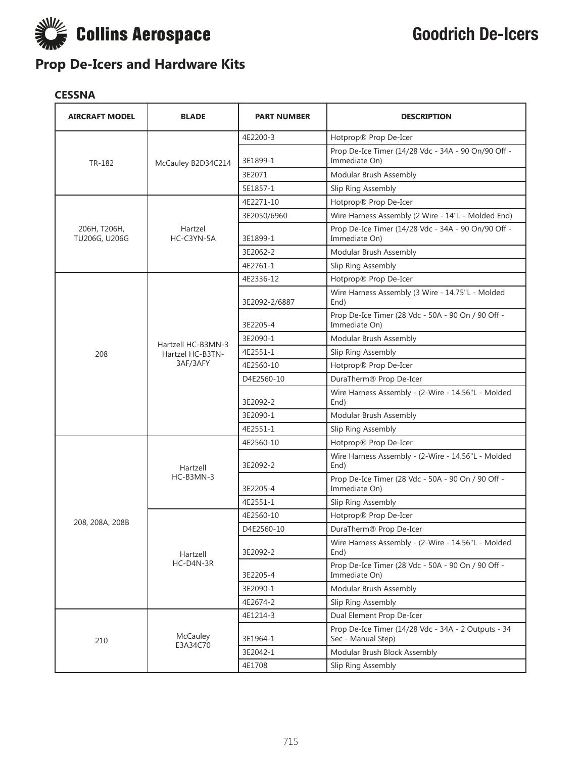Collins Aerospace

# Goodrich De-Icers

## Prop De-Icers and Hardware Kits

### CESSNA

| AIRCRAFT MODEL | BLADE | PART NUMBER | DESCRIPTION |
|---|---|---|---|
| TR-182 | McCauley B2D34C214 | 4E2200-3 | Hotprop® Prop De-Icer |
| | | 3E1899-1 | Prop De-Ice Timer (14/28 Vdc - 34A - 90 On/90 Off - Immediate On) |
| | | 3E2071 | Modular Brush Assembly |
| | | 5E1857-1 | Slip Ring Assembly |
| 206H, T206H, TU206G, U206G | Hartzel HC-C3YN-5A | 4E2271-10 | Hotprop® Prop De-Icer |
| | | 3E2050/6960 | Wire Harness Assembly (2 Wire - 14"L - Molded End) |
| | | 3E1899-1 | Prop De-Ice Timer (14/28 Vdc - 34A - 90 On/90 Off - Immediate On) |
| | | 3E2062-2 | Modular Brush Assembly |
| | | 4E2761-1 | Slip Ring Assembly |
| 208 | Hartzell HC-B3MN-3 Hartzel HC-B3TN-3AF/3AFY | 4E2336-12 | Hotprop® Prop De-Icer |
| | | 3E2092-2/6887 | Wire Harness Assembly (3 Wire - 14.75"L - Molded End) |
| | | 3E2205-4 | Prop De-Ice Timer (28 Vdc - 50A - 90 On / 90 Off - Immediate On) |
| | | 3E2090-1 | Modular Brush Assembly |
| | | 4E2551-1 | Slip Ring Assembly |
| | | 4E2560-10 | Hotprop® Prop De-Icer |
| | | D4E2560-10 | DuraTherm® Prop De-Icer |
| | | 3E2092-2 | Wire Harness Assembly - (2-Wire - 14.56"L - Molded End) |
| | | 3E2090-1 | Modular Brush Assembly |
| | | 4E2551-1 | Slip Ring Assembly |
| 208, 208A, 208B | Hartzell HC-B3MN-3 | 4E2560-10 | Hotprop® Prop De-Icer |
| | | 3E2092-2 | Wire Harness Assembly - (2-Wire - 14.56"L - Molded End) |
| | | 3E2205-4 | Prop De-Ice Timer (28 Vdc - 50A - 90 On / 90 Off - Immediate On) |
| | | 4E2551-1 | Slip Ring Assembly |
| | Hartzell HC-D4N-3R | 4E2560-10 | Hotprop® Prop De-Icer |
| | | D4E2560-10 | DuraTherm® Prop De-Icer |
| | | 3E2092-2 | Wire Harness Assembly - (2-Wire - 14.56"L - Molded End) |
| | | 3E2205-4 | Prop De-Ice Timer (28 Vdc - 50A - 90 On / 90 Off - Immediate On) |
| | | 3E2090-1 | Modular Brush Assembly |
| | | 4E2674-2 | Slip Ring Assembly |
| 210 | McCauley E3A34C70 | 4E1214-3 | Dual Element Prop De-Icer |
| | | 3E1964-1 | Prop De-Ice Timer (14/28 Vdc - 34A - 2 Outputs - 34 Sec - Manual Step) |
| | | 3E2042-1 | Modular Brush Block Assembly |
| | | 4E1708 | Slip Ring Assembly |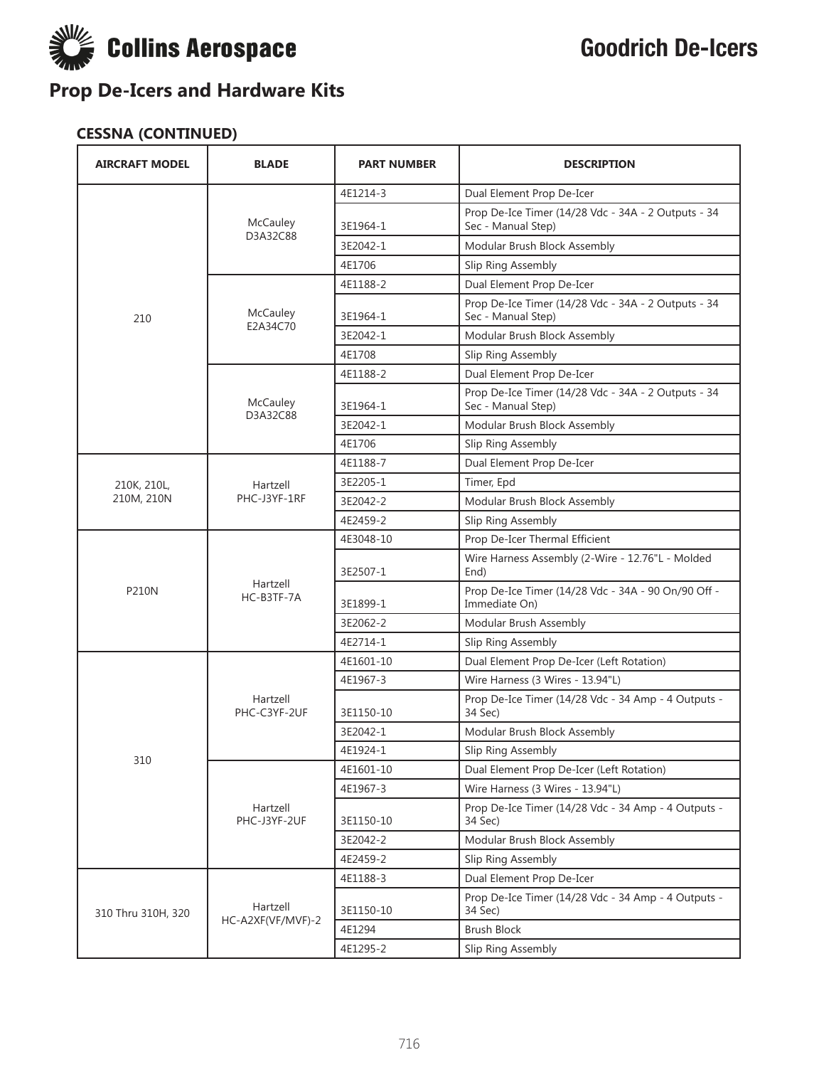# Collins Aerospace — Goodrich De-Icers

## Prop De-Icers and Hardware Kits

### CESSNA (CONTINUED)

| AIRCRAFT MODEL | BLADE | PART NUMBER | DESCRIPTION |
|---|---|---|---|
| 210 | McCauley D3A32C88 | 4E1214-3 | Dual Element Prop De-Icer |
| | | 3E1964-1 | Prop De-Ice Timer (14/28 Vdc - 34A - 2 Outputs - 34 Sec - Manual Step) |
| | | 3E2042-1 | Modular Brush Block Assembly |
| | | 4E1706 | Slip Ring Assembly |
| | McCauley E2A34C70 | 4E1188-2 | Dual Element Prop De-Icer |
| | | 3E1964-1 | Prop De-Ice Timer (14/28 Vdc - 34A - 2 Outputs - 34 Sec - Manual Step) |
| | | 3E2042-1 | Modular Brush Block Assembly |
| | | 4E1708 | Slip Ring Assembly |
| | McCauley D3A32C88 | 4E1188-2 | Dual Element Prop De-Icer |
| | | 3E1964-1 | Prop De-Ice Timer (14/28 Vdc - 34A - 2 Outputs - 34 Sec - Manual Step) |
| | | 3E2042-1 | Modular Brush Block Assembly |
| | | 4E1706 | Slip Ring Assembly |
| 210K, 210L, 210M, 210N | Hartzell PHC-J3YF-1RF | 4E1188-7 | Dual Element Prop De-Icer |
| | | 3E2205-1 | Timer, Epd |
| | | 3E2042-2 | Modular Brush Block Assembly |
| | | 4E2459-2 | Slip Ring Assembly |
| P210N | Hartzell HC-B3TF-7A | 4E3048-10 | Prop De-Icer Thermal Efficient |
| | | 3E2507-1 | Wire Harness Assembly (2-Wire - 12.76"L - Molded End) |
| | | 3E1899-1 | Prop De-Ice Timer (14/28 Vdc - 34A - 90 On/90 Off - Immediate On) |
| | | 3E2062-2 | Modular Brush Assembly |
| | | 4E2714-1 | Slip Ring Assembly |
| 310 | Hartzell PHC-C3YF-2UF | 4E1601-10 | Dual Element Prop De-Icer (Left Rotation) |
| | | 4E1967-3 | Wire Harness (3 Wires - 13.94"L) |
| | | 3E1150-10 | Prop De-Ice Timer (14/28 Vdc - 34 Amp - 4 Outputs - 34 Sec) |
| | | 3E2042-1 | Modular Brush Block Assembly |
| | | 4E1924-1 | Slip Ring Assembly |
| | Hartzell PHC-J3YF-2UF | 4E1601-10 | Dual Element Prop De-Icer (Left Rotation) |
| | | 4E1967-3 | Wire Harness (3 Wires - 13.94"L) |
| | | 3E1150-10 | Prop De-Ice Timer (14/28 Vdc - 34 Amp - 4 Outputs - 34 Sec) |
| | | 3E2042-2 | Modular Brush Block Assembly |
| | | 4E2459-2 | Slip Ring Assembly |
| 310 Thru 310H, 320 | Hartzell HC-A2XF(VF/MVF)-2 | 4E1188-3 | Dual Element Prop De-Icer |
| | | 3E1150-10 | Prop De-Ice Timer (14/28 Vdc - 34 Amp - 4 Outputs - 34 Sec) |
| | | 4E1294 | Brush Block |
| | | 4E1295-2 | Slip Ring Assembly |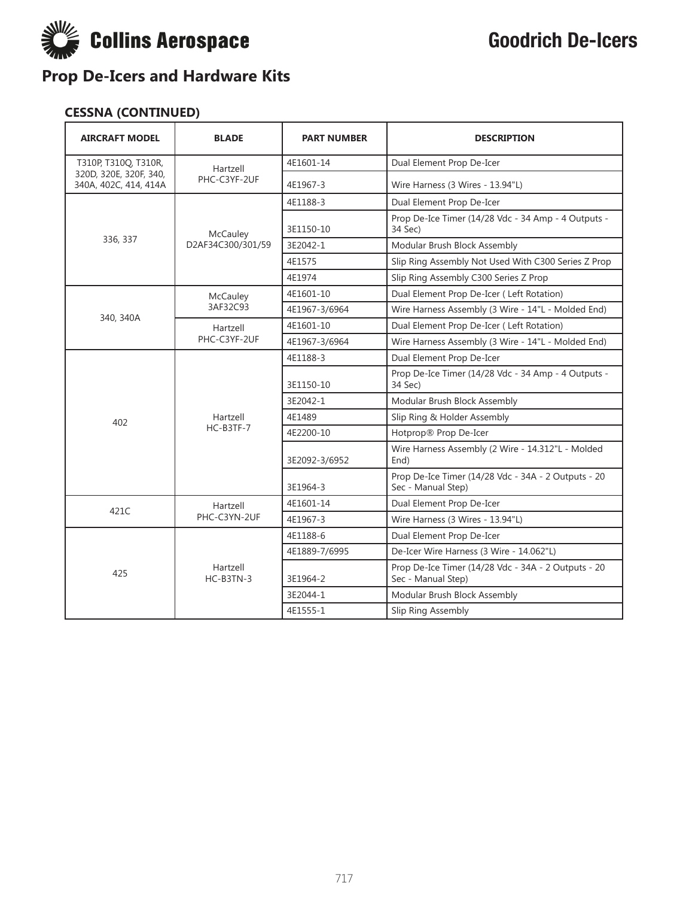# Collins Aerospace

# Goodrich De-Icers

## Prop De-Icers and Hardware Kits

### CESSNA (CONTINUED)

| AIRCRAFT MODEL | BLADE | PART NUMBER | DESCRIPTION |
|---|---|---|---|
| T310P, T310Q, T310R, 320D, 320E, 320F, 340, 340A, 402C, 414, 414A | Hartzell PHC-C3YF-2UF | 4E1601-14 | Dual Element Prop De-Icer |
| | | 4E1967-3 | Wire Harness (3 Wires - 13.94"L) |
| 336, 337 | McCauley D2AF34C300/301/59 | 4E1188-3 | Dual Element Prop De-Icer |
| | | 3E1150-10 | Prop De-Ice Timer (14/28 Vdc - 34 Amp - 4 Outputs - 34 Sec) |
| | | 3E2042-1 | Modular Brush Block Assembly |
| | | 4E1575 | Slip Ring Assembly Not Used With C300 Series Z Prop |
| | | 4E1974 | Slip Ring Assembly C300 Series Z Prop |
| 340, 340A | McCauley 3AF32C93 | 4E1601-10 | Dual Element Prop De-Icer ( Left Rotation) |
| | | 4E1967-3/6964 | Wire Harness Assembly (3 Wire - 14"L - Molded End) |
| | Hartzell PHC-C3YF-2UF | 4E1601-10 | Dual Element Prop De-Icer ( Left Rotation) |
| | | 4E1967-3/6964 | Wire Harness Assembly (3 Wire - 14"L - Molded End) |
| 402 | Hartzell HC-B3TF-7 | 4E1188-3 | Dual Element Prop De-Icer |
| | | 3E1150-10 | Prop De-Ice Timer (14/28 Vdc - 34 Amp - 4 Outputs - 34 Sec) |
| | | 3E2042-1 | Modular Brush Block Assembly |
| | | 4E1489 | Slip Ring & Holder Assembly |
| | | 4E2200-10 | Hotprop® Prop De-Icer |
| | | 3E2092-3/6952 | Wire Harness Assembly (2 Wire - 14.312"L - Molded End) |
| | | 3E1964-3 | Prop De-Ice Timer (14/28 Vdc - 34A - 2 Outputs - 20 Sec - Manual Step) |
| 421C | Hartzell PHC-C3YN-2UF | 4E1601-14 | Dual Element Prop De-Icer |
| | | 4E1967-3 | Wire Harness (3 Wires - 13.94"L) |
| 425 | Hartzell HC-B3TN-3 | 4E1188-6 | Dual Element Prop De-Icer |
| | | 4E1889-7/6995 | De-Icer Wire Harness (3 Wire - 14.062"L) |
| | | 3E1964-2 | Prop De-Ice Timer (14/28 Vdc - 34A - 2 Outputs - 20 Sec - Manual Step) |
| | | 3E2044-1 | Modular Brush Block Assembly |
| | | 4E1555-1 | Slip Ring Assembly |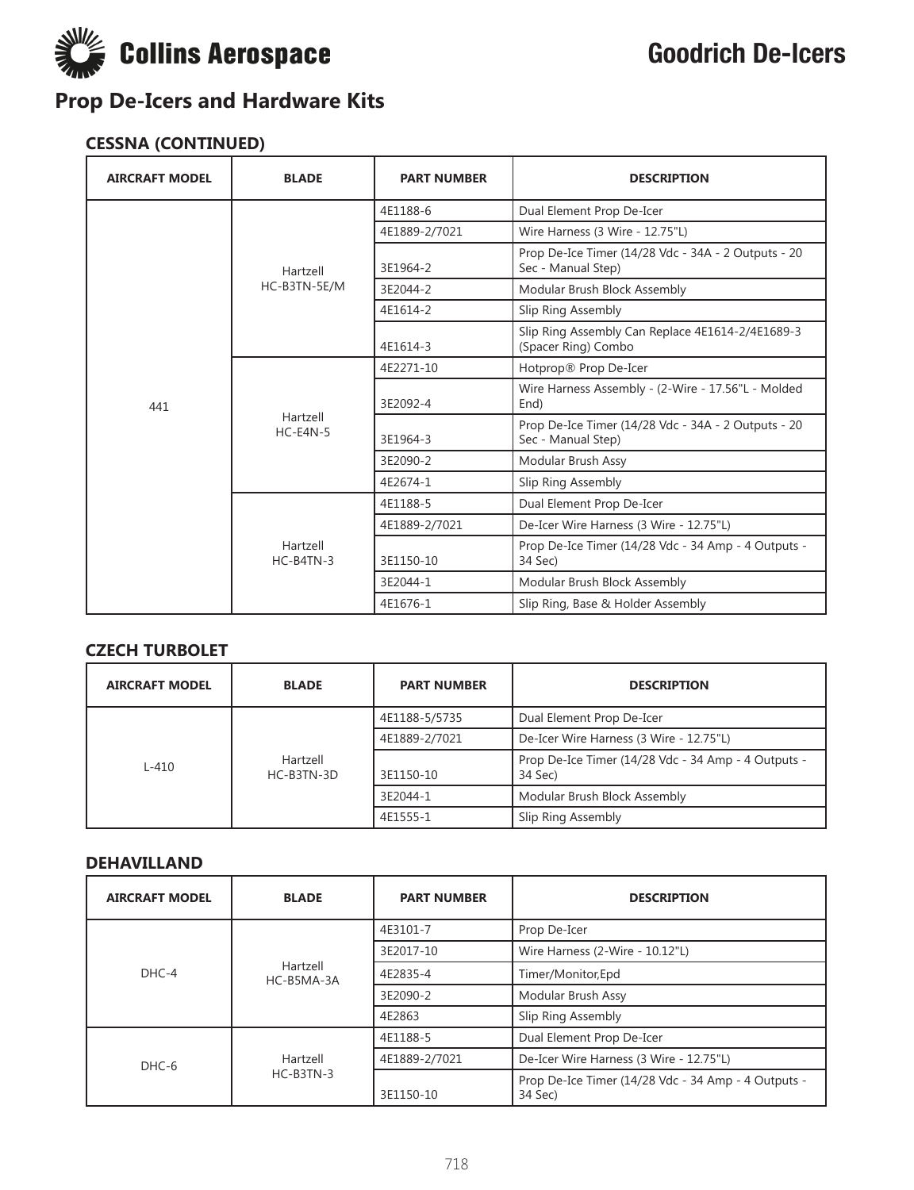## Prop De-Icers and Hardware Kits

### CESSNA (CONTINUED)

| AIRCRAFT MODEL | BLADE | PART NUMBER | DESCRIPTION |
|---|---|---|---|
| 441 | Hartzell HC-B3TN-5E/M | 4E1188-6 | Dual Element Prop De-Icer |
| | | 4E1889-2/7021 | Wire Harness (3 Wire - 12.75"L) |
| | | 3E1964-2 | Prop De-Ice Timer (14/28 Vdc - 34A - 2 Outputs - 20 Sec - Manual Step) |
| | | 3E2044-2 | Modular Brush Block Assembly |
| | | 4E1614-2 | Slip Ring Assembly |
| | | 4E1614-3 | Slip Ring Assembly Can Replace 4E1614-2/4E1689-3 (Spacer Ring) Combo |
| | Hartzell HC-E4N-5 | 4E2271-10 | Hotprop® Prop De-Icer |
| | | 3E2092-4 | Wire Harness Assembly - (2-Wire - 17.56"L - Molded End) |
| | | 3E1964-3 | Prop De-Ice Timer (14/28 Vdc - 34A - 2 Outputs - 20 Sec - Manual Step) |
| | | 3E2090-2 | Modular Brush Assy |
| | | 4E2674-1 | Slip Ring Assembly |
| | Hartzell HC-B4TN-3 | 4E1188-5 | Dual Element Prop De-Icer |
| | | 4E1889-2/7021 | De-Icer Wire Harness (3 Wire - 12.75"L) |
| | | 3E1150-10 | Prop De-Ice Timer (14/28 Vdc - 34 Amp - 4 Outputs - 34 Sec) |
| | | 3E2044-1 | Modular Brush Block Assembly |
| | | 4E1676-1 | Slip Ring, Base & Holder Assembly |

### CZECH TURBOLET

| AIRCRAFT MODEL | BLADE | PART NUMBER | DESCRIPTION |
|---|---|---|---|
| L-410 | Hartzell HC-B3TN-3D | 4E1188-5/5735 | Dual Element Prop De-Icer |
| | | 4E1889-2/7021 | De-Icer Wire Harness (3 Wire - 12.75"L) |
| | | 3E1150-10 | Prop De-Ice Timer (14/28 Vdc - 34 Amp - 4 Outputs - 34 Sec) |
| | | 3E2044-1 | Modular Brush Block Assembly |
| | | 4E1555-1 | Slip Ring Assembly |

### DEHAVILLAND

| AIRCRAFT MODEL | BLADE | PART NUMBER | DESCRIPTION |
|---|---|---|---|
| DHC-4 | Hartzell HC-B5MA-3A | 4E3101-7 | Prop De-Icer |
| | | 3E2017-10 | Wire Harness (2-Wire - 10.12"L) |
| | | 4E2835-4 | Timer/Monitor,Epd |
| | | 3E2090-2 | Modular Brush Assy |
| | | 4E2863 | Slip Ring Assembly |
| DHC-6 | Hartzell HC-B3TN-3 | 4E1188-5 | Dual Element Prop De-Icer |
| | | 4E1889-2/7021 | De-Icer Wire Harness (3 Wire - 12.75"L) |
| | | 3E1150-10 | Prop De-Ice Timer (14/28 Vdc - 34 Amp - 4 Outputs - 34 Sec) |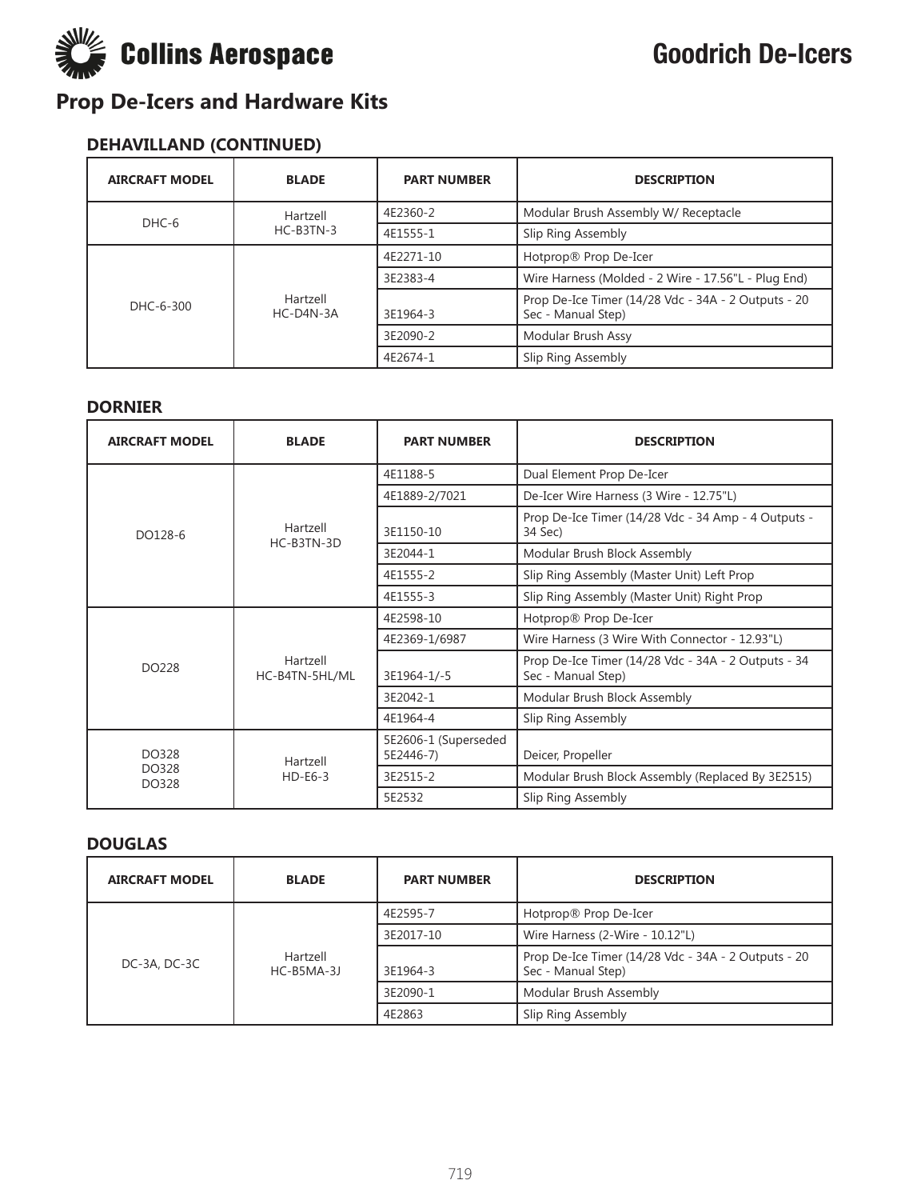# Goodrich De-Icers

## Prop De-Icers and Hardware Kits

### DEHAVILLAND (CONTINUED)

| AIRCRAFT MODEL | BLADE | PART NUMBER | DESCRIPTION |
|---|---|---|---|
| DHC-6 | Hartzell HC-B3TN-3 | 4E2360-2 | Modular Brush Assembly W/ Receptacle |
| | | 4E1555-1 | Slip Ring Assembly |
| DHC-6-300 | Hartzell HC-D4N-3A | 4E2271-10 | Hotprop® Prop De-Icer |
| | | 3E2383-4 | Wire Harness (Molded - 2 Wire - 17.56"L - Plug End) |
| | | 3E1964-3 | Prop De-Ice Timer (14/28 Vdc - 34A - 2 Outputs - 20 Sec - Manual Step) |
| | | 3E2090-2 | Modular Brush Assy |
| | | 4E2674-1 | Slip Ring Assembly |

### DORNIER

| AIRCRAFT MODEL | BLADE | PART NUMBER | DESCRIPTION |
|---|---|---|---|
| DO128-6 | Hartzell HC-B3TN-3D | 4E1188-5 | Dual Element Prop De-Icer |
| | | 4E1889-2/7021 | De-Icer Wire Harness (3 Wire - 12.75"L) |
| | | 3E1150-10 | Prop De-Ice Timer (14/28 Vdc - 34 Amp - 4 Outputs - 34 Sec) |
| | | 3E2044-1 | Modular Brush Block Assembly |
| | | 4E1555-2 | Slip Ring Assembly (Master Unit) Left Prop |
| | | 4E1555-3 | Slip Ring Assembly (Master Unit) Right Prop |
| DO228 | Hartzell HC-B4TN-5HL/ML | 4E2598-10 | Hotprop® Prop De-Icer |
| | | 4E2369-1/6987 | Wire Harness (3 Wire With Connector - 12.93"L) |
| | | 3E1964-1/-5 | Prop De-Ice Timer (14/28 Vdc - 34A - 2 Outputs - 34 Sec - Manual Step) |
| | | 3E2042-1 | Modular Brush Block Assembly |
| | | 4E1964-4 | Slip Ring Assembly |
| DO328 DO328 DO328 | Hartzell HD-E6-3 | 5E2606-1 (Superseded 5E2446-7) | Deicer, Propeller |
| | | 3E2515-2 | Modular Brush Block Assembly (Replaced By 3E2515) |
| | | 5E2532 | Slip Ring Assembly |

### DOUGLAS

| AIRCRAFT MODEL | BLADE | PART NUMBER | DESCRIPTION |
|---|---|---|---|
| DC-3A, DC-3C | Hartzell HC-B5MA-3J | 4E2595-7 | Hotprop® Prop De-Icer |
| | | 3E2017-10 | Wire Harness (2-Wire - 10.12"L) |
| | | 3E1964-3 | Prop De-Ice Timer (14/28 Vdc - 34A - 2 Outputs - 20 Sec - Manual Step) |
| | | 3E2090-1 | Modular Brush Assembly |
| | | 4E2863 | Slip Ring Assembly |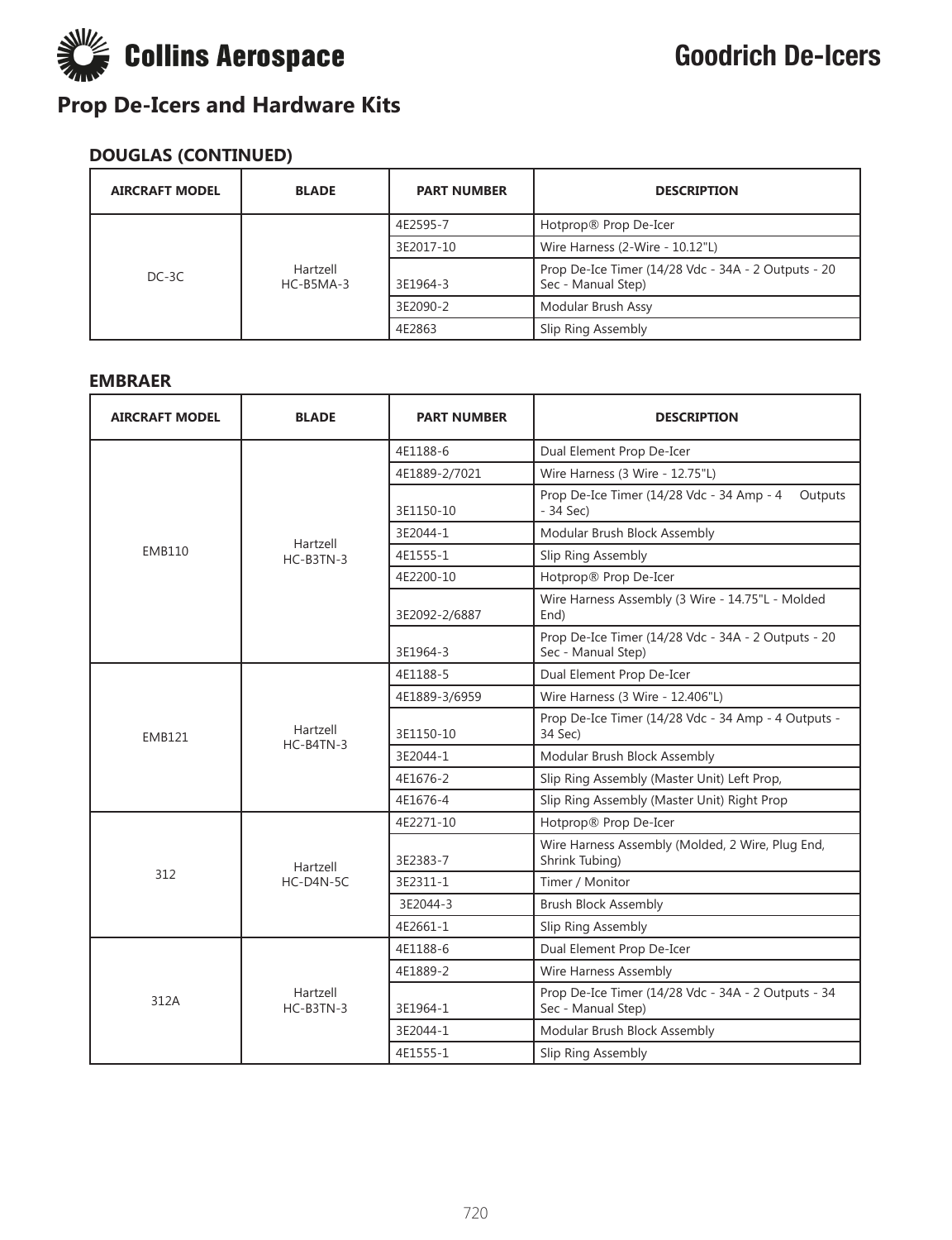## Prop De-Icers and Hardware Kits

### DOUGLAS (CONTINUED)

| AIRCRAFT MODEL | BLADE | PART NUMBER | DESCRIPTION |
|---|---|---|---|
| DC-3C | Hartzell HC-B5MA-3 | 4E2595-7 | Hotprop® Prop De-Icer |
| | | 3E2017-10 | Wire Harness (2-Wire - 10.12"L) |
| | | 3E1964-3 | Prop De-Ice Timer (14/28 Vdc - 34A - 2 Outputs - 20 Sec - Manual Step) |
| | | 3E2090-2 | Modular Brush Assy |
| | | 4E2863 | Slip Ring Assembly |

### EMBRAER

| AIRCRAFT MODEL | BLADE | PART NUMBER | DESCRIPTION |
|---|---|---|---|
| EMB110 | Hartzell HC-B3TN-3 | 4E1188-6 | Dual Element Prop De-Icer |
| | | 4E1889-2/7021 | Wire Harness (3 Wire - 12.75"L) |
| | | 3E1150-10 | Prop De-Ice Timer (14/28 Vdc - 34 Amp - 4 Outputs - 34 Sec) |
| | | 3E2044-1 | Modular Brush Block Assembly |
| | | 4E1555-1 | Slip Ring Assembly |
| | | 4E2200-10 | Hotprop® Prop De-Icer |
| | | 3E2092-2/6887 | Wire Harness Assembly (3 Wire - 14.75"L - Molded End) |
| | | 3E1964-3 | Prop De-Ice Timer (14/28 Vdc - 34A - 2 Outputs - 20 Sec - Manual Step) |
| EMB121 | Hartzell HC-B4TN-3 | 4E1188-5 | Dual Element Prop De-Icer |
| | | 4E1889-3/6959 | Wire Harness (3 Wire - 12.406"L) |
| | | 3E1150-10 | Prop De-Ice Timer (14/28 Vdc - 34 Amp - 4 Outputs - 34 Sec) |
| | | 3E2044-1 | Modular Brush Block Assembly |
| | | 4E1676-2 | Slip Ring Assembly (Master Unit) Left Prop, |
| | | 4E1676-4 | Slip Ring Assembly (Master Unit) Right Prop |
| 312 | Hartzell HC-D4N-5C | 4E2271-10 | Hotprop® Prop De-Icer |
| | | 3E2383-7 | Wire Harness Assembly (Molded, 2 Wire, Plug End, Shrink Tubing) |
| | | 3E2311-1 | Timer / Monitor |
| | | 3E2044-3 | Brush Block Assembly |
| | | 4E2661-1 | Slip Ring Assembly |
| 312A | Hartzell HC-B3TN-3 | 4E1188-6 | Dual Element Prop De-Icer |
| | | 4E1889-2 | Wire Harness Assembly |
| | | 3E1964-1 | Prop De-Ice Timer (14/28 Vdc - 34A - 2 Outputs - 34 Sec - Manual Step) |
| | | 3E2044-1 | Modular Brush Block Assembly |
| | | 4E1555-1 | Slip Ring Assembly |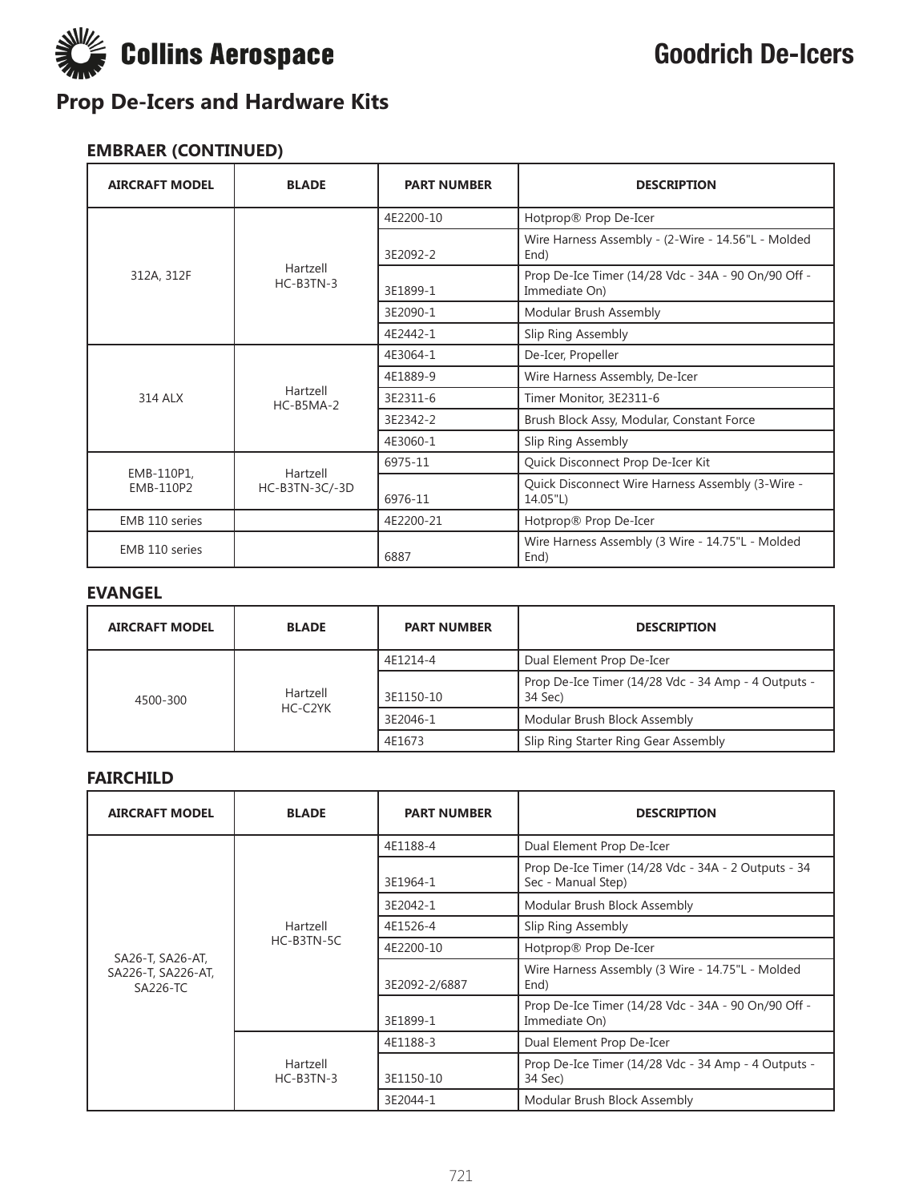# Prop De-Icers and Hardware Kits

### EMBRAER (CONTINUED)

| AIRCRAFT MODEL | BLADE | PART NUMBER | DESCRIPTION |
|---|---|---|---|
| 312A, 312F | Hartzell HC-B3TN-3 | 4E2200-10 | Hotprop® Prop De-Icer |
| | | 3E2092-2 | Wire Harness Assembly - (2-Wire - 14.56"L - Molded End) |
| | | 3E1899-1 | Prop De-Ice Timer (14/28 Vdc - 34A - 90 On/90 Off - Immediate On) |
| | | 3E2090-1 | Modular Brush Assembly |
| | | 4E2442-1 | Slip Ring Assembly |
| 314 ALX | Hartzell HC-B5MA-2 | 4E3064-1 | De-Icer, Propeller |
| | | 4E1889-9 | Wire Harness Assembly, De-Icer |
| | | 3E2311-6 | Timer Monitor, 3E2311-6 |
| | | 3E2342-2 | Brush Block Assy, Modular, Constant Force |
| | | 4E3060-1 | Slip Ring Assembly |
| EMB-110P1, EMB-110P2 | Hartzell HC-B3TN-3C/-3D | 6975-11 | Quick Disconnect Prop De-Icer Kit |
| | | 6976-11 | Quick Disconnect Wire Harness Assembly (3-Wire - 14.05"L) |
| EMB 110 series | | 4E2200-21 | Hotprop® Prop De-Icer |
| EMB 110 series | | 6887 | Wire Harness Assembly (3 Wire - 14.75"L - Molded End) |

### EVANGEL

| AIRCRAFT MODEL | BLADE | PART NUMBER | DESCRIPTION |
|---|---|---|---|
| 4500-300 | Hartzell HC-C2YK | 4E1214-4 | Dual Element Prop De-Icer |
| | | 3E1150-10 | Prop De-Ice Timer (14/28 Vdc - 34 Amp - 4 Outputs - 34 Sec) |
| | | 3E2046-1 | Modular Brush Block Assembly |
| | | 4E1673 | Slip Ring Starter Ring Gear Assembly |

### FAIRCHILD

| AIRCRAFT MODEL | BLADE | PART NUMBER | DESCRIPTION |
|---|---|---|---|
| SA26-T, SA26-AT, SA226-T, SA226-AT, SA226-TC | Hartzell HC-B3TN-5C | 4E1188-4 | Dual Element Prop De-Icer |
| | | 3E1964-1 | Prop De-Ice Timer (14/28 Vdc - 34A - 2 Outputs - 34 Sec - Manual Step) |
| | | 3E2042-1 | Modular Brush Block Assembly |
| | | 4E1526-4 | Slip Ring Assembly |
| | | 4E2200-10 | Hotprop® Prop De-Icer |
| | | 3E2092-2/6887 | Wire Harness Assembly (3 Wire - 14.75"L - Molded End) |
| | | 3E1899-1 | Prop De-Ice Timer (14/28 Vdc - 34A - 90 On/90 Off - Immediate On) |
| | Hartzell HC-B3TN-3 | 4E1188-3 | Dual Element Prop De-Icer |
| | | 3E1150-10 | Prop De-Ice Timer (14/28 Vdc - 34 Amp - 4 Outputs - 34 Sec) |
| | | 3E2044-1 | Modular Brush Block Assembly |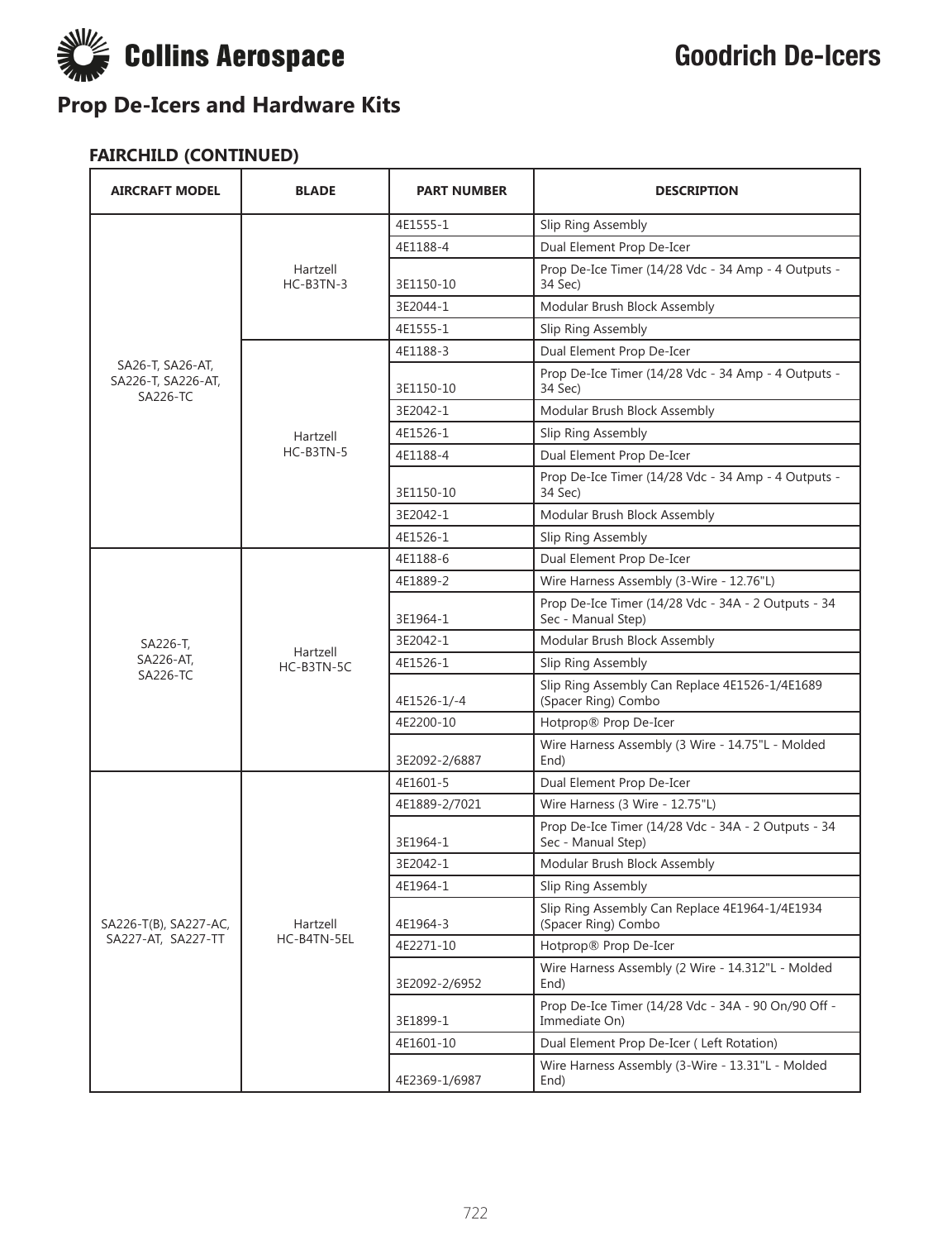# Prop De-Icers and Hardware Kits

### FAIRCHILD (CONTINUED)

| AIRCRAFT MODEL | BLADE | PART NUMBER | DESCRIPTION |
|---|---|---|---|
| SA26-T, SA26-AT, SA226-T, SA226-AT, SA226-TC | Hartzell HC-B3TN-3 | 4E1555-1 | Slip Ring Assembly |
| | | 4E1188-4 | Dual Element Prop De-Icer |
| | | 3E1150-10 | Prop De-Ice Timer (14/28 Vdc - 34 Amp - 4 Outputs - 34 Sec) |
| | | 3E2044-1 | Modular Brush Block Assembly |
| | | 4E1555-1 | Slip Ring Assembly |
| | Hartzell HC-B3TN-5 | 4E1188-3 | Dual Element Prop De-Icer |
| | | 3E1150-10 | Prop De-Ice Timer (14/28 Vdc - 34 Amp - 4 Outputs - 34 Sec) |
| | | 3E2042-1 | Modular Brush Block Assembly |
| | | 4E1526-1 | Slip Ring Assembly |
| | | 4E1188-4 | Dual Element Prop De-Icer |
| | | 3E1150-10 | Prop De-Ice Timer (14/28 Vdc - 34 Amp - 4 Outputs - 34 Sec) |
| | | 3E2042-1 | Modular Brush Block Assembly |
| | | 4E1526-1 | Slip Ring Assembly |
| SA226-T, SA226-AT, SA226-TC | Hartzell HC-B3TN-5C | 4E1188-6 | Dual Element Prop De-Icer |
| | | 4E1889-2 | Wire Harness Assembly (3-Wire - 12.76"L) |
| | | 3E1964-1 | Prop De-Ice Timer (14/28 Vdc - 34A - 2 Outputs - 34 Sec - Manual Step) |
| | | 3E2042-1 | Modular Brush Block Assembly |
| | | 4E1526-1 | Slip Ring Assembly |
| | | 4E1526-1/-4 | Slip Ring Assembly Can Replace 4E1526-1/4E1689 (Spacer Ring) Combo |
| | | 4E2200-10 | Hotprop® Prop De-Icer |
| | | 3E2092-2/6887 | Wire Harness Assembly (3 Wire - 14.75"L - Molded End) |
| SA226-T(B), SA227-AC, SA227-AT, SA227-TT | Hartzell HC-B4TN-5EL | 4E1601-5 | Dual Element Prop De-Icer |
| | | 4E1889-2/7021 | Wire Harness (3 Wire - 12.75"L) |
| | | 3E1964-1 | Prop De-Ice Timer (14/28 Vdc - 34A - 2 Outputs - 34 Sec - Manual Step) |
| | | 3E2042-1 | Modular Brush Block Assembly |
| | | 4E1964-1 | Slip Ring Assembly |
| | | 4E1964-3 | Slip Ring Assembly Can Replace 4E1964-1/4E1934 (Spacer Ring) Combo |
| | | 4E2271-10 | Hotprop® Prop De-Icer |
| | | 3E2092-2/6952 | Wire Harness Assembly (2 Wire - 14.312"L - Molded End) |
| | | 3E1899-1 | Prop De-Ice Timer (14/28 Vdc - 34A - 90 On/90 Off - Immediate On) |
| | | 4E1601-10 | Dual Element Prop De-Icer ( Left Rotation) |
| | | 4E2369-1/6987 | Wire Harness Assembly (3-Wire - 13.31"L - Molded End) |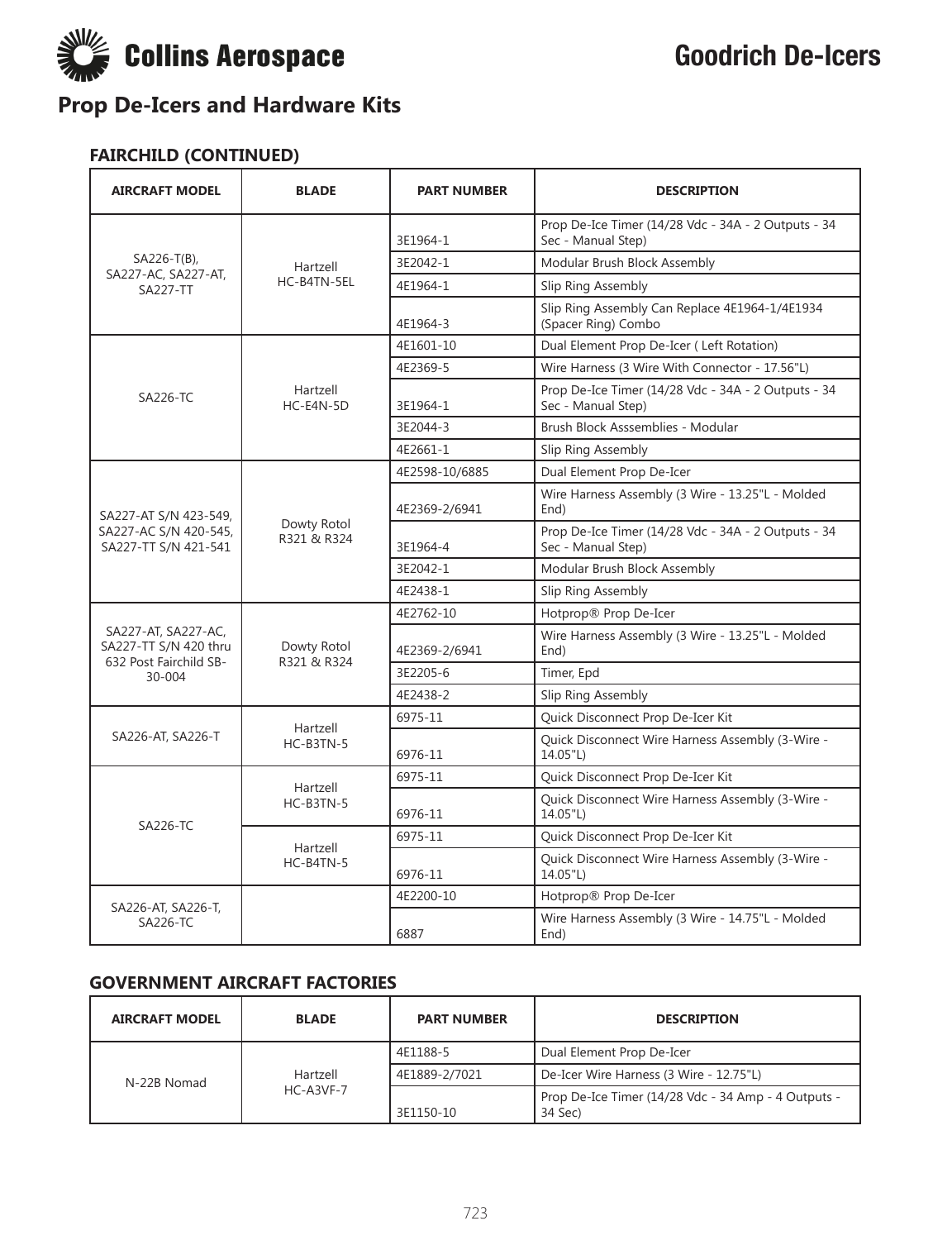## Prop De-Icers and Hardware Kits

### FAIRCHILD (CONTINUED)

| AIRCRAFT MODEL | BLADE | PART NUMBER | DESCRIPTION |
|---|---|---|---|
| SA226-T(B), SA227-AC, SA227-AT, SA227-TT | Hartzell HC-B4TN-5EL | 3E1964-1 | Prop De-Ice Timer (14/28 Vdc - 34A - 2 Outputs - 34 Sec - Manual Step) |
| | | 3E2042-1 | Modular Brush Block Assembly |
| | | 4E1964-1 | Slip Ring Assembly |
| | | 4E1964-3 | Slip Ring Assembly Can Replace 4E1964-1/4E1934 (Spacer Ring) Combo |
| SA226-TC | Hartzell HC-E4N-5D | 4E1601-10 | Dual Element Prop De-Icer ( Left Rotation) |
| | | 4E2369-5 | Wire Harness (3 Wire With Connector - 17.56"L) |
| | | 3E1964-1 | Prop De-Ice Timer (14/28 Vdc - 34A - 2 Outputs - 34 Sec - Manual Step) |
| | | 3E2044-3 | Brush Block Asssemblies - Modular |
| | | 4E2661-1 | Slip Ring Assembly |
| SA227-AT S/N 423-549, SA227-AC S/N 420-545, SA227-TT S/N 421-541 | Dowty Rotol R321 & R324 | 4E2598-10/6885 | Dual Element Prop De-Icer |
| | | 4E2369-2/6941 | Wire Harness Assembly (3 Wire - 13.25"L - Molded End) |
| | | 3E1964-4 | Prop De-Ice Timer (14/28 Vdc - 34A - 2 Outputs - 34 Sec - Manual Step) |
| | | 3E2042-1 | Modular Brush Block Assembly |
| | | 4E2438-1 | Slip Ring Assembly |
| SA227-AT, SA227-AC, SA227-TT S/N 420 thru 632 Post Fairchild SB-30-004 | Dowty Rotol R321 & R324 | 4E2762-10 | Hotprop® Prop De-Icer |
| | | 4E2369-2/6941 | Wire Harness Assembly (3 Wire - 13.25"L - Molded End) |
| | | 3E2205-6 | Timer, Epd |
| | | 4E2438-2 | Slip Ring Assembly |
| SA226-AT, SA226-T | Hartzell HC-B3TN-5 | 6975-11 | Quick Disconnect Prop De-Icer Kit |
| | | 6976-11 | Quick Disconnect Wire Harness Assembly (3-Wire - 14.05"L) |
| SA226-TC | Hartzell HC-B3TN-5 | 6975-11 | Quick Disconnect Prop De-Icer Kit |
| | | 6976-11 | Quick Disconnect Wire Harness Assembly (3-Wire - 14.05"L) |
| | Hartzell HC-B4TN-5 | 6975-11 | Quick Disconnect Prop De-Icer Kit |
| | | 6976-11 | Quick Disconnect Wire Harness Assembly (3-Wire - 14.05"L) |
| SA226-AT, SA226-T, SA226-TC | | 4E2200-10 | Hotprop® Prop De-Icer |
| | | 6887 | Wire Harness Assembly (3 Wire - 14.75"L - Molded End) |

### GOVERNMENT AIRCRAFT FACTORIES

| AIRCRAFT MODEL | BLADE | PART NUMBER | DESCRIPTION |
|---|---|---|---|
| N-22B Nomad | Hartzell HC-A3VF-7 | 4E1188-5 | Dual Element Prop De-Icer |
| | | 4E1889-2/7021 | De-Icer Wire Harness (3 Wire - 12.75"L) |
| | | 3E1150-10 | Prop De-Ice Timer (14/28 Vdc - 34 Amp - 4 Outputs - 34 Sec) |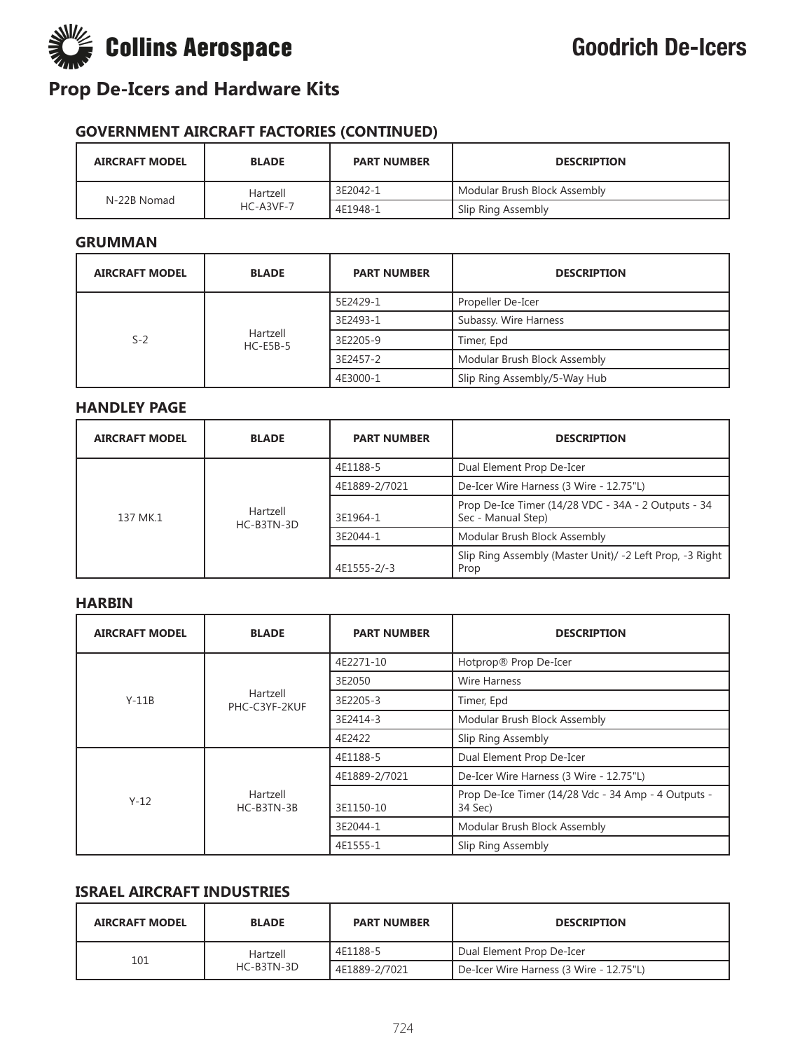# Prop De-Icers and Hardware Kits

### GOVERNMENT AIRCRAFT FACTORIES (CONTINUED)

| AIRCRAFT MODEL | BLADE | PART NUMBER | DESCRIPTION |
|---|---|---|---|
| N-22B Nomad | Hartzell HC-A3VF-7 | 3E2042-1 | Modular Brush Block Assembly |
| | | 4E1948-1 | Slip Ring Assembly |

### GRUMMAN

| AIRCRAFT MODEL | BLADE | PART NUMBER | DESCRIPTION |
|---|---|---|---|
| S-2 | Hartzell HC-E5B-5 | 5E2429-1 | Propeller De-Icer |
| | | 3E2493-1 | Subassy. Wire Harness |
| | | 3E2205-9 | Timer, Epd |
| | | 3E2457-2 | Modular Brush Block Assembly |
| | | 4E3000-1 | Slip Ring Assembly/5-Way Hub |

### HANDLEY PAGE

| AIRCRAFT MODEL | BLADE | PART NUMBER | DESCRIPTION |
|---|---|---|---|
| 137 MK.1 | Hartzell HC-B3TN-3D | 4E1188-5 | Dual Element Prop De-Icer |
| | | 4E1889-2/7021 | De-Icer Wire Harness (3 Wire - 12.75"L) |
| | | 3E1964-1 | Prop De-Ice Timer (14/28 VDC - 34A - 2 Outputs - 34 Sec - Manual Step) |
| | | 3E2044-1 | Modular Brush Block Assembly |
| | | 4E1555-2/-3 | Slip Ring Assembly (Master Unit)/ -2 Left Prop, -3 Right Prop |

### HARBIN

| AIRCRAFT MODEL | BLADE | PART NUMBER | DESCRIPTION |
|---|---|---|---|
| Y-11B | Hartzell PHC-C3YF-2KUF | 4E2271-10 | Hotprop® Prop De-Icer |
| | | 3E2050 | Wire Harness |
| | | 3E2205-3 | Timer, Epd |
| | | 3E2414-3 | Modular Brush Block Assembly |
| | | 4E2422 | Slip Ring Assembly |
| Y-12 | Hartzell HC-B3TN-3B | 4E1188-5 | Dual Element Prop De-Icer |
| | | 4E1889-2/7021 | De-Icer Wire Harness (3 Wire - 12.75"L) |
| | | 3E1150-10 | Prop De-Ice Timer (14/28 Vdc - 34 Amp - 4 Outputs - 34 Sec) |
| | | 3E2044-1 | Modular Brush Block Assembly |
| | | 4E1555-1 | Slip Ring Assembly |

### ISRAEL AIRCRAFT INDUSTRIES

| AIRCRAFT MODEL | BLADE | PART NUMBER | DESCRIPTION |
|---|---|---|---|
| 101 | Hartzell HC-B3TN-3D | 4E1188-5 | Dual Element Prop De-Icer |
| | | 4E1889-2/7021 | De-Icer Wire Harness (3 Wire - 12.75"L) |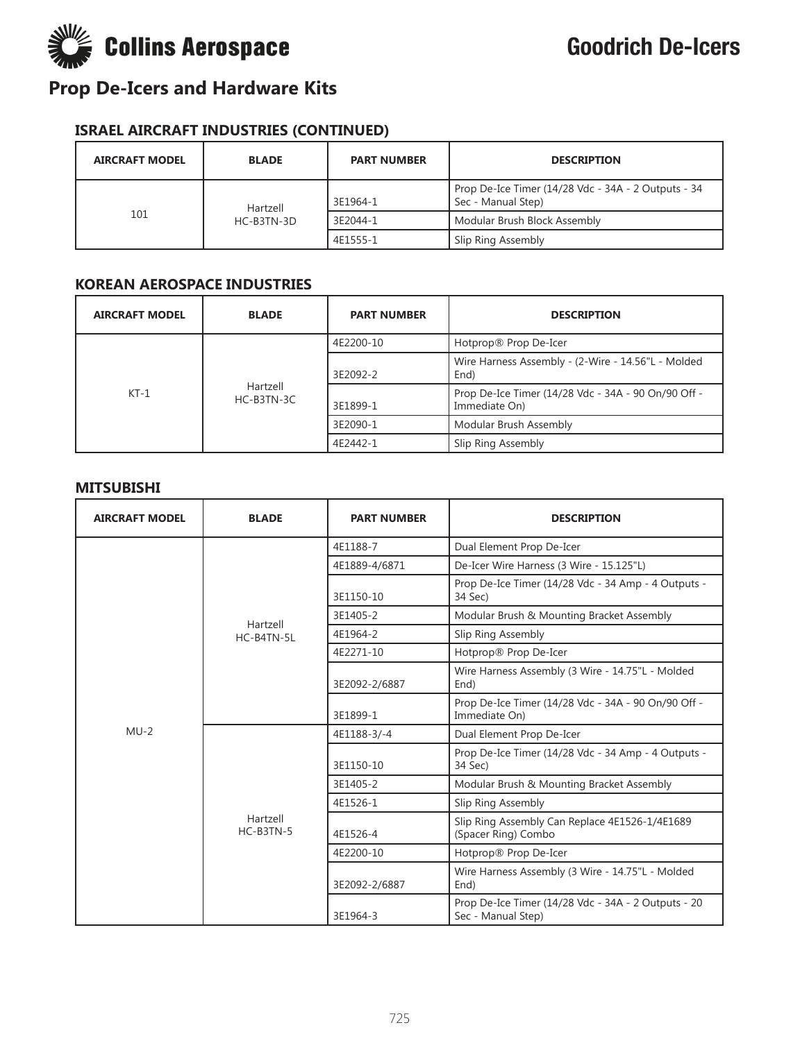## Prop De-Icers and Hardware Kits

### ISRAEL AIRCRAFT INDUSTRIES (CONTINUED)

| AIRCRAFT MODEL | BLADE | PART NUMBER | DESCRIPTION |
|---|---|---|---|
| 101 | Hartzell HC-B3TN-3D | 3E1964-1 | Prop De-Ice Timer (14/28 Vdc - 34A - 2 Outputs - 34 Sec - Manual Step) |
| | | 3E2044-1 | Modular Brush Block Assembly |
| | | 4E1555-1 | Slip Ring Assembly |

### KOREAN AEROSPACE INDUSTRIES

| AIRCRAFT MODEL | BLADE | PART NUMBER | DESCRIPTION |
|---|---|---|---|
| KT-1 | Hartzell HC-B3TN-3C | 4E2200-10 | Hotprop® Prop De-Icer |
| | | 3E2092-2 | Wire Harness Assembly - (2-Wire - 14.56"L - Molded End) |
| | | 3E1899-1 | Prop De-Ice Timer (14/28 Vdc - 34A - 90 On/90 Off - Immediate On) |
| | | 3E2090-1 | Modular Brush Assembly |
| | | 4E2442-1 | Slip Ring Assembly |

### MITSUBISHI

| AIRCRAFT MODEL | BLADE | PART NUMBER | DESCRIPTION |
|---|---|---|---|
| MU-2 | Hartzell HC-B4TN-5L | 4E1188-7 | Dual Element Prop De-Icer |
| | | 4E1889-4/6871 | De-Icer Wire Harness (3 Wire - 15.125"L) |
| | | 3E1150-10 | Prop De-Ice Timer (14/28 Vdc - 34 Amp - 4 Outputs - 34 Sec) |
| | | 3E1405-2 | Modular Brush & Mounting Bracket Assembly |
| | | 4E1964-2 | Slip Ring Assembly |
| | | 4E2271-10 | Hotprop® Prop De-Icer |
| | | 3E2092-2/6887 | Wire Harness Assembly (3 Wire - 14.75"L - Molded End) |
| | | 3E1899-1 | Prop De-Ice Timer (14/28 Vdc - 34A - 90 On/90 Off - Immediate On) |
| | Hartzell HC-B3TN-5 | 4E1188-3/-4 | Dual Element Prop De-Icer |
| | | 3E1150-10 | Prop De-Ice Timer (14/28 Vdc - 34 Amp - 4 Outputs - 34 Sec) |
| | | 3E1405-2 | Modular Brush & Mounting Bracket Assembly |
| | | 4E1526-1 | Slip Ring Assembly |
| | | 4E1526-4 | Slip Ring Assembly Can Replace 4E1526-1/4E1689 (Spacer Ring) Combo |
| | | 4E2200-10 | Hotprop® Prop De-Icer |
| | | 3E2092-2/6887 | Wire Harness Assembly (3 Wire - 14.75"L - Molded End) |
| | | 3E1964-3 | Prop De-Ice Timer (14/28 Vdc - 34A - 2 Outputs - 20 Sec - Manual Step) |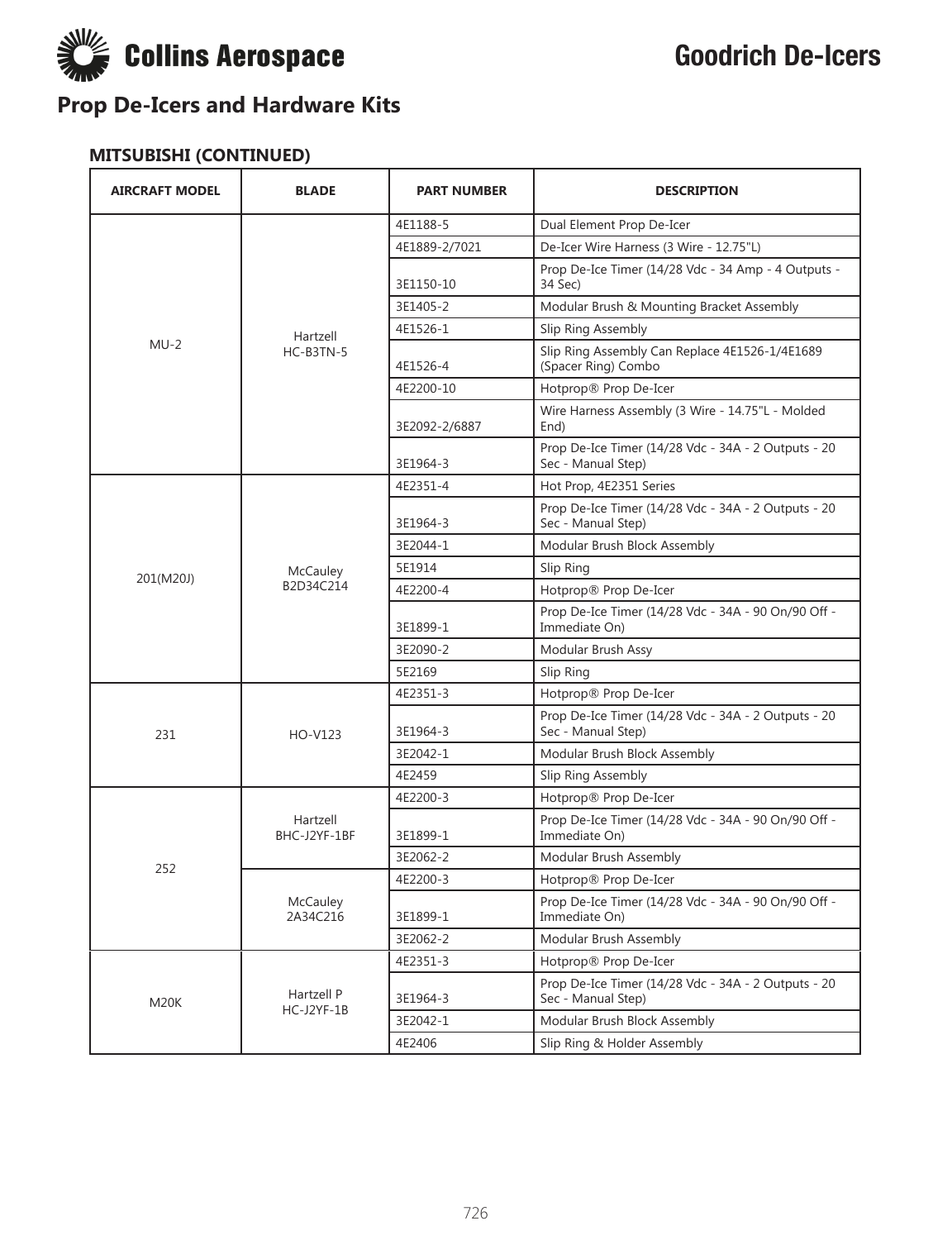# Prop De-Icers and Hardware Kits

### MITSUBISHI (CONTINUED)

| AIRCRAFT MODEL | BLADE | PART NUMBER | DESCRIPTION |
|---|---|---|---|
| MU-2 | Hartzell HC-B3TN-5 | 4E1188-5 | Dual Element Prop De-Icer |
| | | 4E1889-2/7021 | De-Icer Wire Harness (3 Wire - 12.75"L) |
| | | 3E1150-10 | Prop De-Ice Timer (14/28 Vdc - 34 Amp - 4 Outputs - 34 Sec) |
| | | 3E1405-2 | Modular Brush & Mounting Bracket Assembly |
| | | 4E1526-1 | Slip Ring Assembly |
| | | 4E1526-4 | Slip Ring Assembly Can Replace 4E1526-1/4E1689 (Spacer Ring) Combo |
| | | 4E2200-10 | Hotprop® Prop De-Icer |
| | | 3E2092-2/6887 | Wire Harness Assembly (3 Wire - 14.75"L - Molded End) |
| | | 3E1964-3 | Prop De-Ice Timer (14/28 Vdc - 34A - 2 Outputs - 20 Sec - Manual Step) |
| 201(M20J) | McCauley B2D34C214 | 4E2351-4 | Hot Prop, 4E2351 Series |
| | | 3E1964-3 | Prop De-Ice Timer (14/28 Vdc - 34A - 2 Outputs - 20 Sec - Manual Step) |
| | | 3E2044-1 | Modular Brush Block Assembly |
| | | 5E1914 | Slip Ring |
| | | 4E2200-4 | Hotprop® Prop De-Icer |
| | | 3E1899-1 | Prop De-Ice Timer (14/28 Vdc - 34A - 90 On/90 Off - Immediate On) |
| | | 3E2090-2 | Modular Brush Assy |
| | | 5E2169 | Slip Ring |
| 231 | HO-V123 | 4E2351-3 | Hotprop® Prop De-Icer |
| | | 3E1964-3 | Prop De-Ice Timer (14/28 Vdc - 34A - 2 Outputs - 20 Sec - Manual Step) |
| | | 3E2042-1 | Modular Brush Block Assembly |
| | | 4E2459 | Slip Ring Assembly |
| 252 | Hartzell BHC-J2YF-1BF | 4E2200-3 | Hotprop® Prop De-Icer |
| | | 3E1899-1 | Prop De-Ice Timer (14/28 Vdc - 34A - 90 On/90 Off - Immediate On) |
| | | 3E2062-2 | Modular Brush Assembly |
| | McCauley 2A34C216 | 4E2200-3 | Hotprop® Prop De-Icer |
| | | 3E1899-1 | Prop De-Ice Timer (14/28 Vdc - 34A - 90 On/90 Off - Immediate On) |
| | | 3E2062-2 | Modular Brush Assembly |
| M20K | Hartzell P HC-J2YF-1B | 4E2351-3 | Hotprop® Prop De-Icer |
| | | 3E1964-3 | Prop De-Ice Timer (14/28 Vdc - 34A - 2 Outputs - 20 Sec - Manual Step) |
| | | 3E2042-1 | Modular Brush Block Assembly |
| | | 4E2406 | Slip Ring & Holder Assembly |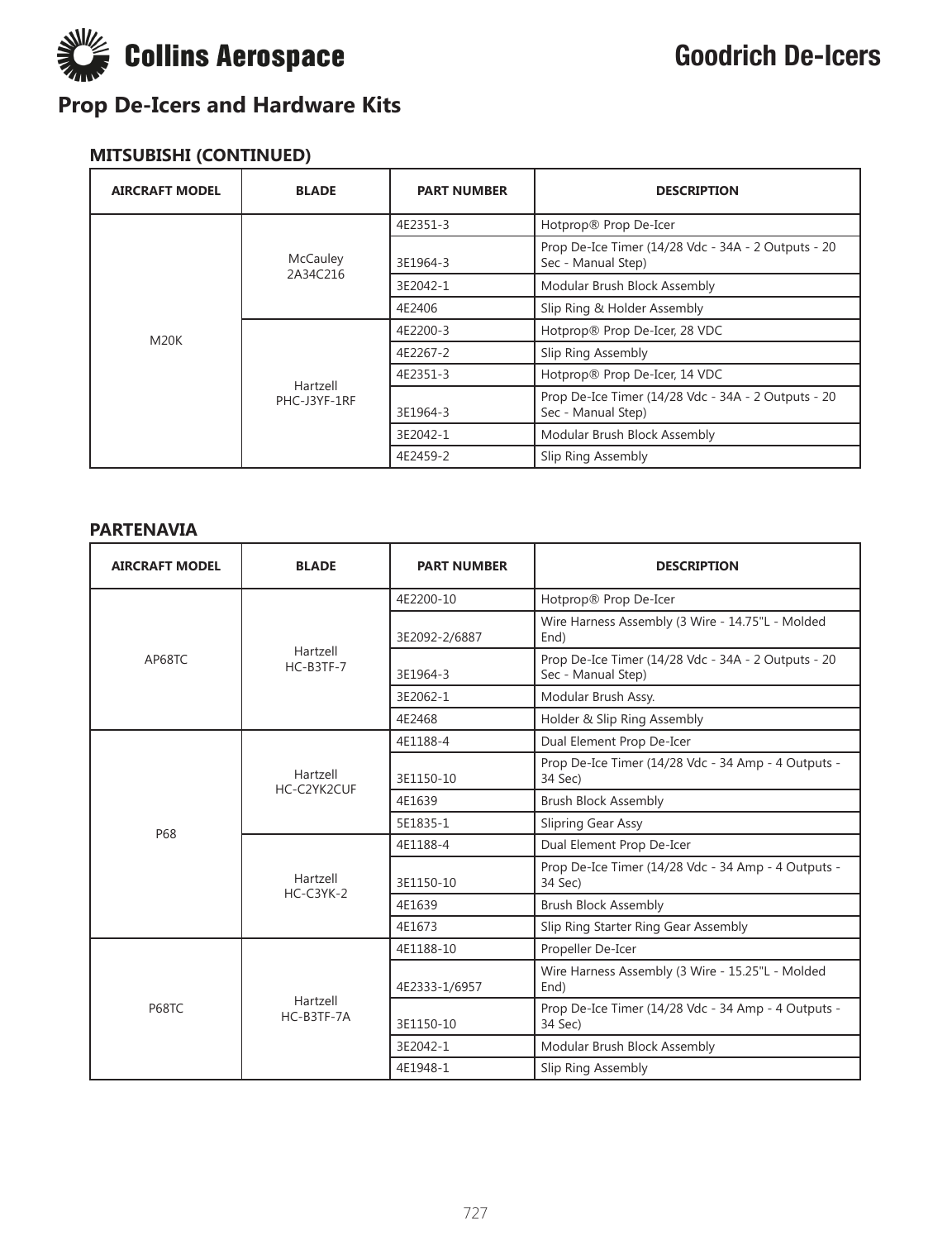# Prop De-Icers and Hardware Kits

### MITSUBISHI (CONTINUED)

| AIRCRAFT MODEL | BLADE | PART NUMBER | DESCRIPTION |
|---|---|---|---|
| M20K | McCauley 2A34C216 | 4E2351-3 | Hotprop® Prop De-Icer |
| | | 3E1964-3 | Prop De-Ice Timer (14/28 Vdc - 34A - 2 Outputs - 20 Sec - Manual Step) |
| | | 3E2042-1 | Modular Brush Block Assembly |
| | | 4E2406 | Slip Ring & Holder Assembly |
| | Hartzell PHC-J3YF-1RF | 4E2200-3 | Hotprop® Prop De-Icer, 28 VDC |
| | | 4E2267-2 | Slip Ring Assembly |
| | | 4E2351-3 | Hotprop® Prop De-Icer, 14 VDC |
| | | 3E1964-3 | Prop De-Ice Timer (14/28 Vdc - 34A - 2 Outputs - 20 Sec - Manual Step) |
| | | 3E2042-1 | Modular Brush Block Assembly |
| | | 4E2459-2 | Slip Ring Assembly |

### PARTENAVIA

| AIRCRAFT MODEL | BLADE | PART NUMBER | DESCRIPTION |
|---|---|---|---|
| AP68TC | Hartzell HC-B3TF-7 | 4E2200-10 | Hotprop® Prop De-Icer |
| | | 3E2092-2/6887 | Wire Harness Assembly (3 Wire - 14.75"L - Molded End) |
| | | 3E1964-3 | Prop De-Ice Timer (14/28 Vdc - 34A - 2 Outputs - 20 Sec - Manual Step) |
| | | 3E2062-1 | Modular Brush Assy. |
| | | 4E2468 | Holder & Slip Ring Assembly |
| P68 | Hartzell HC-C2YK2CUF | 4E1188-4 | Dual Element Prop De-Icer |
| | | 3E1150-10 | Prop De-Ice Timer (14/28 Vdc - 34 Amp - 4 Outputs - 34 Sec) |
| | | 4E1639 | Brush Block Assembly |
| | | 5E1835-1 | Slipring Gear Assy |
| | Hartzell HC-C3YK-2 | 4E1188-4 | Dual Element Prop De-Icer |
| | | 3E1150-10 | Prop De-Ice Timer (14/28 Vdc - 34 Amp - 4 Outputs - 34 Sec) |
| | | 4E1639 | Brush Block Assembly |
| | | 4E1673 | Slip Ring Starter Ring Gear Assembly |
| P68TC | Hartzell HC-B3TF-7A | 4E1188-10 | Propeller De-Icer |
| | | 4E2333-1/6957 | Wire Harness Assembly (3 Wire - 15.25"L - Molded End) |
| | | 3E1150-10 | Prop De-Ice Timer (14/28 Vdc - 34 Amp - 4 Outputs - 34 Sec) |
| | | 3E2042-1 | Modular Brush Block Assembly |
| | | 4E1948-1 | Slip Ring Assembly |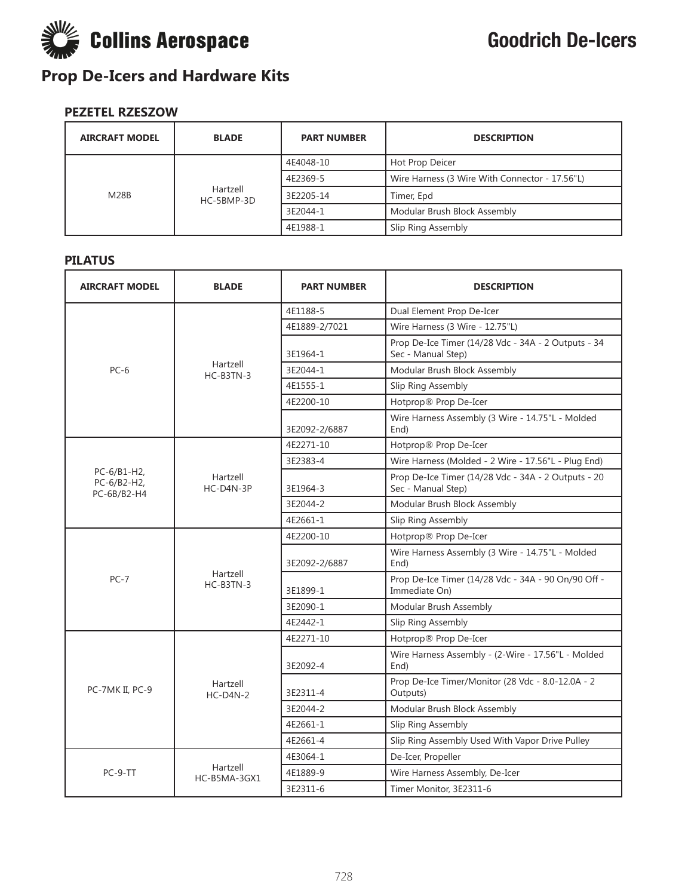## Prop De-Icers and Hardware Kits

### PEZETEL RZESZOW

| AIRCRAFT MODEL | BLADE | PART NUMBER | DESCRIPTION |
|---|---|---|---|
| M28B | Hartzell HC-5BMP-3D | 4E4048-10 | Hot Prop Deicer |
| | | 4E2369-5 | Wire Harness (3 Wire With Connector - 17.56"L) |
| | | 3E2205-14 | Timer, Epd |
| | | 3E2044-1 | Modular Brush Block Assembly |
| | | 4E1988-1 | Slip Ring Assembly |

### PILATUS

| AIRCRAFT MODEL | BLADE | PART NUMBER | DESCRIPTION |
|---|---|---|---|
| PC-6 | Hartzell HC-B3TN-3 | 4E1188-5 | Dual Element Prop De-Icer |
| | | 4E1889-2/7021 | Wire Harness (3 Wire - 12.75"L) |
| | | 3E1964-1 | Prop De-Ice Timer (14/28 Vdc - 34A - 2 Outputs - 34 Sec - Manual Step) |
| | | 3E2044-1 | Modular Brush Block Assembly |
| | | 4E1555-1 | Slip Ring Assembly |
| | | 4E2200-10 | Hotprop® Prop De-Icer |
| | | 3E2092-2/6887 | Wire Harness Assembly (3 Wire - 14.75"L - Molded End) |
| PC-6/B1-H2, PC-6/B2-H2, PC-6B/B2-H4 | Hartzell HC-D4N-3P | 4E2271-10 | Hotprop® Prop De-Icer |
| | | 3E2383-4 | Wire Harness (Molded - 2 Wire - 17.56"L - Plug End) |
| | | 3E1964-3 | Prop De-Ice Timer (14/28 Vdc - 34A - 2 Outputs - 20 Sec - Manual Step) |
| | | 3E2044-2 | Modular Brush Block Assembly |
| | | 4E2661-1 | Slip Ring Assembly |
| PC-7 | Hartzell HC-B3TN-3 | 4E2200-10 | Hotprop® Prop De-Icer |
| | | 3E2092-2/6887 | Wire Harness Assembly (3 Wire - 14.75"L - Molded End) |
| | | 3E1899-1 | Prop De-Ice Timer (14/28 Vdc - 34A - 90 On/90 Off - Immediate On) |
| | | 3E2090-1 | Modular Brush Assembly |
| | | 4E2442-1 | Slip Ring Assembly |
| PC-7MK II, PC-9 | Hartzell HC-D4N-2 | 4E2271-10 | Hotprop® Prop De-Icer |
| | | 3E2092-4 | Wire Harness Assembly - (2-Wire - 17.56"L - Molded End) |
| | | 3E2311-4 | Prop De-Ice Timer/Monitor (28 Vdc - 8.0-12.0A - 2 Outputs) |
| | | 3E2044-2 | Modular Brush Block Assembly |
| | | 4E2661-1 | Slip Ring Assembly |
| | | 4E2661-4 | Slip Ring Assembly Used With Vapor Drive Pulley |
| PC-9-TT | Hartzell HC-B5MA-3GX1 | 4E3064-1 | De-Icer, Propeller |
| | | 4E1889-9 | Wire Harness Assembly, De-Icer |
| | | 3E2311-6 | Timer Monitor, 3E2311-6 |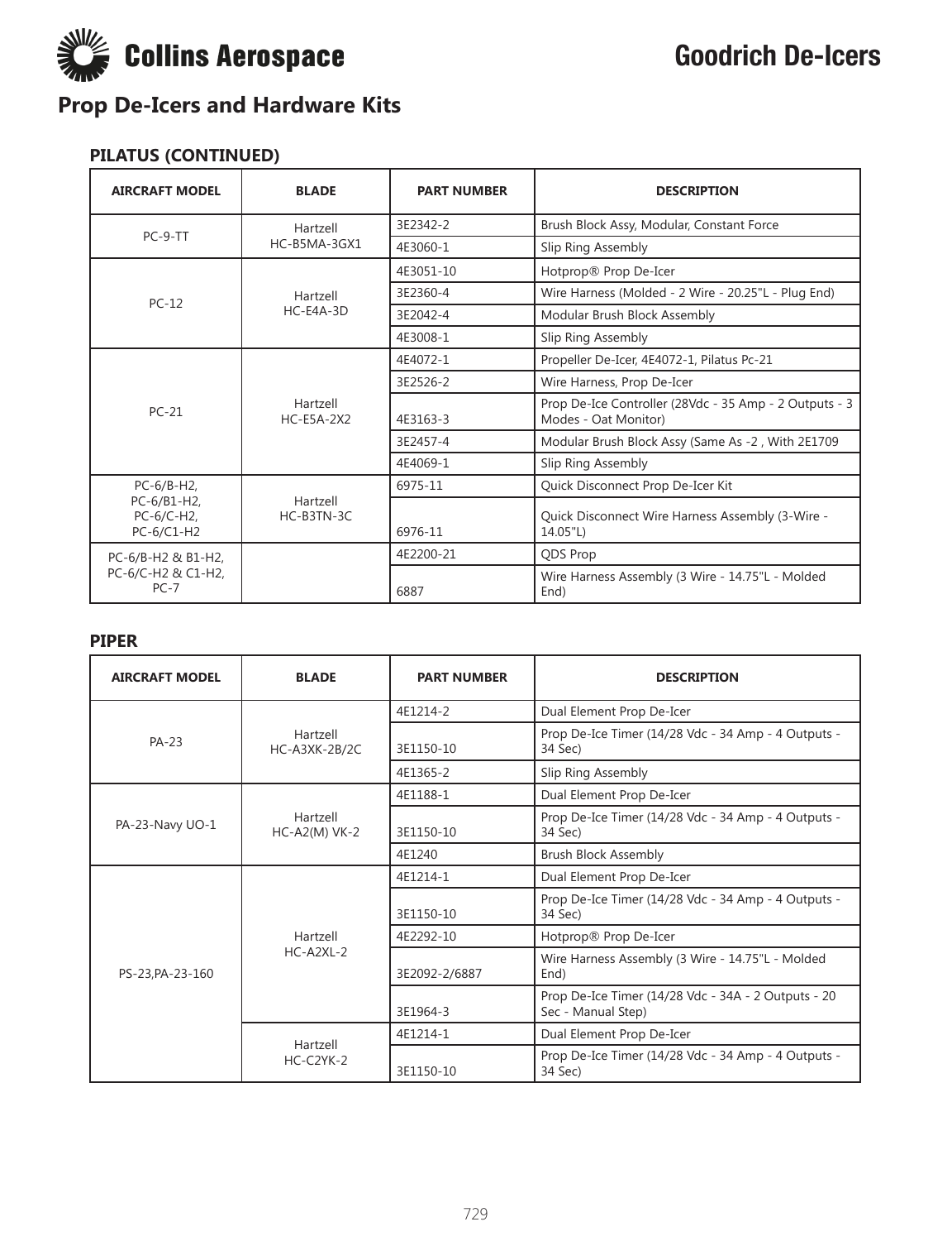# Prop De-Icers and Hardware Kits

### PILATUS (CONTINUED)

| AIRCRAFT MODEL | BLADE | PART NUMBER | DESCRIPTION |
|---|---|---|---|
| PC-9-TT | Hartzell HC-B5MA-3GX1 | 3E2342-2 | Brush Block Assy, Modular, Constant Force |
| | | 4E3060-1 | Slip Ring Assembly |
| PC-12 | Hartzell HC-E4A-3D | 4E3051-10 | Hotprop® Prop De-Icer |
| | | 3E2360-4 | Wire Harness (Molded - 2 Wire - 20.25"L - Plug End) |
| | | 3E2042-4 | Modular Brush Block Assembly |
| | | 4E3008-1 | Slip Ring Assembly |
| PC-21 | Hartzell HC-E5A-2X2 | 4E4072-1 | Propeller De-Icer, 4E4072-1, Pilatus Pc-21 |
| | | 3E2526-2 | Wire Harness, Prop De-Icer |
| | | 4E3163-3 | Prop De-Ice Controller (28Vdc - 35 Amp - 2 Outputs - 3 Modes - Oat Monitor) |
| | | 3E2457-4 | Modular Brush Block Assy (Same As -2 , With 2E1709 |
| | | 4E4069-1 | Slip Ring Assembly |
| PC-6/B-H2, PC-6/B1-H2, PC-6/C-H2, PC-6/C1-H2 | Hartzell HC-B3TN-3C | 6975-11 | Quick Disconnect Prop De-Icer Kit |
| | | 6976-11 | Quick Disconnect Wire Harness Assembly (3-Wire - 14.05"L) |
| PC-6/B-H2 & B1-H2, PC-6/C-H2 & C1-H2, PC-7 | | 4E2200-21 | QDS Prop |
| | | 6887 | Wire Harness Assembly (3 Wire - 14.75"L - Molded End) |

### PIPER

| AIRCRAFT MODEL | BLADE | PART NUMBER | DESCRIPTION |
|---|---|---|---|
| PA-23 | Hartzell HC-A3XK-2B/2C | 4E1214-2 | Dual Element Prop De-Icer |
| | | 3E1150-10 | Prop De-Ice Timer (14/28 Vdc - 34 Amp - 4 Outputs - 34 Sec) |
| | | 4E1365-2 | Slip Ring Assembly |
| PA-23-Navy UO-1 | Hartzell HC-A2(M) VK-2 | 4E1188-1 | Dual Element Prop De-Icer |
| | | 3E1150-10 | Prop De-Ice Timer (14/28 Vdc - 34 Amp - 4 Outputs - 34 Sec) |
| | | 4E1240 | Brush Block Assembly |
| PS-23,PA-23-160 | Hartzell HC-A2XL-2 | 4E1214-1 | Dual Element Prop De-Icer |
| | | 3E1150-10 | Prop De-Ice Timer (14/28 Vdc - 34 Amp - 4 Outputs - 34 Sec) |
| | | 4E2292-10 | Hotprop® Prop De-Icer |
| | | 3E2092-2/6887 | Wire Harness Assembly (3 Wire - 14.75"L - Molded End) |
| | | 3E1964-3 | Prop De-Ice Timer (14/28 Vdc - 34A - 2 Outputs - 20 Sec - Manual Step) |
| | Hartzell HC-C2YK-2 | 4E1214-1 | Dual Element Prop De-Icer |
| | | 3E1150-10 | Prop De-Ice Timer (14/28 Vdc - 34 Amp - 4 Outputs - 34 Sec) |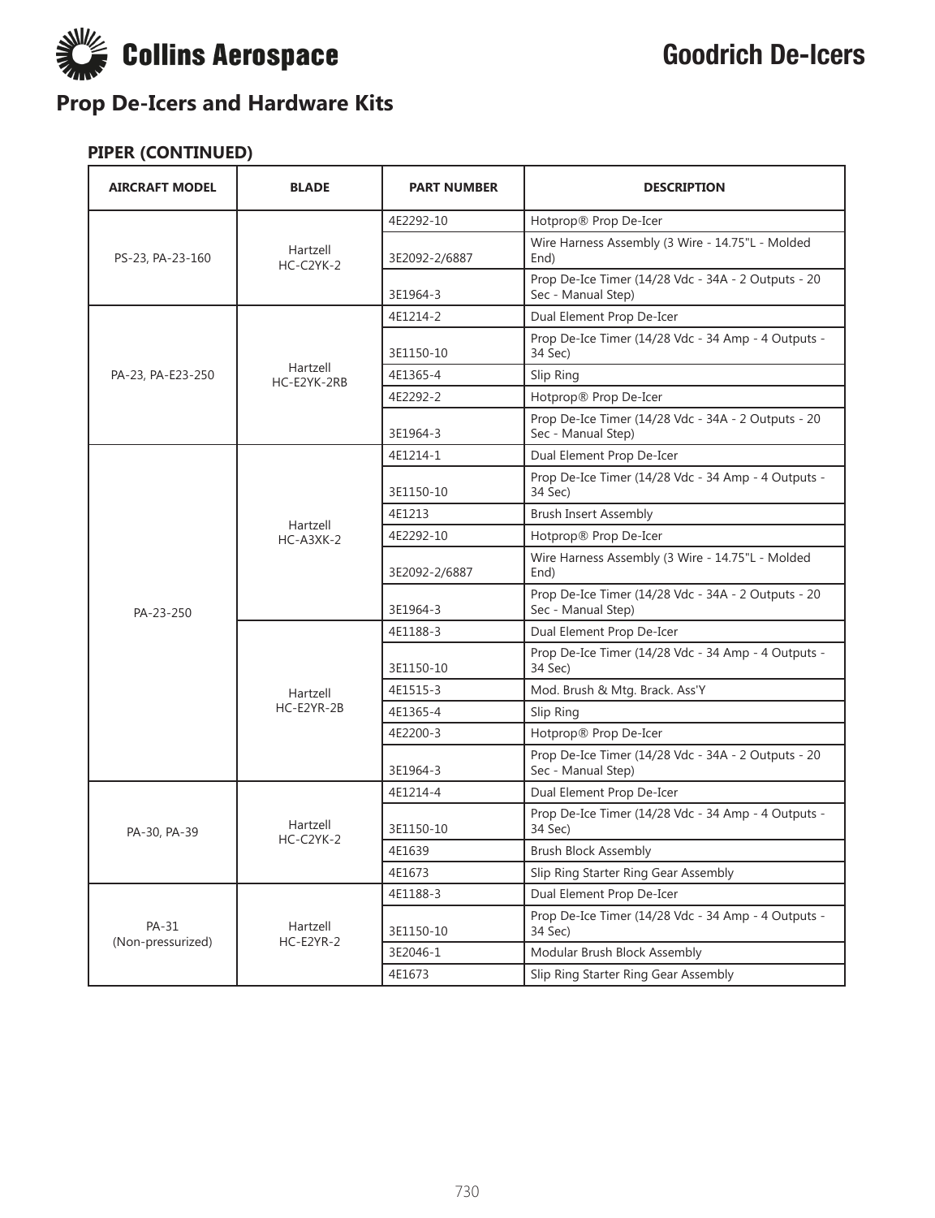# Prop De-Icers and Hardware Kits

## PIPER (CONTINUED)

| AIRCRAFT MODEL | BLADE | PART NUMBER | DESCRIPTION |
|---|---|---|---|
| PS-23, PA-23-160 | Hartzell HC-C2YK-2 | 4E2292-10 | Hotprop® Prop De-Icer |
| | | 3E2092-2/6887 | Wire Harness Assembly (3 Wire - 14.75"L - Molded End) |
| | | 3E1964-3 | Prop De-Ice Timer (14/28 Vdc - 34A - 2 Outputs - 20 Sec - Manual Step) |
| PA-23, PA-E23-250 | Hartzell HC-E2YK-2RB | 4E1214-2 | Dual Element Prop De-Icer |
| | | 3E1150-10 | Prop De-Ice Timer (14/28 Vdc - 34 Amp - 4 Outputs - 34 Sec) |
| | | 4E1365-4 | Slip Ring |
| | | 4E2292-2 | Hotprop® Prop De-Icer |
| | | 3E1964-3 | Prop De-Ice Timer (14/28 Vdc - 34A - 2 Outputs - 20 Sec - Manual Step) |
| PA-23-250 | Hartzell HC-A3XK-2 | 4E1214-1 | Dual Element Prop De-Icer |
| | | 3E1150-10 | Prop De-Ice Timer (14/28 Vdc - 34 Amp - 4 Outputs - 34 Sec) |
| | | 4E1213 | Brush Insert Assembly |
| | | 4E2292-10 | Hotprop® Prop De-Icer |
| | | 3E2092-2/6887 | Wire Harness Assembly (3 Wire - 14.75"L - Molded End) |
| | | 3E1964-3 | Prop De-Ice Timer (14/28 Vdc - 34A - 2 Outputs - 20 Sec - Manual Step) |
| | Hartzell HC-E2YR-2B | 4E1188-3 | Dual Element Prop De-Icer |
| | | 3E1150-10 | Prop De-Ice Timer (14/28 Vdc - 34 Amp - 4 Outputs - 34 Sec) |
| | | 4E1515-3 | Mod. Brush & Mtg. Brack. Ass'Y |
| | | 4E1365-4 | Slip Ring |
| | | 4E2200-3 | Hotprop® Prop De-Icer |
| | | 3E1964-3 | Prop De-Ice Timer (14/28 Vdc - 34A - 2 Outputs - 20 Sec - Manual Step) |
| PA-30, PA-39 | Hartzell HC-C2YK-2 | 4E1214-4 | Dual Element Prop De-Icer |
| | | 3E1150-10 | Prop De-Ice Timer (14/28 Vdc - 34 Amp - 4 Outputs - 34 Sec) |
| | | 4E1639 | Brush Block Assembly |
| | | 4E1673 | Slip Ring Starter Ring Gear Assembly |
| PA-31 (Non-pressurized) | Hartzell HC-E2YR-2 | 4E1188-3 | Dual Element Prop De-Icer |
| | | 3E1150-10 | Prop De-Ice Timer (14/28 Vdc - 34 Amp - 4 Outputs - 34 Sec) |
| | | 3E2046-1 | Modular Brush Block Assembly |
| | | 4E1673 | Slip Ring Starter Ring Gear Assembly |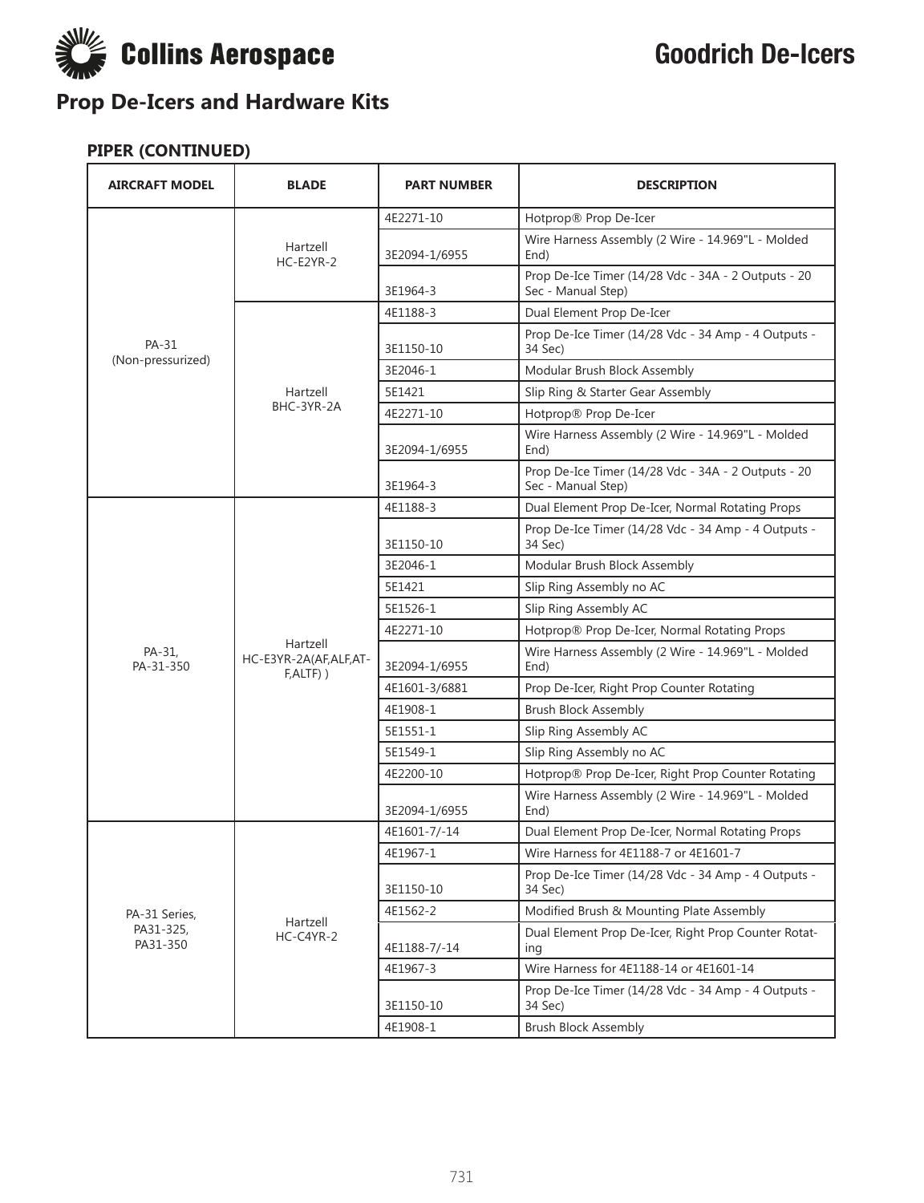# Prop De-Icers and Hardware Kits

### PIPER (CONTINUED)

| AIRCRAFT MODEL | BLADE | PART NUMBER | DESCRIPTION |
|---|---|---|---|
| PA-31 (Non-pressurized) | Hartzell HC-E2YR-2 | 4E2271-10 | Hotprop® Prop De-Icer |
| | | 3E2094-1/6955 | Wire Harness Assembly (2 Wire - 14.969"L - Molded End) |
| | | 3E1964-3 | Prop De-Ice Timer (14/28 Vdc - 34A - 2 Outputs - 20 Sec - Manual Step) |
| | Hartzell BHC-3YR-2A | 4E1188-3 | Dual Element Prop De-Icer |
| | | 3E1150-10 | Prop De-Ice Timer (14/28 Vdc - 34 Amp - 4 Outputs - 34 Sec) |
| | | 3E2046-1 | Modular Brush Block Assembly |
| | | 5E1421 | Slip Ring & Starter Gear Assembly |
| | | 4E2271-10 | Hotprop® Prop De-Icer |
| | | 3E2094-1/6955 | Wire Harness Assembly (2 Wire - 14.969"L - Molded End) |
| | | 3E1964-3 | Prop De-Ice Timer (14/28 Vdc - 34A - 2 Outputs - 20 Sec - Manual Step) |
| PA-31, PA-31-350 | Hartzell HC-E3YR-2A(AF,ALF,AT-F,ALTF) ) | 4E1188-3 | Dual Element Prop De-Icer, Normal Rotating Props |
| | | 3E1150-10 | Prop De-Ice Timer (14/28 Vdc - 34 Amp - 4 Outputs - 34 Sec) |
| | | 3E2046-1 | Modular Brush Block Assembly |
| | | 5E1421 | Slip Ring Assembly no AC |
| | | 5E1526-1 | Slip Ring Assembly AC |
| | | 4E2271-10 | Hotprop® Prop De-Icer, Normal Rotating Props |
| | | 3E2094-1/6955 | Wire Harness Assembly (2 Wire - 14.969"L - Molded End) |
| | | 4E1601-3/6881 | Prop De-Icer, Right Prop Counter Rotating |
| | | 4E1908-1 | Brush Block Assembly |
| | | 5E1551-1 | Slip Ring Assembly AC |
| | | 5E1549-1 | Slip Ring Assembly no AC |
| | | 4E2200-10 | Hotprop® Prop De-Icer, Right Prop Counter Rotating |
| | | 3E2094-1/6955 | Wire Harness Assembly (2 Wire - 14.969"L - Molded End) |
| PA-31 Series, PA31-325, PA31-350 | Hartzell HC-C4YR-2 | 4E1601-7/-14 | Dual Element Prop De-Icer, Normal Rotating Props |
| | | 4E1967-1 | Wire Harness for 4E1188-7 or 4E1601-7 |
| | | 3E1150-10 | Prop De-Ice Timer (14/28 Vdc - 34 Amp - 4 Outputs - 34 Sec) |
| | | 4E1562-2 | Modified Brush & Mounting Plate Assembly |
| | | 4E1188-7/-14 | Dual Element Prop De-Icer, Right Prop Counter Rotating |
| | | 4E1967-3 | Wire Harness for 4E1188-14 or 4E1601-14 |
| | | 3E1150-10 | Prop De-Ice Timer (14/28 Vdc - 34 Amp - 4 Outputs - 34 Sec) |
| | | 4E1908-1 | Brush Block Assembly |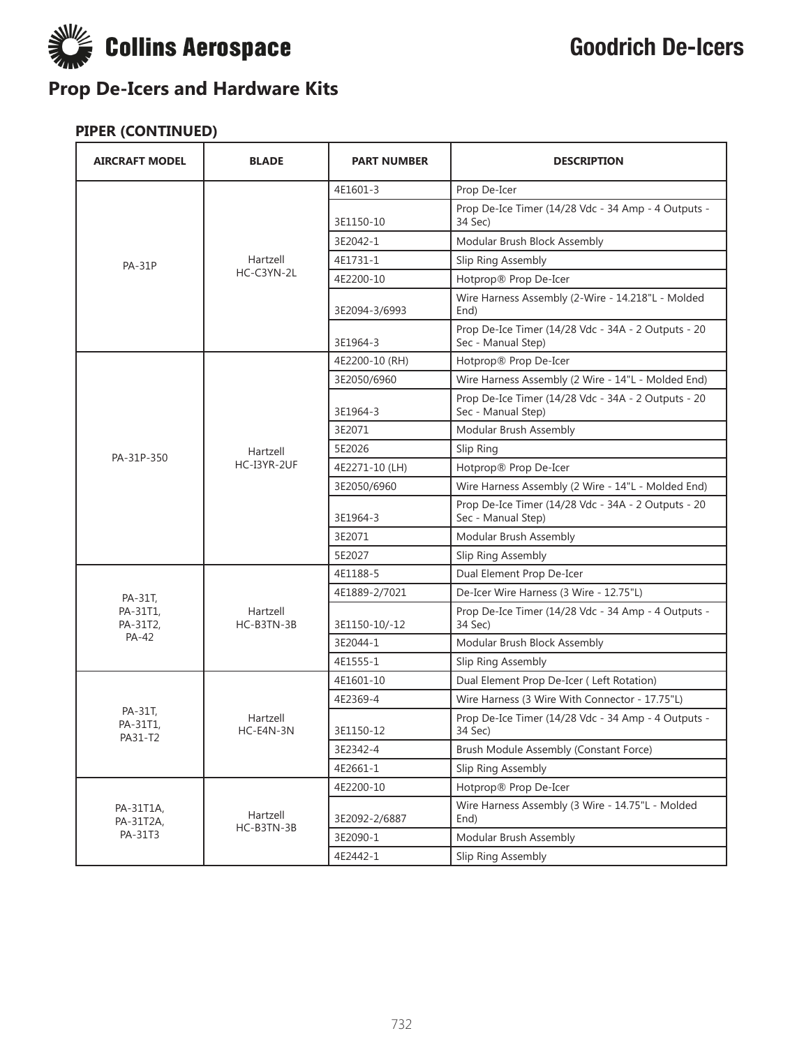# Prop De-Icers and Hardware Kits

### PIPER (CONTINUED)

| AIRCRAFT MODEL | BLADE | PART NUMBER | DESCRIPTION |
|---|---|---|---|
| PA-31P | Hartzell HC-C3YN-2L | 4E1601-3 | Prop De-Icer |
| | | 3E1150-10 | Prop De-Ice Timer (14/28 Vdc - 34 Amp - 4 Outputs - 34 Sec) |
| | | 3E2042-1 | Modular Brush Block Assembly |
| | | 4E1731-1 | Slip Ring Assembly |
| | | 4E2200-10 | Hotprop® Prop De-Icer |
| | | 3E2094-3/6993 | Wire Harness Assembly (2-Wire - 14.218"L - Molded End) |
| | | 3E1964-3 | Prop De-Ice Timer (14/28 Vdc - 34A - 2 Outputs - 20 Sec - Manual Step) |
| PA-31P-350 | Hartzell HC-I3YR-2UF | 4E2200-10 (RH) | Hotprop® Prop De-Icer |
| | | 3E2050/6960 | Wire Harness Assembly (2 Wire - 14"L - Molded End) |
| | | 3E1964-3 | Prop De-Ice Timer (14/28 Vdc - 34A - 2 Outputs - 20 Sec - Manual Step) |
| | | 3E2071 | Modular Brush Assembly |
| | | 5E2026 | Slip Ring |
| | | 4E2271-10 (LH) | Hotprop® Prop De-Icer |
| | | 3E2050/6960 | Wire Harness Assembly (2 Wire - 14"L - Molded End) |
| | | 3E1964-3 | Prop De-Ice Timer (14/28 Vdc - 34A - 2 Outputs - 20 Sec - Manual Step) |
| | | 3E2071 | Modular Brush Assembly |
| | | 5E2027 | Slip Ring Assembly |
| PA-31T, PA-31T1, PA-31T2, PA-42 | Hartzell HC-B3TN-3B | 4E1188-5 | Dual Element Prop De-Icer |
| | | 4E1889-2/7021 | De-Icer Wire Harness (3 Wire - 12.75"L) |
| | | 3E1150-10/-12 | Prop De-Ice Timer (14/28 Vdc - 34 Amp - 4 Outputs - 34 Sec) |
| | | 3E2044-1 | Modular Brush Block Assembly |
| | | 4E1555-1 | Slip Ring Assembly |
| PA-31T, PA-31T1, PA31-T2 | Hartzell HC-E4N-3N | 4E1601-10 | Dual Element Prop De-Icer ( Left Rotation) |
| | | 4E2369-4 | Wire Harness (3 Wire With Connector - 17.75"L) |
| | | 3E1150-12 | Prop De-Ice Timer (14/28 Vdc - 34 Amp - 4 Outputs - 34 Sec) |
| | | 3E2342-4 | Brush Module Assembly (Constant Force) |
| | | 4E2661-1 | Slip Ring Assembly |
| PA-31T1A, PA-31T2A, PA-31T3 | Hartzell HC-B3TN-3B | 4E2200-10 | Hotprop® Prop De-Icer |
| | | 3E2092-2/6887 | Wire Harness Assembly (3 Wire - 14.75"L - Molded End) |
| | | 3E2090-1 | Modular Brush Assembly |
| | | 4E2442-1 | Slip Ring Assembly |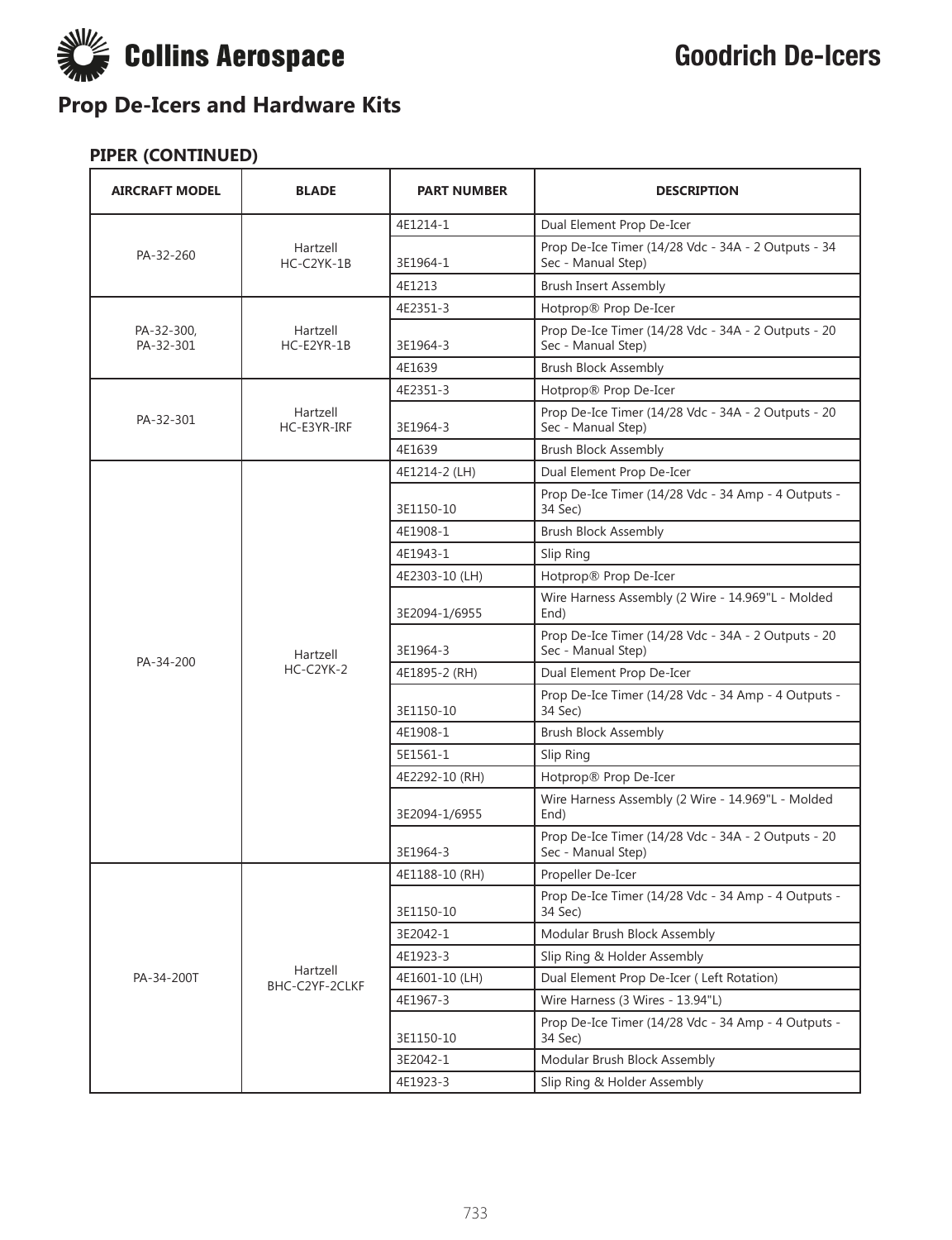# Collins Aerospace

# Goodrich De-Icers

## Prop De-Icers and Hardware Kits

### PIPER (CONTINUED)

| AIRCRAFT MODEL | BLADE | PART NUMBER | DESCRIPTION |
|---|---|---|---|
| PA-32-260 | Hartzell HC-C2YK-1B | 4E1214-1 | Dual Element Prop De-Icer |
| | | 3E1964-1 | Prop De-Ice Timer (14/28 Vdc - 34A - 2 Outputs - 34 Sec - Manual Step) |
| | | 4E1213 | Brush Insert Assembly |
| PA-32-300, PA-32-301 | Hartzell HC-E2YR-1B | 4E2351-3 | Hotprop® Prop De-Icer |
| | | 3E1964-3 | Prop De-Ice Timer (14/28 Vdc - 34A - 2 Outputs - 20 Sec - Manual Step) |
| | | 4E1639 | Brush Block Assembly |
| PA-32-301 | Hartzell HC-E3YR-IRF | 4E2351-3 | Hotprop® Prop De-Icer |
| | | 3E1964-3 | Prop De-Ice Timer (14/28 Vdc - 34A - 2 Outputs - 20 Sec - Manual Step) |
| | | 4E1639 | Brush Block Assembly |
| PA-34-200 | Hartzell HC-C2YK-2 | 4E1214-2 (LH) | Dual Element Prop De-Icer |
| | | 3E1150-10 | Prop De-Ice Timer (14/28 Vdc - 34 Amp - 4 Outputs - 34 Sec) |
| | | 4E1908-1 | Brush Block Assembly |
| | | 4E1943-1 | Slip Ring |
| | | 4E2303-10 (LH) | Hotprop® Prop De-Icer |
| | | 3E2094-1/6955 | Wire Harness Assembly (2 Wire - 14.969"L - Molded End) |
| | | 3E1964-3 | Prop De-Ice Timer (14/28 Vdc - 34A - 2 Outputs - 20 Sec - Manual Step) |
| | | 4E1895-2 (RH) | Dual Element Prop De-Icer |
| | | 3E1150-10 | Prop De-Ice Timer (14/28 Vdc - 34 Amp - 4 Outputs - 34 Sec) |
| | | 4E1908-1 | Brush Block Assembly |
| | | 5E1561-1 | Slip Ring |
| | | 4E2292-10 (RH) | Hotprop® Prop De-Icer |
| | | 3E2094-1/6955 | Wire Harness Assembly (2 Wire - 14.969"L - Molded End) |
| | | 3E1964-3 | Prop De-Ice Timer (14/28 Vdc - 34A - 2 Outputs - 20 Sec - Manual Step) |
| PA-34-200T | Hartzell BHC-C2YF-2CLKF | 4E1188-10 (RH) | Propeller De-Icer |
| | | 3E1150-10 | Prop De-Ice Timer (14/28 Vdc - 34 Amp - 4 Outputs - 34 Sec) |
| | | 3E2042-1 | Modular Brush Block Assembly |
| | | 4E1923-3 | Slip Ring & Holder Assembly |
| | | 4E1601-10 (LH) | Dual Element Prop De-Icer ( Left Rotation) |
| | | 4E1967-3 | Wire Harness (3 Wires - 13.94"L) |
| | | 3E1150-10 | Prop De-Ice Timer (14/28 Vdc - 34 Amp - 4 Outputs - 34 Sec) |
| | | 3E2042-1 | Modular Brush Block Assembly |
| | | 4E1923-3 | Slip Ring & Holder Assembly |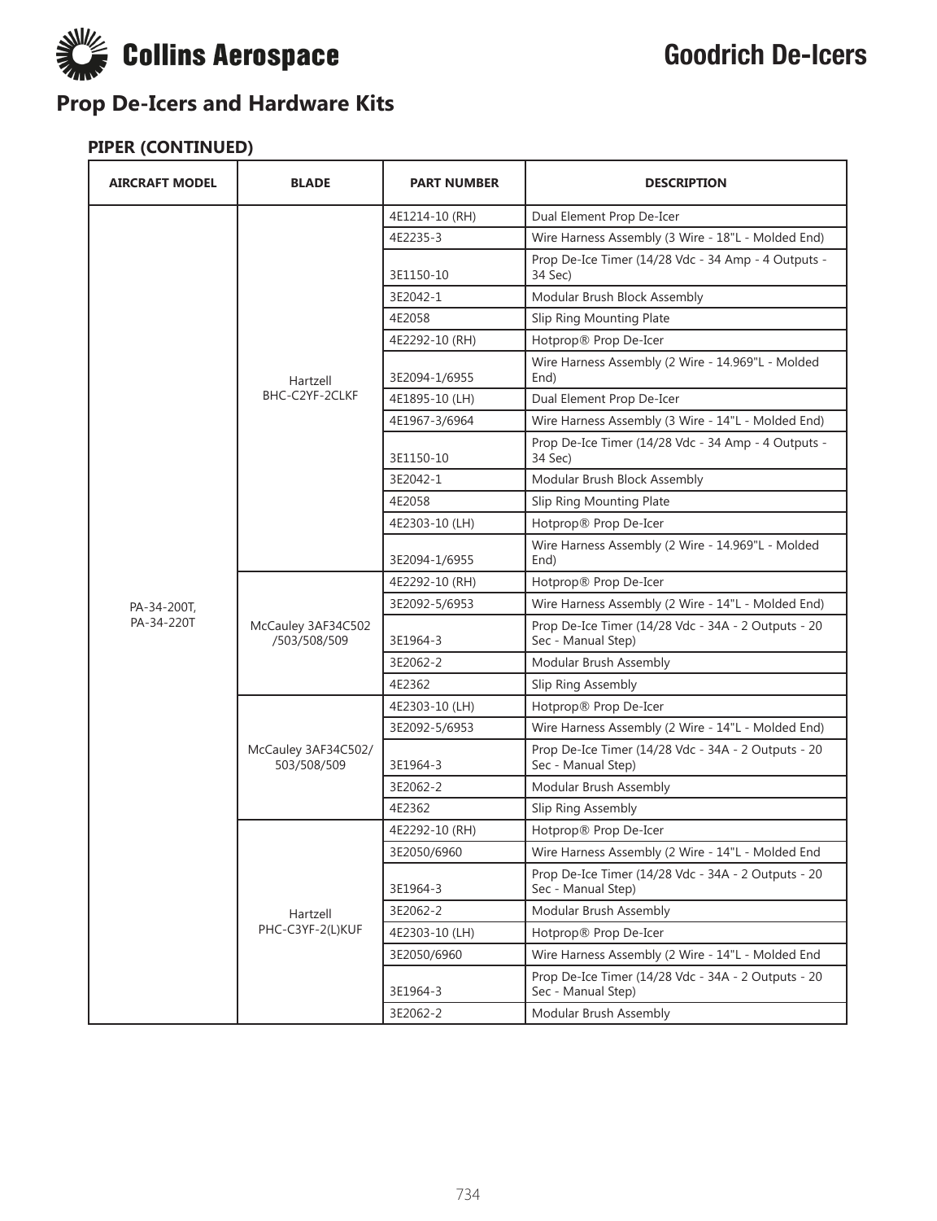# Goodrich De-Icers

## Prop De-Icers and Hardware Kits

### PIPER (CONTINUED)

| AIRCRAFT MODEL | BLADE | PART NUMBER | DESCRIPTION |
|---|---|---|---|
| PA-34-200T, PA-34-220T | Hartzell BHC-C2YF-2CLKF | 4E1214-10 (RH) | Dual Element Prop De-Icer |
| | | 4E2235-3 | Wire Harness Assembly (3 Wire - 18"L - Molded End) |
| | | 3E1150-10 | Prop De-Ice Timer (14/28 Vdc - 34 Amp - 4 Outputs - 34 Sec) |
| | | 3E2042-1 | Modular Brush Block Assembly |
| | | 4E2058 | Slip Ring Mounting Plate |
| | | 4E2292-10 (RH) | Hotprop® Prop De-Icer |
| | | 3E2094-1/6955 | Wire Harness Assembly (2 Wire - 14.969"L - Molded End) |
| | | 4E1895-10 (LH) | Dual Element Prop De-Icer |
| | | 4E1967-3/6964 | Wire Harness Assembly (3 Wire - 14"L - Molded End) |
| | | 3E1150-10 | Prop De-Ice Timer (14/28 Vdc - 34 Amp - 4 Outputs - 34 Sec) |
| | | 3E2042-1 | Modular Brush Block Assembly |
| | | 4E2058 | Slip Ring Mounting Plate |
| | | 4E2303-10 (LH) | Hotprop® Prop De-Icer |
| | | 3E2094-1/6955 | Wire Harness Assembly (2 Wire - 14.969"L - Molded End) |
| | McCauley 3AF34C502 /503/508/509 | 4E2292-10 (RH) | Hotprop® Prop De-Icer |
| | | 3E2092-5/6953 | Wire Harness Assembly (2 Wire - 14"L - Molded End) |
| | | 3E1964-3 | Prop De-Ice Timer (14/28 Vdc - 34A - 2 Outputs - 20 Sec - Manual Step) |
| | | 3E2062-2 | Modular Brush Assembly |
| | | 4E2362 | Slip Ring Assembly |
| | McCauley 3AF34C502/ 503/508/509 | 4E2303-10 (LH) | Hotprop® Prop De-Icer |
| | | 3E2092-5/6953 | Wire Harness Assembly (2 Wire - 14"L - Molded End) |
| | | 3E1964-3 | Prop De-Ice Timer (14/28 Vdc - 34A - 2 Outputs - 20 Sec - Manual Step) |
| | | 3E2062-2 | Modular Brush Assembly |
| | | 4E2362 | Slip Ring Assembly |
| | Hartzell PHC-C3YF-2(L)KUF | 4E2292-10 (RH) | Hotprop® Prop De-Icer |
| | | 3E2050/6960 | Wire Harness Assembly (2 Wire - 14"L - Molded End |
| | | 3E1964-3 | Prop De-Ice Timer (14/28 Vdc - 34A - 2 Outputs - 20 Sec - Manual Step) |
| | | 3E2062-2 | Modular Brush Assembly |
| | | 4E2303-10 (LH) | Hotprop® Prop De-Icer |
| | | 3E2050/6960 | Wire Harness Assembly (2 Wire - 14"L - Molded End |
| | | 3E1964-3 | Prop De-Ice Timer (14/28 Vdc - 34A - 2 Outputs - 20 Sec - Manual Step) |
| | | 3E2062-2 | Modular Brush Assembly |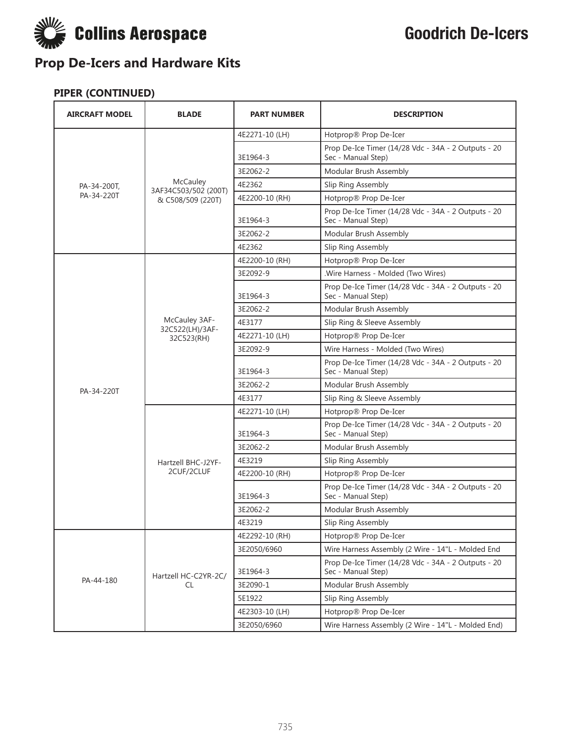## Prop De-Icers and Hardware Kits

### PIPER (CONTINUED)

| AIRCRAFT MODEL | BLADE | PART NUMBER | DESCRIPTION |
|---|---|---|---|
| PA-34-200T, PA-34-220T | McCauley 3AF34C503/502 (200T) & C508/509 (220T) | 4E2271-10 (LH) | Hotprop® Prop De-Icer |
| | | 3E1964-3 | Prop De-Ice Timer (14/28 Vdc - 34A - 2 Outputs - 20 Sec - Manual Step) |
| | | 3E2062-2 | Modular Brush Assembly |
| | | 4E2362 | Slip Ring Assembly |
| | | 4E2200-10 (RH) | Hotprop® Prop De-Icer |
| | | 3E1964-3 | Prop De-Ice Timer (14/28 Vdc - 34A - 2 Outputs - 20 Sec - Manual Step) |
| | | 3E2062-2 | Modular Brush Assembly |
| | | 4E2362 | Slip Ring Assembly |
| PA-34-220T | McCauley 3AF-32C522(LH)/3AF-32C523(RH) | 4E2200-10 (RH) | Hotprop® Prop De-Icer |
| | | 3E2092-9 | .Wire Harness - Molded (Two Wires) |
| | | 3E1964-3 | Prop De-Ice Timer (14/28 Vdc - 34A - 2 Outputs - 20 Sec - Manual Step) |
| | | 3E2062-2 | Modular Brush Assembly |
| | | 4E3177 | Slip Ring & Sleeve Assembly |
| | | 4E2271-10 (LH) | Hotprop® Prop De-Icer |
| | | 3E2092-9 | Wire Harness - Molded (Two Wires) |
| | | 3E1964-3 | Prop De-Ice Timer (14/28 Vdc - 34A - 2 Outputs - 20 Sec - Manual Step) |
| | | 3E2062-2 | Modular Brush Assembly |
| | | 4E3177 | Slip Ring & Sleeve Assembly |
| | Hartzell BHC-J2YF-2CUF/2CLUF | 4E2271-10 (LH) | Hotprop® Prop De-Icer |
| | | 3E1964-3 | Prop De-Ice Timer (14/28 Vdc - 34A - 2 Outputs - 20 Sec - Manual Step) |
| | | 3E2062-2 | Modular Brush Assembly |
| | | 4E3219 | Slip Ring Assembly |
| | | 4E2200-10 (RH) | Hotprop® Prop De-Icer |
| | | 3E1964-3 | Prop De-Ice Timer (14/28 Vdc - 34A - 2 Outputs - 20 Sec - Manual Step) |
| | | 3E2062-2 | Modular Brush Assembly |
| | | 4E3219 | Slip Ring Assembly |
| PA-44-180 | Hartzell HC-C2YR-2C/CL | 4E2292-10 (RH) | Hotprop® Prop De-Icer |
| | | 3E2050/6960 | Wire Harness Assembly (2 Wire - 14"L - Molded End |
| | | 3E1964-3 | Prop De-Ice Timer (14/28 Vdc - 34A - 2 Outputs - 20 Sec - Manual Step) |
| | | 3E2090-1 | Modular Brush Assembly |
| | | 5E1922 | Slip Ring Assembly |
| | | 4E2303-10 (LH) | Hotprop® Prop De-Icer |
| | | 3E2050/6960 | Wire Harness Assembly (2 Wire - 14"L - Molded End) |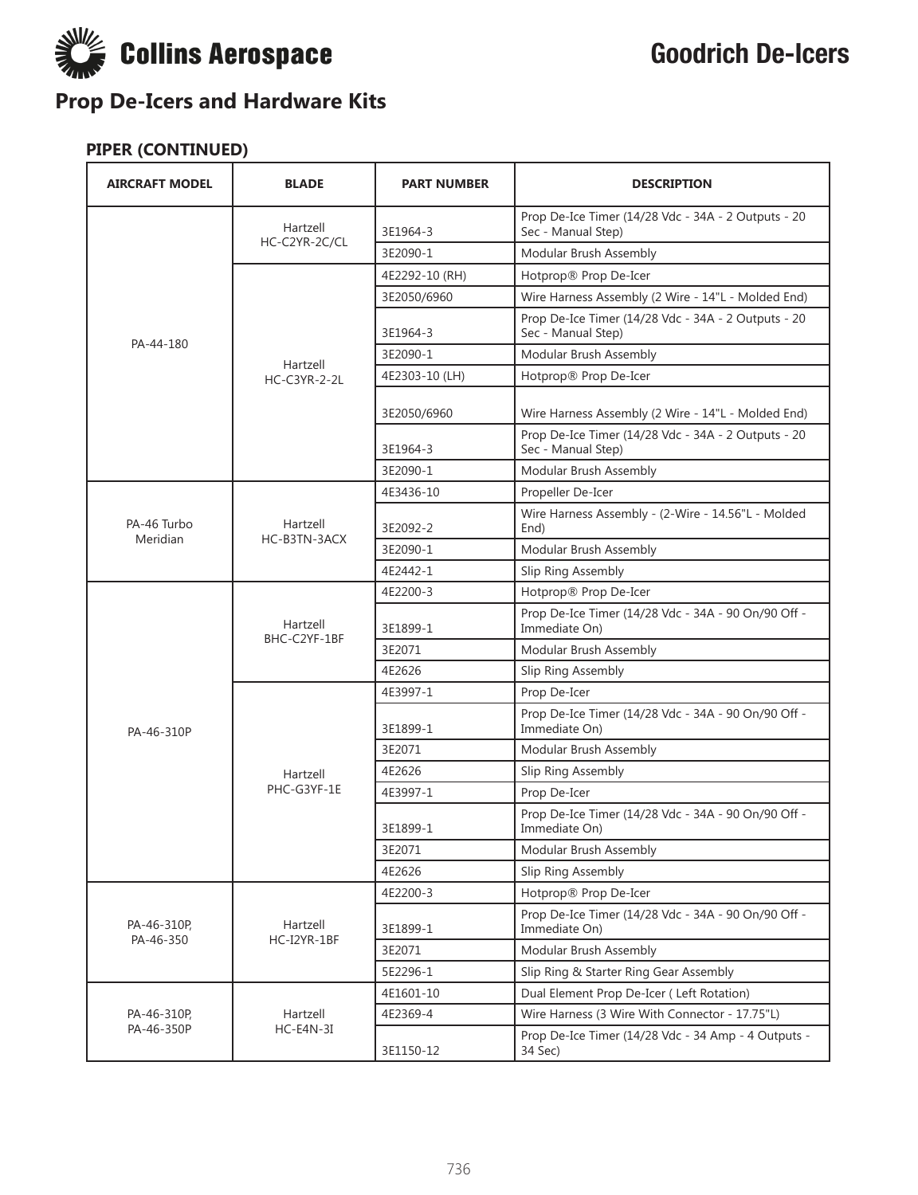# Goodrich De-Icers

## Prop De-Icers and Hardware Kits

### PIPER (CONTINUED)

| AIRCRAFT MODEL | BLADE | PART NUMBER | DESCRIPTION |
|---|---|---|---|
| PA-44-180 | Hartzell HC-C2YR-2C/CL | 3E1964-3 | Prop De-Ice Timer (14/28 Vdc - 34A - 2 Outputs - 20 Sec - Manual Step) |
| | | 3E2090-1 | Modular Brush Assembly |
| | Hartzell HC-C3YR-2-2L | 4E2292-10 (RH) | Hotprop® Prop De-Icer |
| | | 3E2050/6960 | Wire Harness Assembly (2 Wire - 14"L - Molded End) |
| | | 3E1964-3 | Prop De-Ice Timer (14/28 Vdc - 34A - 2 Outputs - 20 Sec - Manual Step) |
| | | 3E2090-1 | Modular Brush Assembly |
| | | 4E2303-10 (LH) | Hotprop® Prop De-Icer |
| | | 3E2050/6960 | Wire Harness Assembly (2 Wire - 14"L - Molded End) |
| | | 3E1964-3 | Prop De-Ice Timer (14/28 Vdc - 34A - 2 Outputs - 20 Sec - Manual Step) |
| | | 3E2090-1 | Modular Brush Assembly |
| PA-46 Turbo Meridian | Hartzell HC-B3TN-3ACX | 4E3436-10 | Propeller De-Icer |
| | | 3E2092-2 | Wire Harness Assembly - (2-Wire - 14.56"L - Molded End) |
| | | 3E2090-1 | Modular Brush Assembly |
| | | 4E2442-1 | Slip Ring Assembly |
| PA-46-310P | Hartzell BHC-C2YF-1BF | 4E2200-3 | Hotprop® Prop De-Icer |
| | | 3E1899-1 | Prop De-Ice Timer (14/28 Vdc - 34A - 90 On/90 Off - Immediate On) |
| | | 3E2071 | Modular Brush Assembly |
| | | 4E2626 | Slip Ring Assembly |
| | Hartzell PHC-G3YF-1E | 4E3997-1 | Prop De-Icer |
| | | 3E1899-1 | Prop De-Ice Timer (14/28 Vdc - 34A - 90 On/90 Off - Immediate On) |
| | | 3E2071 | Modular Brush Assembly |
| | | 4E2626 | Slip Ring Assembly |
| | | 4E3997-1 | Prop De-Icer |
| | | 3E1899-1 | Prop De-Ice Timer (14/28 Vdc - 34A - 90 On/90 Off - Immediate On) |
| | | 3E2071 | Modular Brush Assembly |
| | | 4E2626 | Slip Ring Assembly |
| PA-46-310P, PA-46-350 | Hartzell HC-I2YR-1BF | 4E2200-3 | Hotprop® Prop De-Icer |
| | | 3E1899-1 | Prop De-Ice Timer (14/28 Vdc - 34A - 90 On/90 Off - Immediate On) |
| | | 3E2071 | Modular Brush Assembly |
| | | 5E2296-1 | Slip Ring & Starter Ring Gear Assembly |
| PA-46-310P, PA-46-350P | Hartzell HC-E4N-3I | 4E1601-10 | Dual Element Prop De-Icer ( Left Rotation) |
| | | 4E2369-4 | Wire Harness (3 Wire With Connector - 17.75"L) |
| | | 3E1150-12 | Prop De-Ice Timer (14/28 Vdc - 34 Amp - 4 Outputs - 34 Sec) |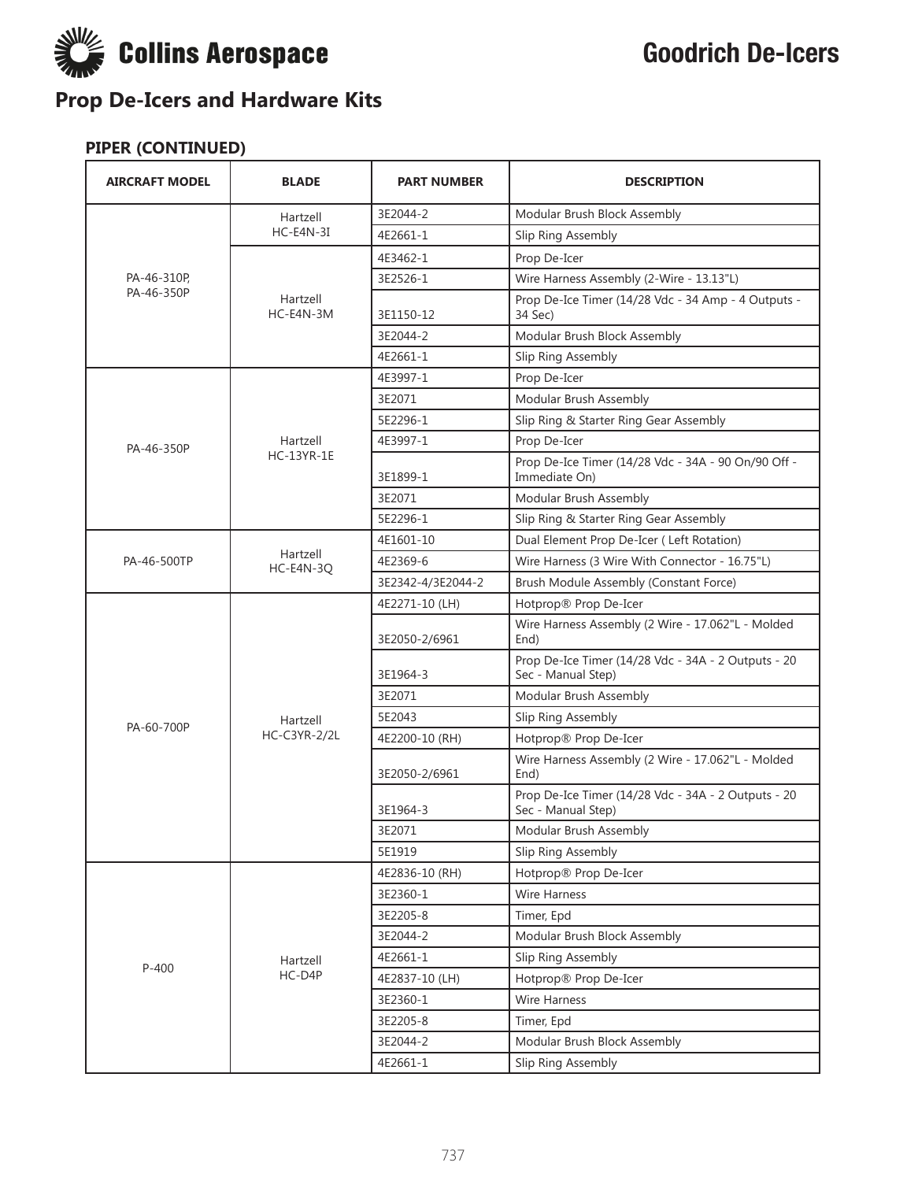# Collins Aerospace

# Goodrich De-Icers

## Prop De-Icers and Hardware Kits

### PIPER (CONTINUED)

| AIRCRAFT MODEL | BLADE | PART NUMBER | DESCRIPTION |
|---|---|---|---|
| PA-46-310P, PA-46-350P | Hartzell HC-E4N-3I | 3E2044-2 | Modular Brush Block Assembly |
| | | 4E2661-1 | Slip Ring Assembly |
| | Hartzell HC-E4N-3M | 4E3462-1 | Prop De-Icer |
| | | 3E2526-1 | Wire Harness Assembly (2-Wire - 13.13"L) |
| | | 3E1150-12 | Prop De-Ice Timer (14/28 Vdc - 34 Amp - 4 Outputs - 34 Sec) |
| | | 3E2044-2 | Modular Brush Block Assembly |
| | | 4E2661-1 | Slip Ring Assembly |
| PA-46-350P | Hartzell HC-13YR-1E | 4E3997-1 | Prop De-Icer |
| | | 3E2071 | Modular Brush Assembly |
| | | 5E2296-1 | Slip Ring & Starter Ring Gear Assembly |
| | | 4E3997-1 | Prop De-Icer |
| | | 3E1899-1 | Prop De-Ice Timer (14/28 Vdc - 34A - 90 On/90 Off - Immediate On) |
| | | 3E2071 | Modular Brush Assembly |
| | | 5E2296-1 | Slip Ring & Starter Ring Gear Assembly |
| PA-46-500TP | Hartzell HC-E4N-3Q | 4E1601-10 | Dual Element Prop De-Icer ( Left Rotation) |
| | | 4E2369-6 | Wire Harness (3 Wire With Connector - 16.75"L) |
| | | 3E2342-4/3E2044-2 | Brush Module Assembly (Constant Force) |
| PA-60-700P | Hartzell HC-C3YR-2/2L | 4E2271-10 (LH) | Hotprop® Prop De-Icer |
| | | 3E2050-2/6961 | Wire Harness Assembly (2 Wire - 17.062"L - Molded End) |
| | | 3E1964-3 | Prop De-Ice Timer (14/28 Vdc - 34A - 2 Outputs - 20 Sec - Manual Step) |
| | | 3E2071 | Modular Brush Assembly |
| | | 5E2043 | Slip Ring Assembly |
| | | 4E2200-10 (RH) | Hotprop® Prop De-Icer |
| | | 3E2050-2/6961 | Wire Harness Assembly (2 Wire - 17.062"L - Molded End) |
| | | 3E1964-3 | Prop De-Ice Timer (14/28 Vdc - 34A - 2 Outputs - 20 Sec - Manual Step) |
| | | 3E2071 | Modular Brush Assembly |
| | | 5E1919 | Slip Ring Assembly |
| P-400 | Hartzell HC-D4P | 4E2836-10 (RH) | Hotprop® Prop De-Icer |
| | | 3E2360-1 | Wire Harness |
| | | 3E2205-8 | Timer, Epd |
| | | 3E2044-2 | Modular Brush Block Assembly |
| | | 4E2661-1 | Slip Ring Assembly |
| | | 4E2837-10 (LH) | Hotprop® Prop De-Icer |
| | | 3E2360-1 | Wire Harness |
| | | 3E2205-8 | Timer, Epd |
| | | 3E2044-2 | Modular Brush Block Assembly |
| | | 4E2661-1 | Slip Ring Assembly |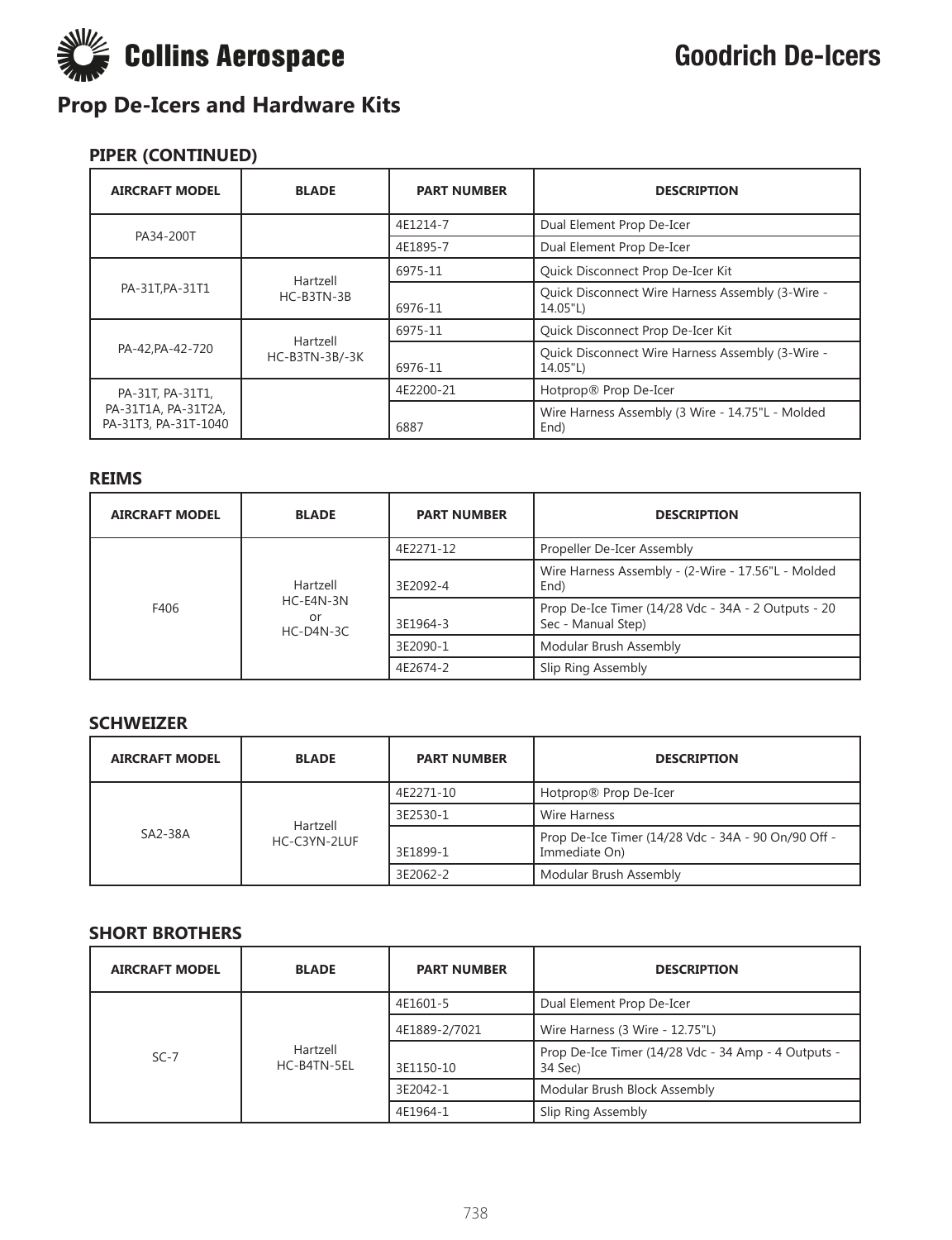# Goodrich De-Icers

## Prop De-Icers and Hardware Kits

### PIPER (CONTINUED)

| AIRCRAFT MODEL | BLADE | PART NUMBER | DESCRIPTION |
|---|---|---|---|
| PA34-200T | | 4E1214-7 | Dual Element Prop De-Icer |
| | | 4E1895-7 | Dual Element Prop De-Icer |
| PA-31T,PA-31T1 | Hartzell HC-B3TN-3B | 6975-11 | Quick Disconnect Prop De-Icer Kit |
| | | 6976-11 | Quick Disconnect Wire Harness Assembly (3-Wire - 14.05"L) |
| PA-42,PA-42-720 | Hartzell HC-B3TN-3B/-3K | 6975-11 | Quick Disconnect Prop De-Icer Kit |
| | | 6976-11 | Quick Disconnect Wire Harness Assembly (3-Wire - 14.05"L) |
| PA-31T, PA-31T1, PA-31T1A, PA-31T2A, PA-31T3, PA-31T-1040 | | 4E2200-21 | Hotprop® Prop De-Icer |
| | | 6887 | Wire Harness Assembly (3 Wire - 14.75"L - Molded End) |

### REIMS

| AIRCRAFT MODEL | BLADE | PART NUMBER | DESCRIPTION |
|---|---|---|---|
| F406 | Hartzell HC-E4N-3N or HC-D4N-3C | 4E2271-12 | Propeller De-Icer Assembly |
| | | 3E2092-4 | Wire Harness Assembly - (2-Wire - 17.56"L - Molded End) |
| | | 3E1964-3 | Prop De-Ice Timer (14/28 Vdc - 34A - 2 Outputs - 20 Sec - Manual Step) |
| | | 3E2090-1 | Modular Brush Assembly |
| | | 4E2674-2 | Slip Ring Assembly |

### SCHWEIZER

| AIRCRAFT MODEL | BLADE | PART NUMBER | DESCRIPTION |
|---|---|---|---|
| SA2-38A | Hartzell HC-C3YN-2LUF | 4E2271-10 | Hotprop® Prop De-Icer |
| | | 3E2530-1 | Wire Harness |
| | | 3E1899-1 | Prop De-Ice Timer (14/28 Vdc - 34A - 90 On/90 Off - Immediate On) |
| | | 3E2062-2 | Modular Brush Assembly |

### SHORT BROTHERS

| AIRCRAFT MODEL | BLADE | PART NUMBER | DESCRIPTION |
|---|---|---|---|
| SC-7 | Hartzell HC-B4TN-5EL | 4E1601-5 | Dual Element Prop De-Icer |
| | | 4E1889-2/7021 | Wire Harness (3 Wire - 12.75"L) |
| | | 3E1150-10 | Prop De-Ice Timer (14/28 Vdc - 34 Amp - 4 Outputs - 34 Sec) |
| | | 3E2042-1 | Modular Brush Block Assembly |
| | | 4E1964-1 | Slip Ring Assembly |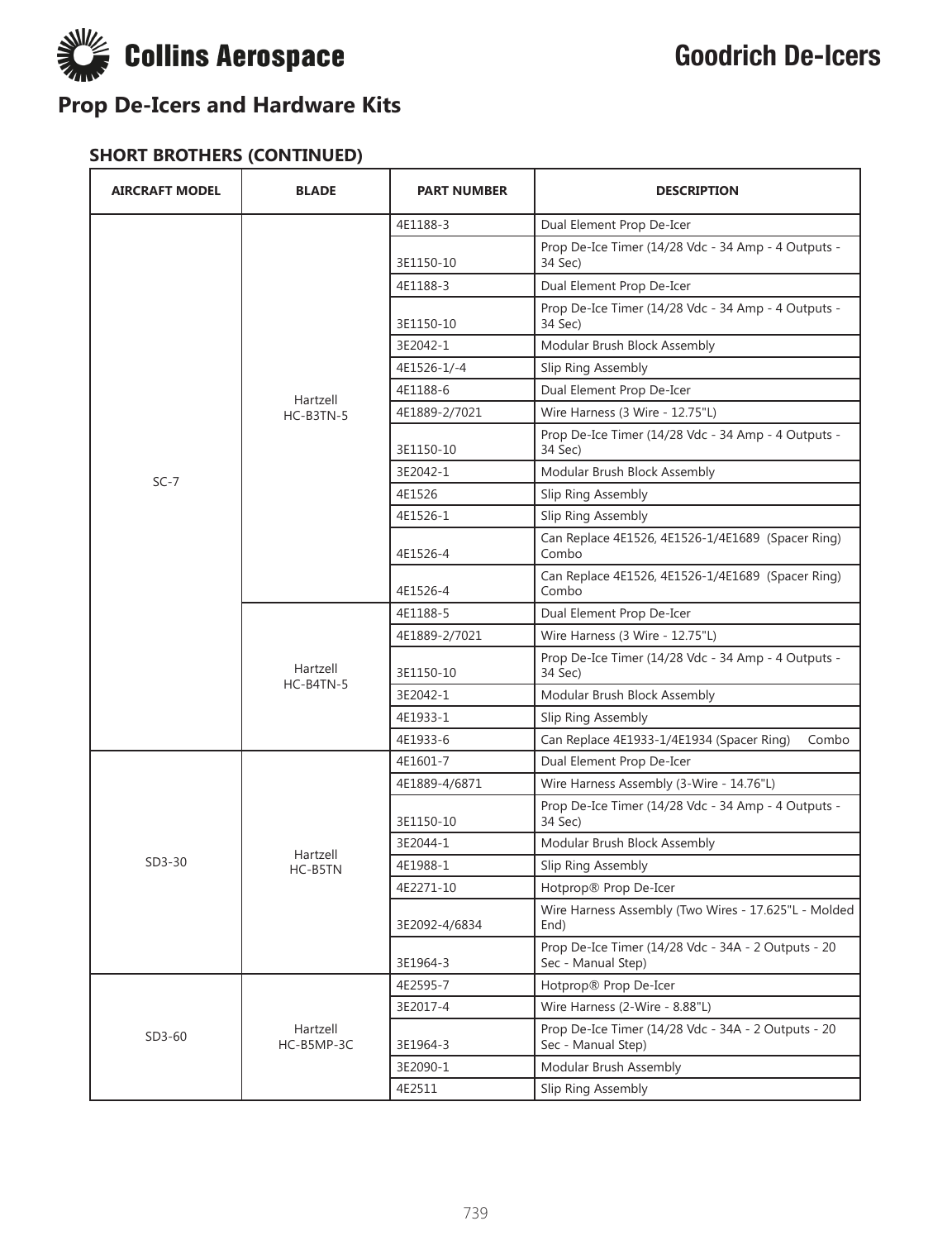Collins Aerospace

# Goodrich De-Icers

## Prop De-Icers and Hardware Kits

### SHORT BROTHERS (CONTINUED)

| AIRCRAFT MODEL | BLADE | PART NUMBER | DESCRIPTION |
|---|---|---|---|
| SC-7 | Hartzell HC-B3TN-5 | 4E1188-3 | Dual Element Prop De-Icer |
| | | 3E1150-10 | Prop De-Ice Timer (14/28 Vdc - 34 Amp - 4 Outputs - 34 Sec) |
| | | 4E1188-3 | Dual Element Prop De-Icer |
| | | 3E1150-10 | Prop De-Ice Timer (14/28 Vdc - 34 Amp - 4 Outputs - 34 Sec) |
| | | 3E2042-1 | Modular Brush Block Assembly |
| | | 4E1526-1/-4 | Slip Ring Assembly |
| | | 4E1188-6 | Dual Element Prop De-Icer |
| | | 4E1889-2/7021 | Wire Harness (3 Wire - 12.75"L) |
| | | 3E1150-10 | Prop De-Ice Timer (14/28 Vdc - 34 Amp - 4 Outputs - 34 Sec) |
| | | 3E2042-1 | Modular Brush Block Assembly |
| | | 4E1526 | Slip Ring Assembly |
| | | 4E1526-1 | Slip Ring Assembly |
| | | 4E1526-4 | Can Replace 4E1526, 4E1526-1/4E1689 (Spacer Ring) Combo |
| | | 4E1526-4 | Can Replace 4E1526, 4E1526-1/4E1689 (Spacer Ring) Combo |
| | Hartzell HC-B4TN-5 | 4E1188-5 | Dual Element Prop De-Icer |
| | | 4E1889-2/7021 | Wire Harness (3 Wire - 12.75"L) |
| | | 3E1150-10 | Prop De-Ice Timer (14/28 Vdc - 34 Amp - 4 Outputs - 34 Sec) |
| | | 3E2042-1 | Modular Brush Block Assembly |
| | | 4E1933-1 | Slip Ring Assembly |
| | | 4E1933-6 | Can Replace 4E1933-1/4E1934 (Spacer Ring) Combo |
| SD3-30 | Hartzell HC-B5TN | 4E1601-7 | Dual Element Prop De-Icer |
| | | 4E1889-4/6871 | Wire Harness Assembly (3-Wire - 14.76"L) |
| | | 3E1150-10 | Prop De-Ice Timer (14/28 Vdc - 34 Amp - 4 Outputs - 34 Sec) |
| | | 3E2044-1 | Modular Brush Block Assembly |
| | | 4E1988-1 | Slip Ring Assembly |
| | | 4E2271-10 | Hotprop® Prop De-Icer |
| | | 3E2092-4/6834 | Wire Harness Assembly (Two Wires - 17.625"L - Molded End) |
| | | 3E1964-3 | Prop De-Ice Timer (14/28 Vdc - 34A - 2 Outputs - 20 Sec - Manual Step) |
| SD3-60 | Hartzell HC-B5MP-3C | 4E2595-7 | Hotprop® Prop De-Icer |
| | | 3E2017-4 | Wire Harness (2-Wire - 8.88"L) |
| | | 3E1964-3 | Prop De-Ice Timer (14/28 Vdc - 34A - 2 Outputs - 20 Sec - Manual Step) |
| | | 3E2090-1 | Modular Brush Assembly |
| | | 4E2511 | Slip Ring Assembly |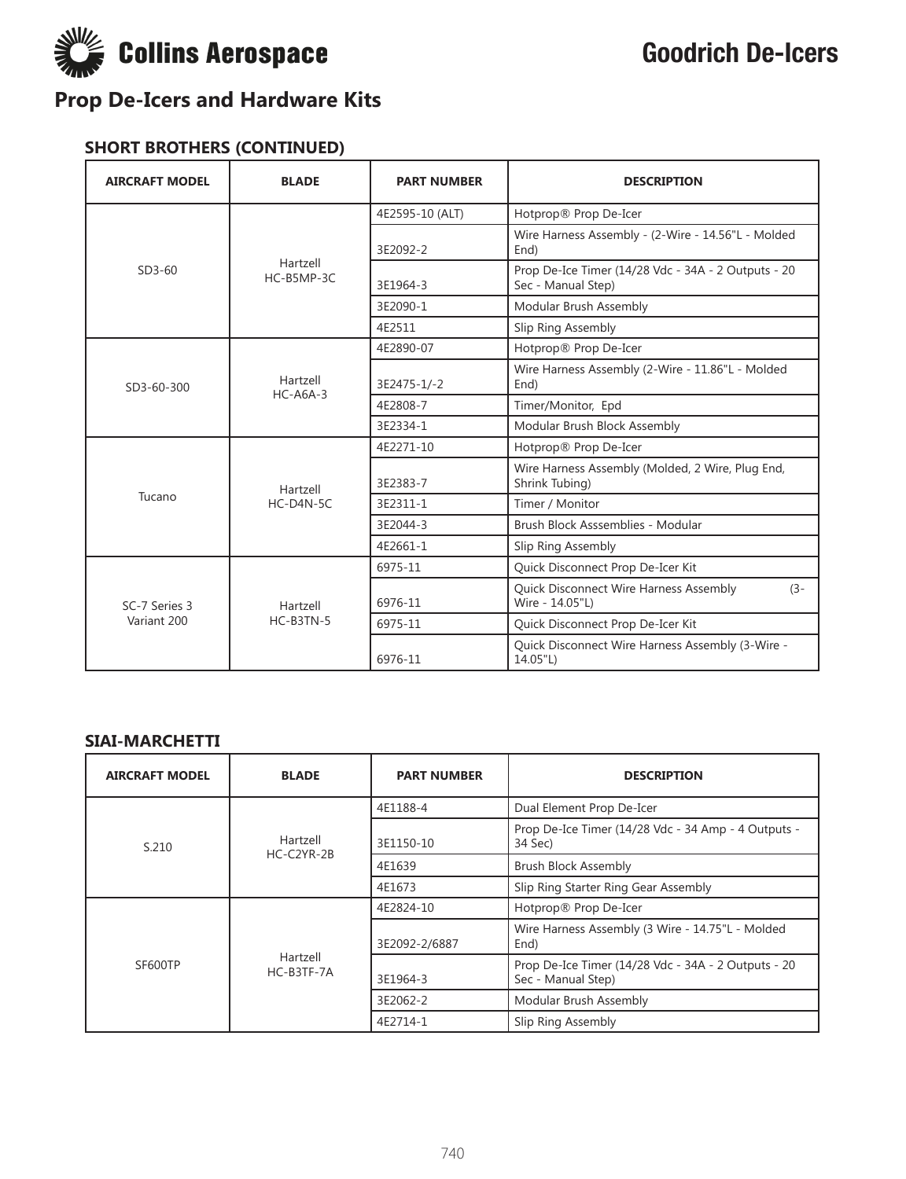## Prop De-Icers and Hardware Kits

### SHORT BROTHERS (CONTINUED)

| AIRCRAFT MODEL | BLADE | PART NUMBER | DESCRIPTION |
|---|---|---|---|
| SD3-60 | Hartzell HC-B5MP-3C | 4E2595-10 (ALT) | Hotprop® Prop De-Icer |
| | | 3E2092-2 | Wire Harness Assembly - (2-Wire - 14.56"L - Molded End) |
| | | 3E1964-3 | Prop De-Ice Timer (14/28 Vdc - 34A - 2 Outputs - 20 Sec - Manual Step) |
| | | 3E2090-1 | Modular Brush Assembly |
| | | 4E2511 | Slip Ring Assembly |
| SD3-60-300 | Hartzell HC-A6A-3 | 4E2890-07 | Hotprop® Prop De-Icer |
| | | 3E2475-1/-2 | Wire Harness Assembly (2-Wire - 11.86"L - Molded End) |
| | | 4E2808-7 | Timer/Monitor, Epd |
| | | 3E2334-1 | Modular Brush Block Assembly |
| Tucano | Hartzell HC-D4N-5C | 4E2271-10 | Hotprop® Prop De-Icer |
| | | 3E2383-7 | Wire Harness Assembly (Molded, 2 Wire, Plug End, Shrink Tubing) |
| | | 3E2311-1 | Timer / Monitor |
| | | 3E2044-3 | Brush Block Asssemblies - Modular |
| | | 4E2661-1 | Slip Ring Assembly |
| SC-7 Series 3 Variant 200 | Hartzell HC-B3TN-5 | 6975-11 | Quick Disconnect Prop De-Icer Kit |
| | | 6976-11 | Quick Disconnect Wire Harness Assembly (3-Wire - 14.05"L) |
| | | 6975-11 | Quick Disconnect Prop De-Icer Kit |
| | | 6976-11 | Quick Disconnect Wire Harness Assembly (3-Wire - 14.05"L) |

### SIAI-MARCHETTI

| AIRCRAFT MODEL | BLADE | PART NUMBER | DESCRIPTION |
|---|---|---|---|
| S.210 | Hartzell HC-C2YR-2B | 4E1188-4 | Dual Element Prop De-Icer |
| | | 3E1150-10 | Prop De-Ice Timer (14/28 Vdc - 34 Amp - 4 Outputs - 34 Sec) |
| | | 4E1639 | Brush Block Assembly |
| | | 4E1673 | Slip Ring Starter Ring Gear Assembly |
| SF600TP | Hartzell HC-B3TF-7A | 4E2824-10 | Hotprop® Prop De-Icer |
| | | 3E2092-2/6887 | Wire Harness Assembly (3 Wire - 14.75"L - Molded End) |
| | | 3E1964-3 | Prop De-Ice Timer (14/28 Vdc - 34A - 2 Outputs - 20 Sec - Manual Step) |
| | | 3E2062-2 | Modular Brush Assembly |
| | | 4E2714-1 | Slip Ring Assembly |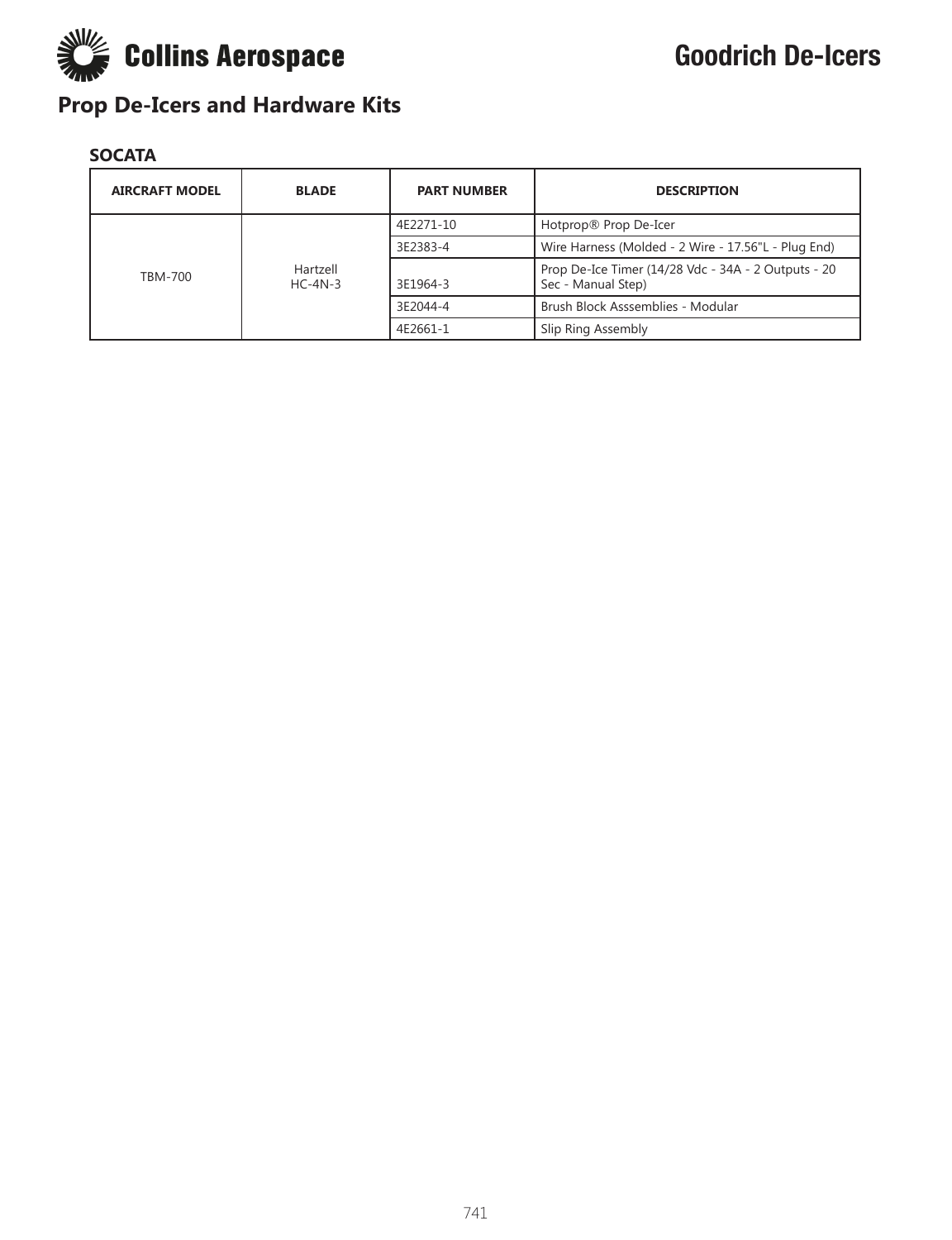# Prop De-Icers and Hardware Kits

### SOCATA

| AIRCRAFT MODEL | BLADE | PART NUMBER | DESCRIPTION |
|---|---|---|---|
| TBM-700 | Hartzell HC-4N-3 | 4E2271-10 | Hotprop® Prop De-Icer |
| | | 3E2383-4 | Wire Harness (Molded - 2 Wire - 17.56"L - Plug End) |
| | | 3E1964-3 | Prop De-Ice Timer (14/28 Vdc - 34A - 2 Outputs - 20 Sec - Manual Step) |
| | | 3E2044-4 | Brush Block Asssemblies - Modular |
| | | 4E2661-1 | Slip Ring Assembly |